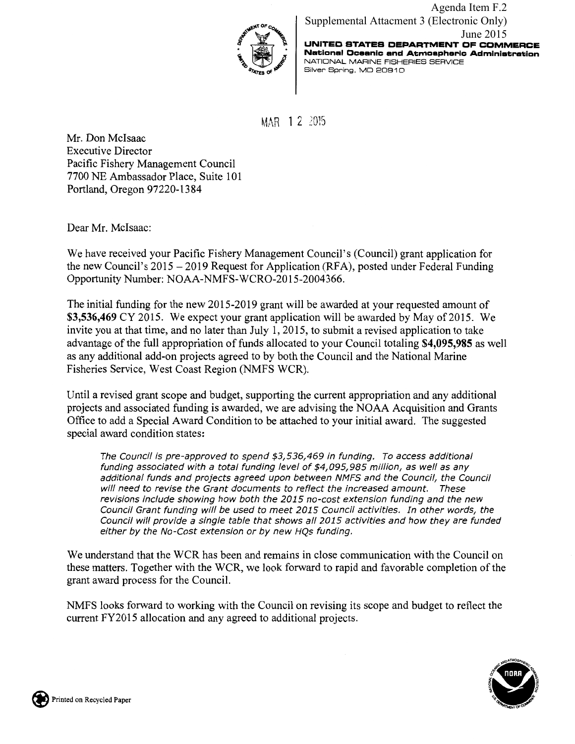Agenda Item F.2
Supplemental Attacment 3 (Electronic Only)
June 2015

**UNITED STATES DEPARTMENT OF COMMERCE**
**National Oceanic and Atmospheric Administration**
NATIONAL MARINE FISHERIES SERVICE
Silver Spring, MD 20910

MAR 12 2015

Mr. Don McIsaac
Executive Director
Pacific Fishery Management Council
7700 NE Ambassador Place, Suite 101
Portland, Oregon 97220-1384

Dear Mr. McIsaac:

We have received your Pacific Fishery Management Council's (Council) grant application for the new Council's 2015 – 2019 Request for Application (RFA), posted under Federal Funding Opportunity Number: NOAA-NMFS-WCRO-2015-2004366.

The initial funding for the new 2015-2019 grant will be awarded at your requested amount of **$3,536,469** CY 2015. We expect your grant application will be awarded by May of 2015. We invite you at that time, and no later than July 1, 2015, to submit a revised application to take advantage of the full appropriation of funds allocated to your Council totaling **$4,095,985** as well as any additional add-on projects agreed to by both the Council and the National Marine Fisheries Service, West Coast Region (NMFS WCR).

Until a revised grant scope and budget, supporting the current appropriation and any additional projects and associated funding is awarded, we are advising the NOAA Acquisition and Grants Office to add a Special Award Condition to be attached to your initial award. The suggested special award condition states:

> *The Council is pre-approved to spend $3,536,469 in funding. To access additional funding associated with a total funding level of $4,095,985 million, as well as any additional funds and projects agreed upon between NMFS and the Council, the Council will need to revise the Grant documents to reflect the increased amount. These revisions include showing how both the 2015 no-cost extension funding and the new Council Grant funding will be used to meet 2015 Council activities. In other words, the Council will provide a single table that shows all 2015 activities and how they are funded either by the No-Cost extension or by new HQs funding.*

We understand that the WCR has been and remains in close communication with the Council on these matters. Together with the WCR, we look forward to rapid and favorable completion of the grant award process for the Council.

NMFS looks forward to working with the Council on revising its scope and budget to reflect the current FY2015 allocation and any agreed to additional projects.

Printed on Recycled Paper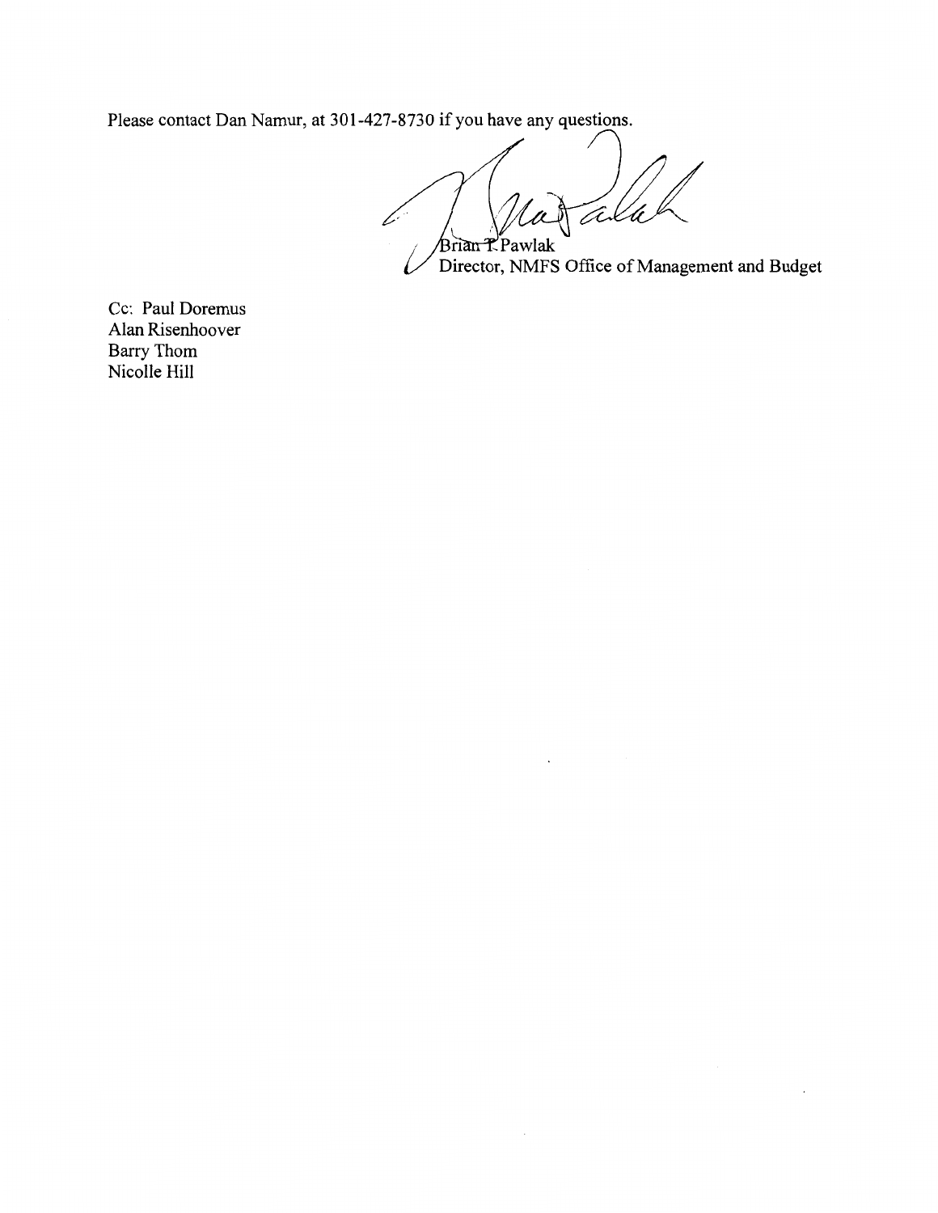Please contact Dan Namur, at 301-427-8730 if you have any questions.

Brian T. Pawlak
Director, NMFS Office of Management and Budget

Cc: Paul Doremus
Alan Risenhoover
Barry Thom
Nicolle Hill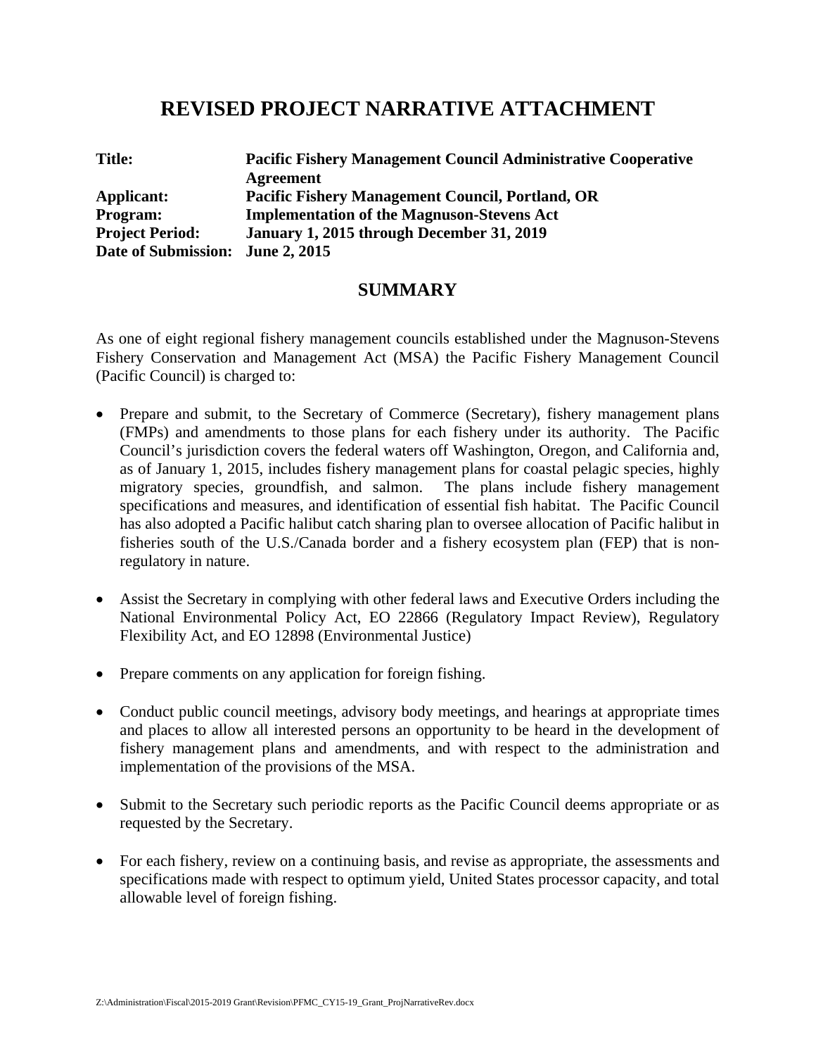# REVISED PROJECT NARRATIVE ATTACHMENT

**Title:** **Pacific Fishery Management Council Administrative Cooperative Agreement**
**Applicant:** **Pacific Fishery Management Council, Portland, OR**
**Program:** **Implementation of the Magnuson-Stevens Act**
**Project Period:** **January 1, 2015 through December 31, 2019**
**Date of Submission:** **June 2, 2015**

## SUMMARY

As one of eight regional fishery management councils established under the Magnuson-Stevens Fishery Conservation and Management Act (MSA) the Pacific Fishery Management Council (Pacific Council) is charged to:

- Prepare and submit, to the Secretary of Commerce (Secretary), fishery management plans (FMPs) and amendments to those plans for each fishery under its authority. The Pacific Council's jurisdiction covers the federal waters off Washington, Oregon, and California and, as of January 1, 2015, includes fishery management plans for coastal pelagic species, highly migratory species, groundfish, and salmon. The plans include fishery management specifications and measures, and identification of essential fish habitat. The Pacific Council has also adopted a Pacific halibut catch sharing plan to oversee allocation of Pacific halibut in fisheries south of the U.S./Canada border and a fishery ecosystem plan (FEP) that is non-regulatory in nature.

- Assist the Secretary in complying with other federal laws and Executive Orders including the National Environmental Policy Act, EO 22866 (Regulatory Impact Review), Regulatory Flexibility Act, and EO 12898 (Environmental Justice)

- Prepare comments on any application for foreign fishing.

- Conduct public council meetings, advisory body meetings, and hearings at appropriate times and places to allow all interested persons an opportunity to be heard in the development of fishery management plans and amendments, and with respect to the administration and implementation of the provisions of the MSA.

- Submit to the Secretary such periodic reports as the Pacific Council deems appropriate or as requested by the Secretary.

- For each fishery, review on a continuing basis, and revise as appropriate, the assessments and specifications made with respect to optimum yield, United States processor capacity, and total allowable level of foreign fishing.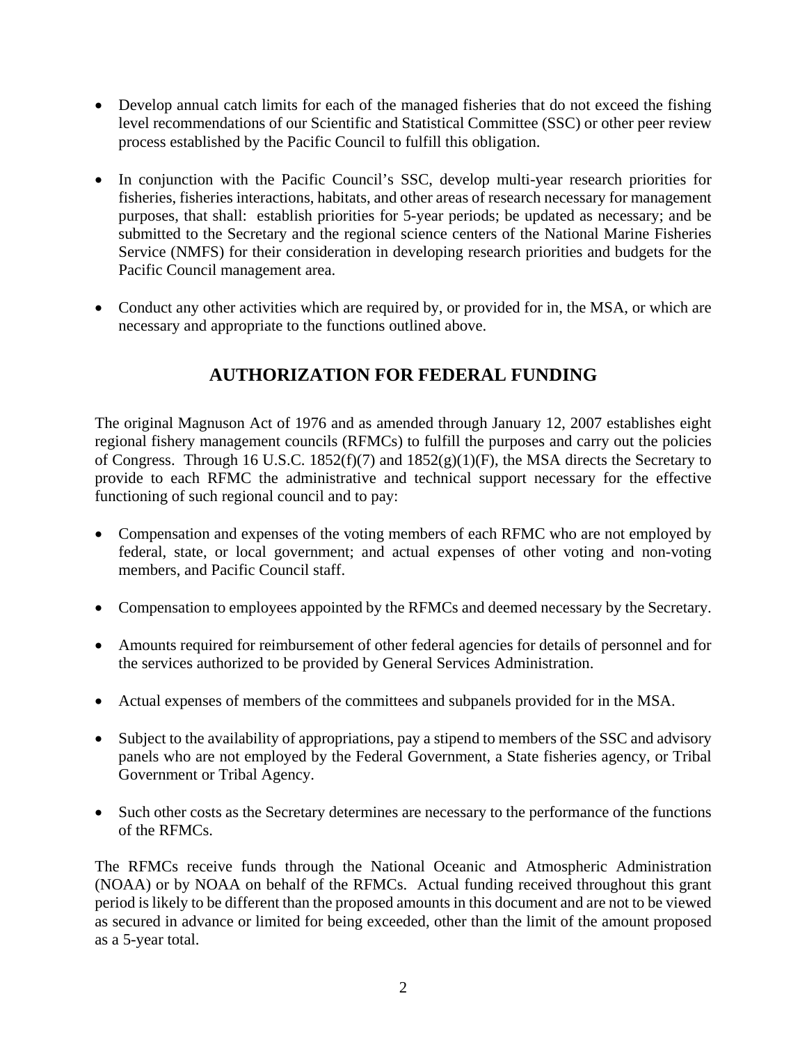- Develop annual catch limits for each of the managed fisheries that do not exceed the fishing level recommendations of our Scientific and Statistical Committee (SSC) or other peer review process established by the Pacific Council to fulfill this obligation.

- In conjunction with the Pacific Council's SSC, develop multi-year research priorities for fisheries, fisheries interactions, habitats, and other areas of research necessary for management purposes, that shall: establish priorities for 5-year periods; be updated as necessary; and be submitted to the Secretary and the regional science centers of the National Marine Fisheries Service (NMFS) for their consideration in developing research priorities and budgets for the Pacific Council management area.

- Conduct any other activities which are required by, or provided for in, the MSA, or which are necessary and appropriate to the functions outlined above.

## AUTHORIZATION FOR FEDERAL FUNDING

The original Magnuson Act of 1976 and as amended through January 12, 2007 establishes eight regional fishery management councils (RFMCs) to fulfill the purposes and carry out the policies of Congress. Through 16 U.S.C. 1852(f)(7) and 1852(g)(1)(F), the MSA directs the Secretary to provide to each RFMC the administrative and technical support necessary for the effective functioning of such regional council and to pay:

- Compensation and expenses of the voting members of each RFMC who are not employed by federal, state, or local government; and actual expenses of other voting and non-voting members, and Pacific Council staff.

- Compensation to employees appointed by the RFMCs and deemed necessary by the Secretary.

- Amounts required for reimbursement of other federal agencies for details of personnel and for the services authorized to be provided by General Services Administration.

- Actual expenses of members of the committees and subpanels provided for in the MSA.

- Subject to the availability of appropriations, pay a stipend to members of the SSC and advisory panels who are not employed by the Federal Government, a State fisheries agency, or Tribal Government or Tribal Agency.

- Such other costs as the Secretary determines are necessary to the performance of the functions of the RFMCs.

The RFMCs receive funds through the National Oceanic and Atmospheric Administration (NOAA) or by NOAA on behalf of the RFMCs. Actual funding received throughout this grant period is likely to be different than the proposed amounts in this document and are not to be viewed as secured in advance or limited for being exceeded, other than the limit of the amount proposed as a 5-year total.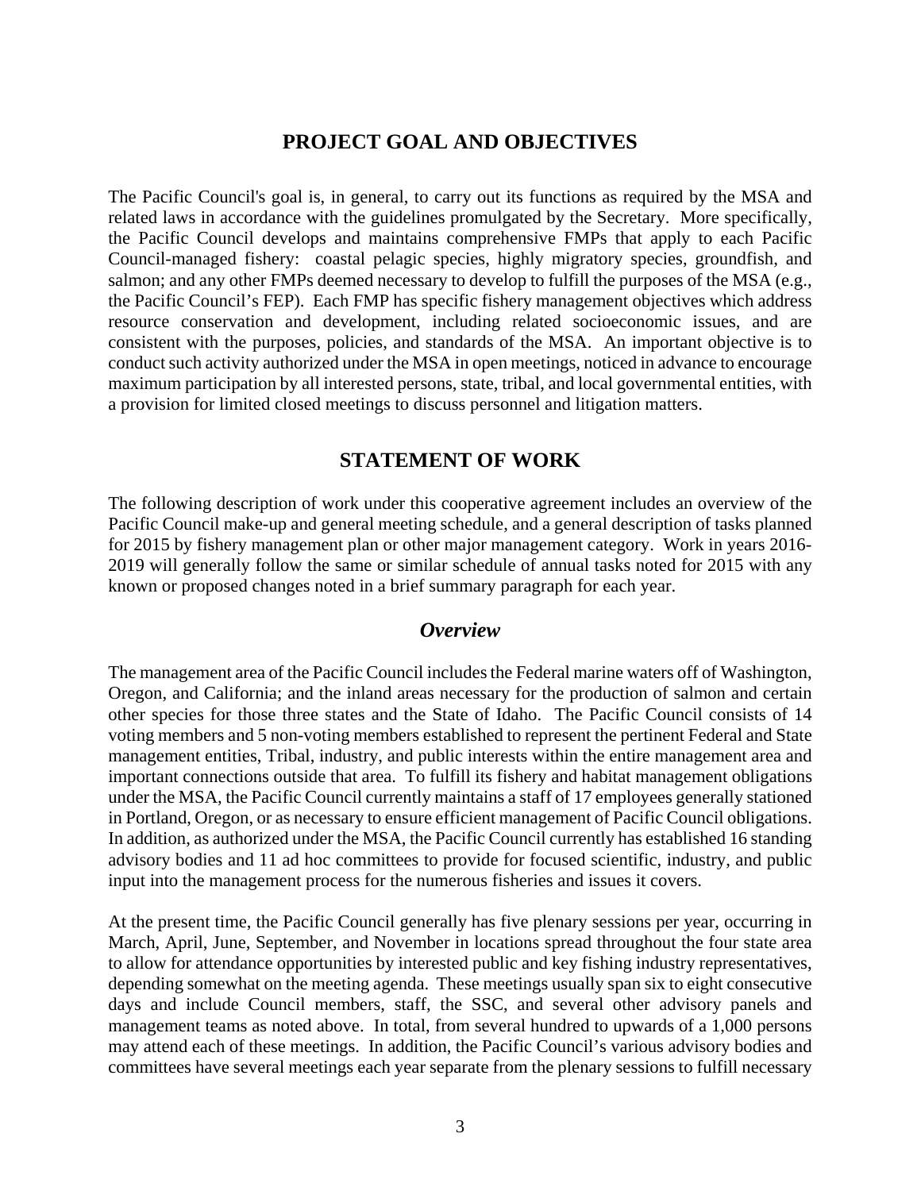## PROJECT GOAL AND OBJECTIVES

The Pacific Council's goal is, in general, to carry out its functions as required by the MSA and related laws in accordance with the guidelines promulgated by the Secretary. More specifically, the Pacific Council develops and maintains comprehensive FMPs that apply to each Pacific Council-managed fishery: coastal pelagic species, highly migratory species, groundfish, and salmon; and any other FMPs deemed necessary to develop to fulfill the purposes of the MSA (e.g., the Pacific Council's FEP). Each FMP has specific fishery management objectives which address resource conservation and development, including related socioeconomic issues, and are consistent with the purposes, policies, and standards of the MSA. An important objective is to conduct such activity authorized under the MSA in open meetings, noticed in advance to encourage maximum participation by all interested persons, state, tribal, and local governmental entities, with a provision for limited closed meetings to discuss personnel and litigation matters.

## STATEMENT OF WORK

The following description of work under this cooperative agreement includes an overview of the Pacific Council make-up and general meeting schedule, and a general description of tasks planned for 2015 by fishery management plan or other major management category. Work in years 2016-2019 will generally follow the same or similar schedule of annual tasks noted for 2015 with any known or proposed changes noted in a brief summary paragraph for each year.

### *Overview*

The management area of the Pacific Council includes the Federal marine waters off of Washington, Oregon, and California; and the inland areas necessary for the production of salmon and certain other species for those three states and the State of Idaho. The Pacific Council consists of 14 voting members and 5 non-voting members established to represent the pertinent Federal and State management entities, Tribal, industry, and public interests within the entire management area and important connections outside that area. To fulfill its fishery and habitat management obligations under the MSA, the Pacific Council currently maintains a staff of 17 employees generally stationed in Portland, Oregon, or as necessary to ensure efficient management of Pacific Council obligations. In addition, as authorized under the MSA, the Pacific Council currently has established 16 standing advisory bodies and 11 ad hoc committees to provide for focused scientific, industry, and public input into the management process for the numerous fisheries and issues it covers.

At the present time, the Pacific Council generally has five plenary sessions per year, occurring in March, April, June, September, and November in locations spread throughout the four state area to allow for attendance opportunities by interested public and key fishing industry representatives, depending somewhat on the meeting agenda. These meetings usually span six to eight consecutive days and include Council members, staff, the SSC, and several other advisory panels and management teams as noted above. In total, from several hundred to upwards of a 1,000 persons may attend each of these meetings. In addition, the Pacific Council's various advisory bodies and committees have several meetings each year separate from the plenary sessions to fulfill necessary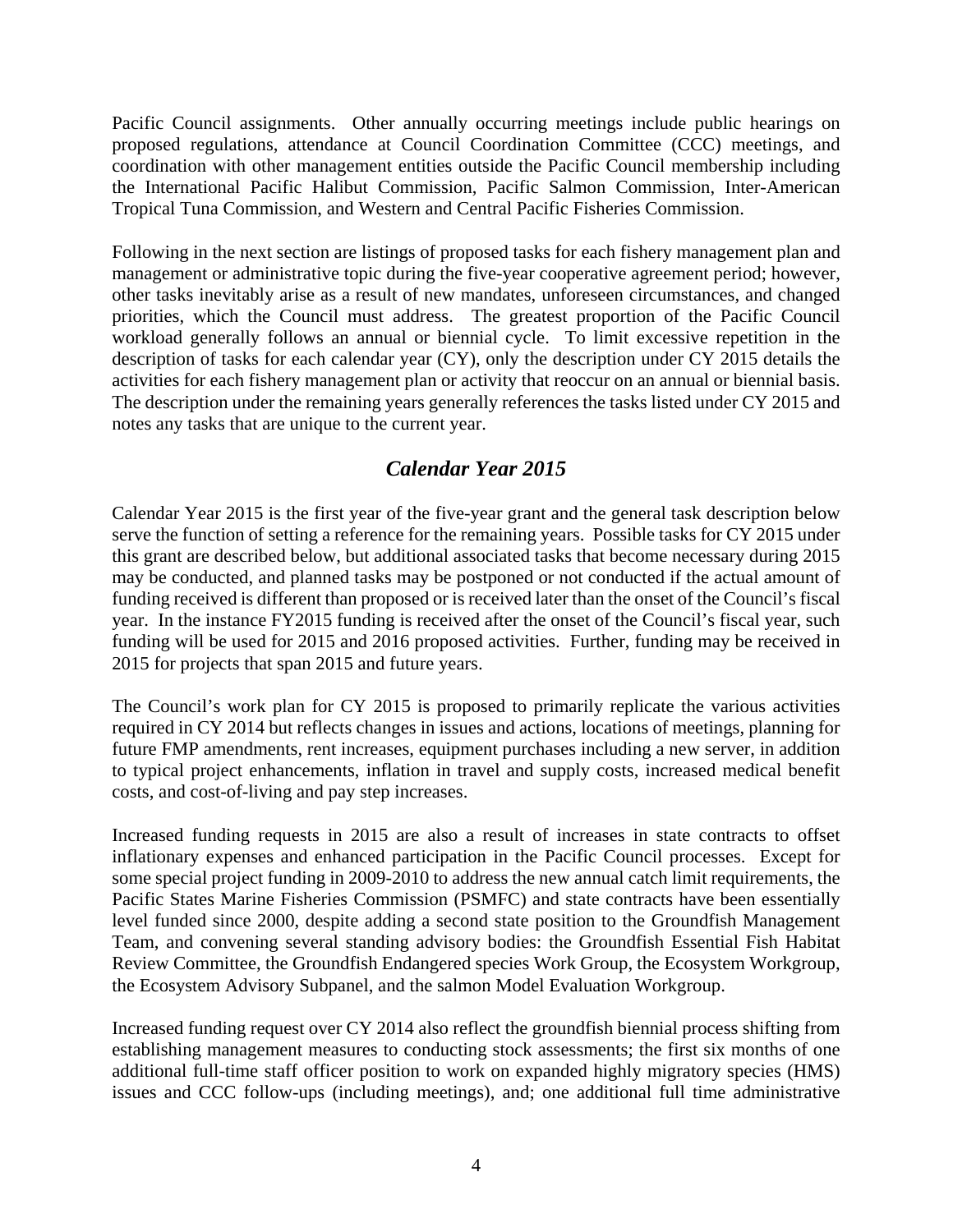Pacific Council assignments. Other annually occurring meetings include public hearings on proposed regulations, attendance at Council Coordination Committee (CCC) meetings, and coordination with other management entities outside the Pacific Council membership including the International Pacific Halibut Commission, Pacific Salmon Commission, Inter-American Tropical Tuna Commission, and Western and Central Pacific Fisheries Commission.

Following in the next section are listings of proposed tasks for each fishery management plan and management or administrative topic during the five-year cooperative agreement period; however, other tasks inevitably arise as a result of new mandates, unforeseen circumstances, and changed priorities, which the Council must address. The greatest proportion of the Pacific Council workload generally follows an annual or biennial cycle. To limit excessive repetition in the description of tasks for each calendar year (CY), only the description under CY 2015 details the activities for each fishery management plan or activity that reoccur on an annual or biennial basis. The description under the remaining years generally references the tasks listed under CY 2015 and notes any tasks that are unique to the current year.

## *Calendar Year 2015*

Calendar Year 2015 is the first year of the five-year grant and the general task description below serve the function of setting a reference for the remaining years. Possible tasks for CY 2015 under this grant are described below, but additional associated tasks that become necessary during 2015 may be conducted, and planned tasks may be postponed or not conducted if the actual amount of funding received is different than proposed or is received later than the onset of the Council's fiscal year. In the instance FY2015 funding is received after the onset of the Council's fiscal year, such funding will be used for 2015 and 2016 proposed activities. Further, funding may be received in 2015 for projects that span 2015 and future years.

The Council's work plan for CY 2015 is proposed to primarily replicate the various activities required in CY 2014 but reflects changes in issues and actions, locations of meetings, planning for future FMP amendments, rent increases, equipment purchases including a new server, in addition to typical project enhancements, inflation in travel and supply costs, increased medical benefit costs, and cost-of-living and pay step increases.

Increased funding requests in 2015 are also a result of increases in state contracts to offset inflationary expenses and enhanced participation in the Pacific Council processes. Except for some special project funding in 2009-2010 to address the new annual catch limit requirements, the Pacific States Marine Fisheries Commission (PSMFC) and state contracts have been essentially level funded since 2000, despite adding a second state position to the Groundfish Management Team, and convening several standing advisory bodies: the Groundfish Essential Fish Habitat Review Committee, the Groundfish Endangered species Work Group, the Ecosystem Workgroup, the Ecosystem Advisory Subpanel, and the salmon Model Evaluation Workgroup.

Increased funding request over CY 2014 also reflect the groundfish biennial process shifting from establishing management measures to conducting stock assessments; the first six months of one additional full-time staff officer position to work on expanded highly migratory species (HMS) issues and CCC follow-ups (including meetings), and; one additional full time administrative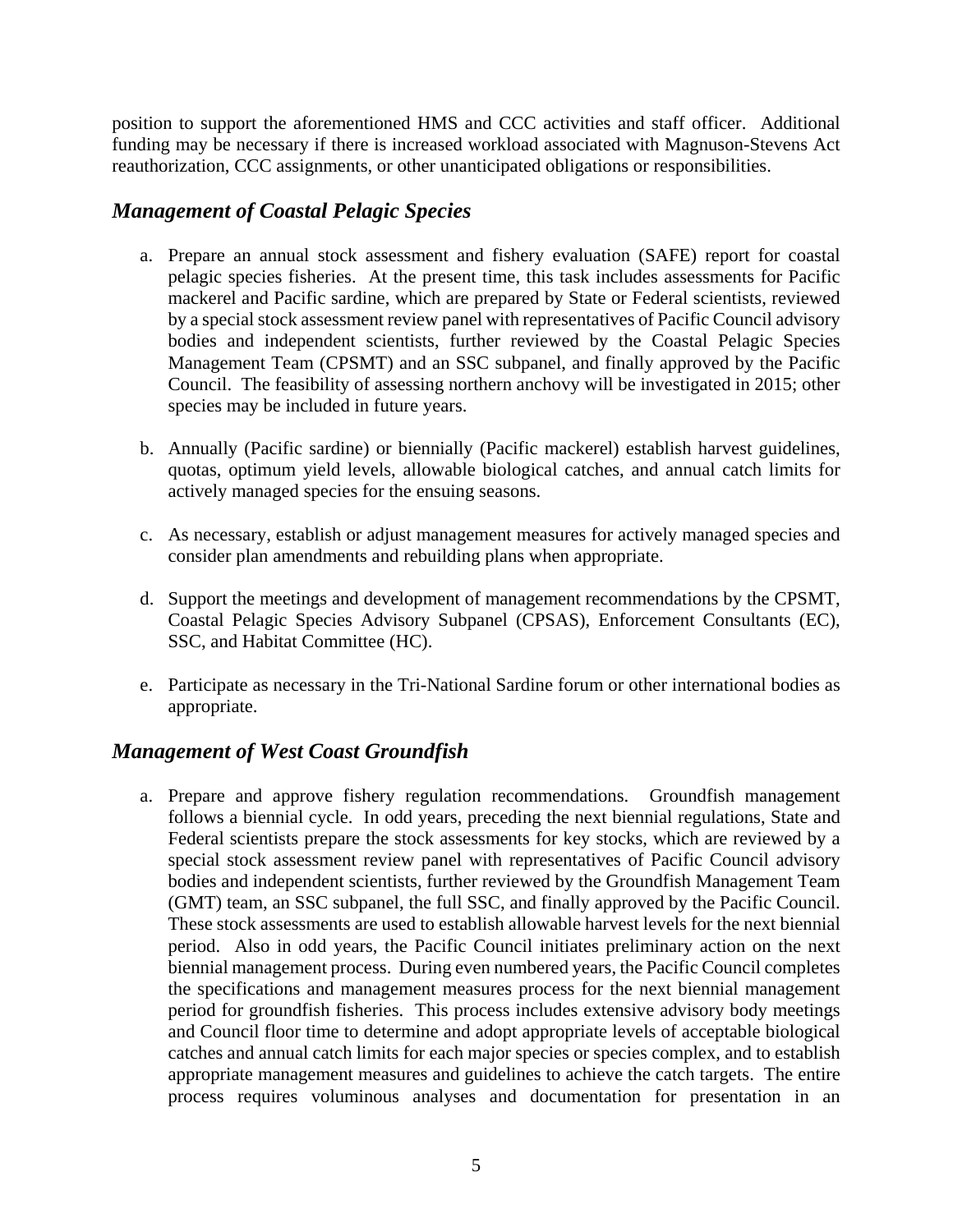position to support the aforementioned HMS and CCC activities and staff officer. Additional funding may be necessary if there is increased workload associated with Magnuson-Stevens Act reauthorization, CCC assignments, or other unanticipated obligations or responsibilities.

## *Management of Coastal Pelagic Species*

a. Prepare an annual stock assessment and fishery evaluation (SAFE) report for coastal pelagic species fisheries. At the present time, this task includes assessments for Pacific mackerel and Pacific sardine, which are prepared by State or Federal scientists, reviewed by a special stock assessment review panel with representatives of Pacific Council advisory bodies and independent scientists, further reviewed by the Coastal Pelagic Species Management Team (CPSMT) and an SSC subpanel, and finally approved by the Pacific Council. The feasibility of assessing northern anchovy will be investigated in 2015; other species may be included in future years.

b. Annually (Pacific sardine) or biennially (Pacific mackerel) establish harvest guidelines, quotas, optimum yield levels, allowable biological catches, and annual catch limits for actively managed species for the ensuing seasons.

c. As necessary, establish or adjust management measures for actively managed species and consider plan amendments and rebuilding plans when appropriate.

d. Support the meetings and development of management recommendations by the CPSMT, Coastal Pelagic Species Advisory Subpanel (CPSAS), Enforcement Consultants (EC), SSC, and Habitat Committee (HC).

e. Participate as necessary in the Tri-National Sardine forum or other international bodies as appropriate.

## *Management of West Coast Groundfish*

a. Prepare and approve fishery regulation recommendations. Groundfish management follows a biennial cycle. In odd years, preceding the next biennial regulations, State and Federal scientists prepare the stock assessments for key stocks, which are reviewed by a special stock assessment review panel with representatives of Pacific Council advisory bodies and independent scientists, further reviewed by the Groundfish Management Team (GMT) team, an SSC subpanel, the full SSC, and finally approved by the Pacific Council. These stock assessments are used to establish allowable harvest levels for the next biennial period. Also in odd years, the Pacific Council initiates preliminary action on the next biennial management process. During even numbered years, the Pacific Council completes the specifications and management measures process for the next biennial management period for groundfish fisheries. This process includes extensive advisory body meetings and Council floor time to determine and adopt appropriate levels of acceptable biological catches and annual catch limits for each major species or species complex, and to establish appropriate management measures and guidelines to achieve the catch targets. The entire process requires voluminous analyses and documentation for presentation in an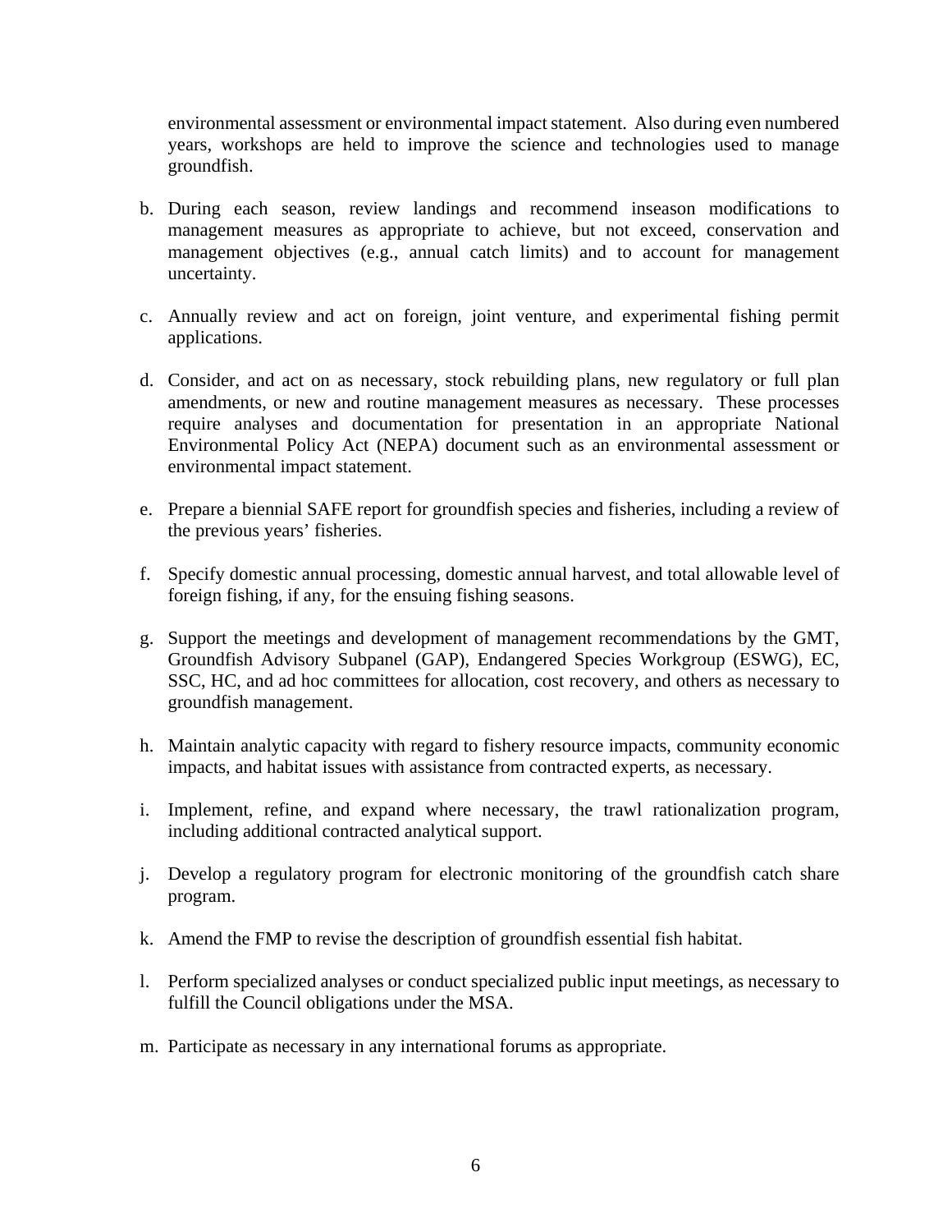environmental assessment or environmental impact statement. Also during even numbered years, workshops are held to improve the science and technologies used to manage groundfish.

b. During each season, review landings and recommend inseason modifications to management measures as appropriate to achieve, but not exceed, conservation and management objectives (e.g., annual catch limits) and to account for management uncertainty.

c. Annually review and act on foreign, joint venture, and experimental fishing permit applications.

d. Consider, and act on as necessary, stock rebuilding plans, new regulatory or full plan amendments, or new and routine management measures as necessary. These processes require analyses and documentation for presentation in an appropriate National Environmental Policy Act (NEPA) document such as an environmental assessment or environmental impact statement.

e. Prepare a biennial SAFE report for groundfish species and fisheries, including a review of the previous years' fisheries.

f. Specify domestic annual processing, domestic annual harvest, and total allowable level of foreign fishing, if any, for the ensuing fishing seasons.

g. Support the meetings and development of management recommendations by the GMT, Groundfish Advisory Subpanel (GAP), Endangered Species Workgroup (ESWG), EC, SSC, HC, and ad hoc committees for allocation, cost recovery, and others as necessary to groundfish management.

h. Maintain analytic capacity with regard to fishery resource impacts, community economic impacts, and habitat issues with assistance from contracted experts, as necessary.

i. Implement, refine, and expand where necessary, the trawl rationalization program, including additional contracted analytical support.

j. Develop a regulatory program for electronic monitoring of the groundfish catch share program.

k. Amend the FMP to revise the description of groundfish essential fish habitat.

l. Perform specialized analyses or conduct specialized public input meetings, as necessary to fulfill the Council obligations under the MSA.

m. Participate as necessary in any international forums as appropriate.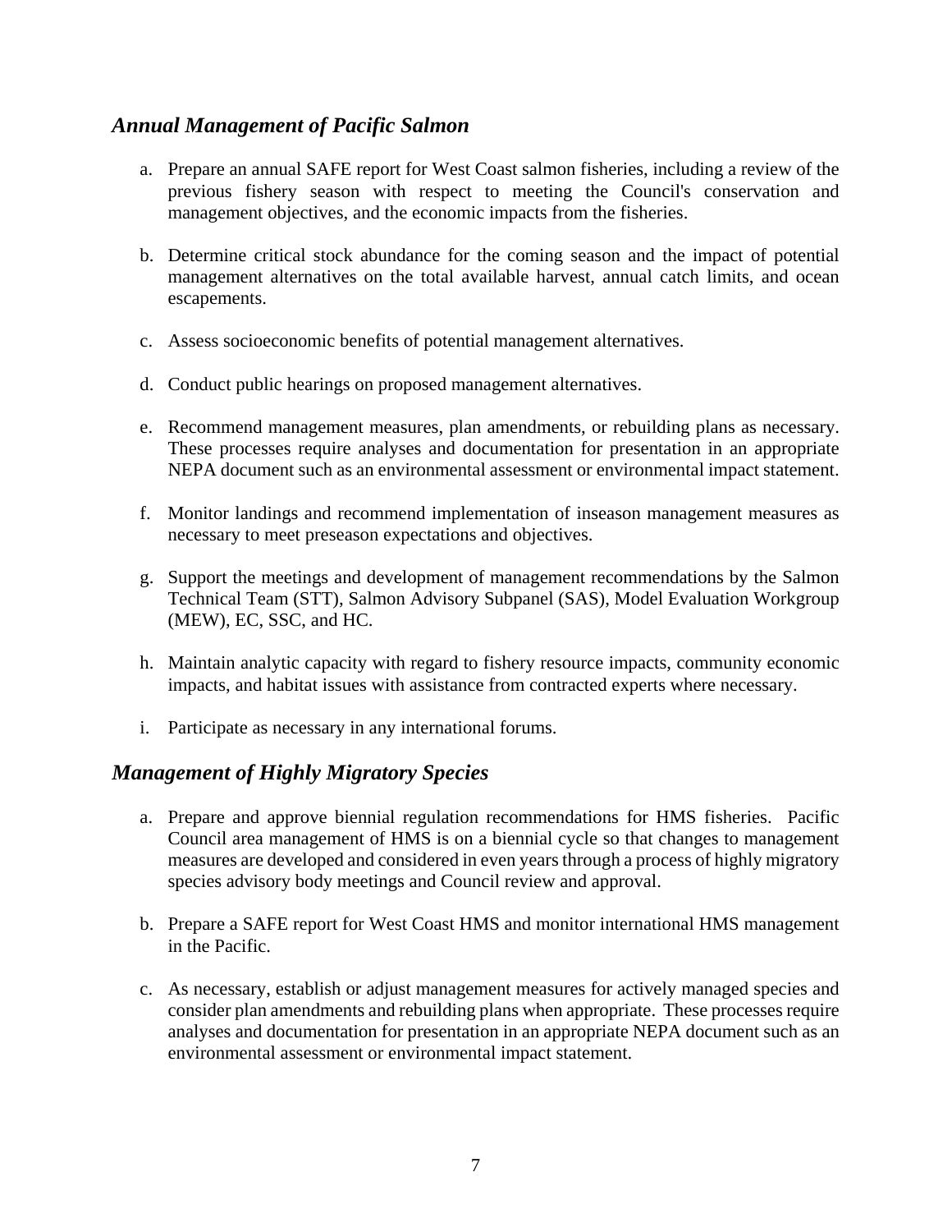### *Annual Management of Pacific Salmon*

a. Prepare an annual SAFE report for West Coast salmon fisheries, including a review of the previous fishery season with respect to meeting the Council's conservation and management objectives, and the economic impacts from the fisheries.

b. Determine critical stock abundance for the coming season and the impact of potential management alternatives on the total available harvest, annual catch limits, and ocean escapements.

c. Assess socioeconomic benefits of potential management alternatives.

d. Conduct public hearings on proposed management alternatives.

e. Recommend management measures, plan amendments, or rebuilding plans as necessary. These processes require analyses and documentation for presentation in an appropriate NEPA document such as an environmental assessment or environmental impact statement.

f. Monitor landings and recommend implementation of inseason management measures as necessary to meet preseason expectations and objectives.

g. Support the meetings and development of management recommendations by the Salmon Technical Team (STT), Salmon Advisory Subpanel (SAS), Model Evaluation Workgroup (MEW), EC, SSC, and HC.

h. Maintain analytic capacity with regard to fishery resource impacts, community economic impacts, and habitat issues with assistance from contracted experts where necessary.

i. Participate as necessary in any international forums.

### *Management of Highly Migratory Species*

a. Prepare and approve biennial regulation recommendations for HMS fisheries. Pacific Council area management of HMS is on a biennial cycle so that changes to management measures are developed and considered in even years through a process of highly migratory species advisory body meetings and Council review and approval.

b. Prepare a SAFE report for West Coast HMS and monitor international HMS management in the Pacific.

c. As necessary, establish or adjust management measures for actively managed species and consider plan amendments and rebuilding plans when appropriate. These processes require analyses and documentation for presentation in an appropriate NEPA document such as an environmental assessment or environmental impact statement.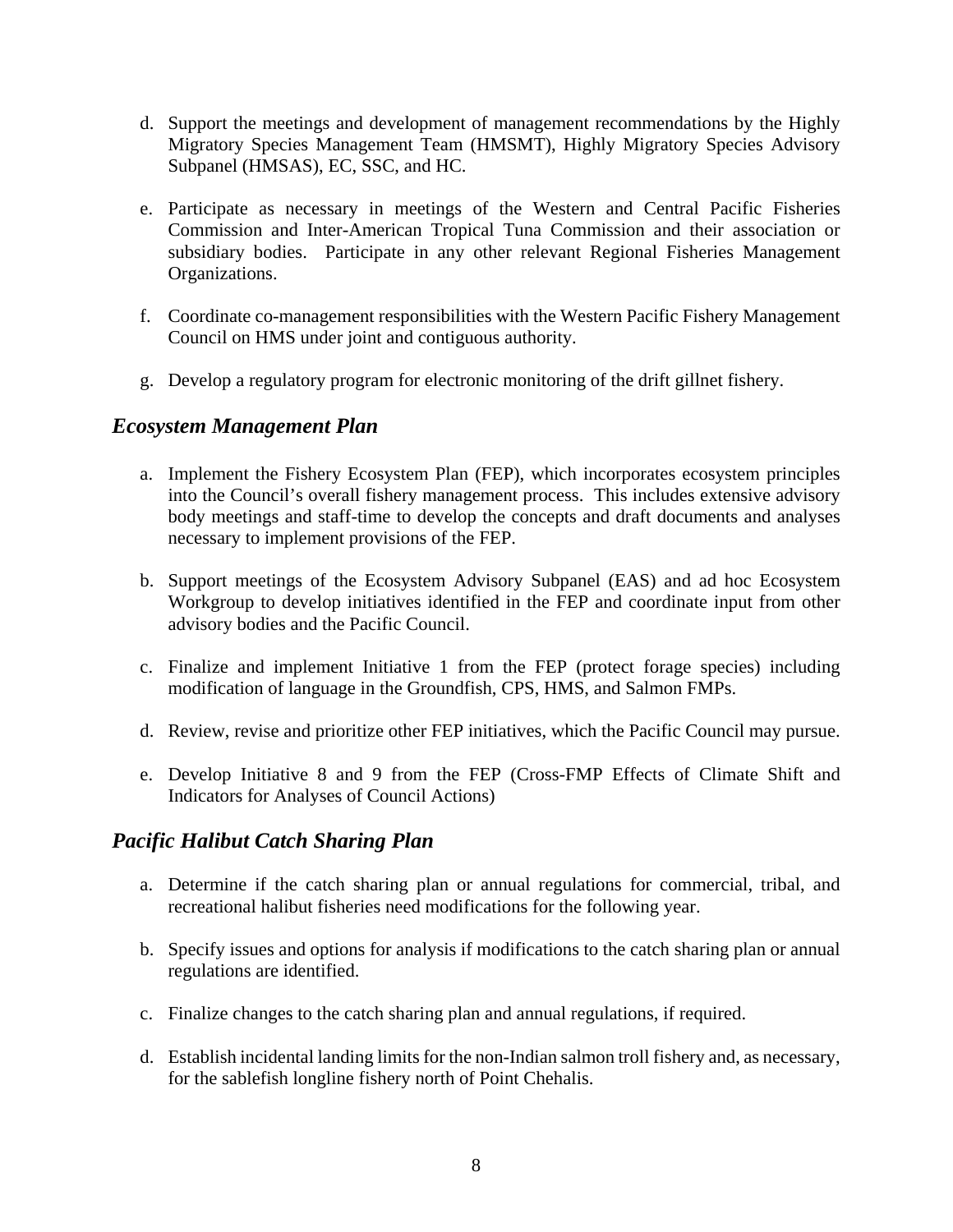d. Support the meetings and development of management recommendations by the Highly Migratory Species Management Team (HMSMT), Highly Migratory Species Advisory Subpanel (HMSAS), EC, SSC, and HC.

e. Participate as necessary in meetings of the Western and Central Pacific Fisheries Commission and Inter-American Tropical Tuna Commission and their association or subsidiary bodies. Participate in any other relevant Regional Fisheries Management Organizations.

f. Coordinate co-management responsibilities with the Western Pacific Fishery Management Council on HMS under joint and contiguous authority.

g. Develop a regulatory program for electronic monitoring of the drift gillnet fishery.

## *Ecosystem Management Plan*

a. Implement the Fishery Ecosystem Plan (FEP), which incorporates ecosystem principles into the Council's overall fishery management process. This includes extensive advisory body meetings and staff-time to develop the concepts and draft documents and analyses necessary to implement provisions of the FEP.

b. Support meetings of the Ecosystem Advisory Subpanel (EAS) and ad hoc Ecosystem Workgroup to develop initiatives identified in the FEP and coordinate input from other advisory bodies and the Pacific Council.

c. Finalize and implement Initiative 1 from the FEP (protect forage species) including modification of language in the Groundfish, CPS, HMS, and Salmon FMPs.

d. Review, revise and prioritize other FEP initiatives, which the Pacific Council may pursue.

e. Develop Initiative 8 and 9 from the FEP (Cross-FMP Effects of Climate Shift and Indicators for Analyses of Council Actions)

## *Pacific Halibut Catch Sharing Plan*

a. Determine if the catch sharing plan or annual regulations for commercial, tribal, and recreational halibut fisheries need modifications for the following year.

b. Specify issues and options for analysis if modifications to the catch sharing plan or annual regulations are identified.

c. Finalize changes to the catch sharing plan and annual regulations, if required.

d. Establish incidental landing limits for the non-Indian salmon troll fishery and, as necessary, for the sablefish longline fishery north of Point Chehalis.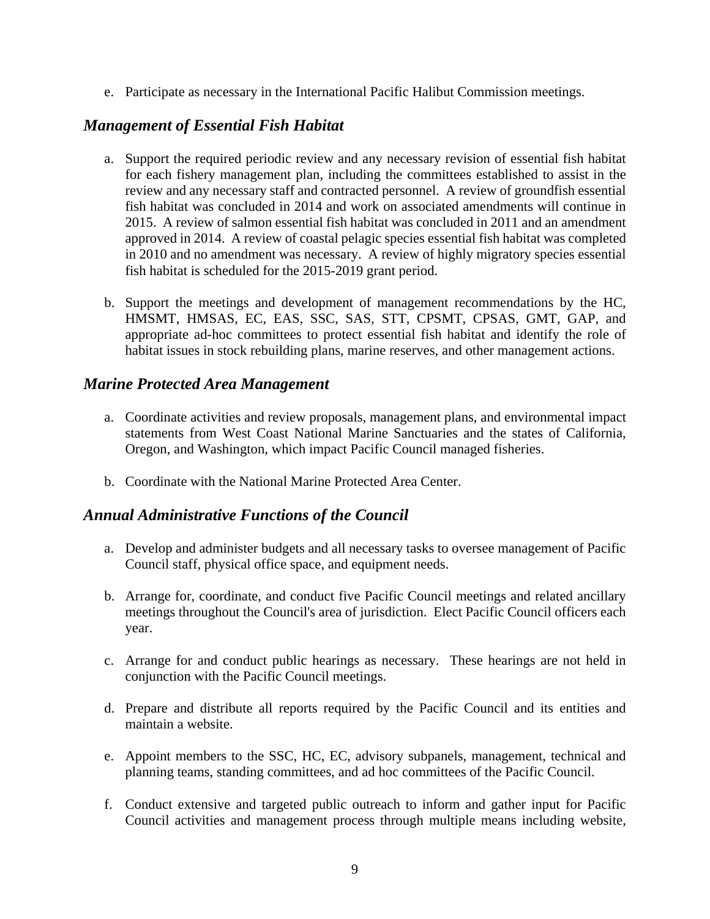e. Participate as necessary in the International Pacific Halibut Commission meetings.

### *Management of Essential Fish Habitat*

a. Support the required periodic review and any necessary revision of essential fish habitat for each fishery management plan, including the committees established to assist in the review and any necessary staff and contracted personnel. A review of groundfish essential fish habitat was concluded in 2014 and work on associated amendments will continue in 2015. A review of salmon essential fish habitat was concluded in 2011 and an amendment approved in 2014. A review of coastal pelagic species essential fish habitat was completed in 2010 and no amendment was necessary. A review of highly migratory species essential fish habitat is scheduled for the 2015-2019 grant period.

b. Support the meetings and development of management recommendations by the HC, HMSMT, HMSAS, EC, EAS, SSC, SAS, STT, CPSMT, CPSAS, GMT, GAP, and appropriate ad-hoc committees to protect essential fish habitat and identify the role of habitat issues in stock rebuilding plans, marine reserves, and other management actions.

### *Marine Protected Area Management*

a. Coordinate activities and review proposals, management plans, and environmental impact statements from West Coast National Marine Sanctuaries and the states of California, Oregon, and Washington, which impact Pacific Council managed fisheries.

b. Coordinate with the National Marine Protected Area Center.

### *Annual Administrative Functions of the Council*

a. Develop and administer budgets and all necessary tasks to oversee management of Pacific Council staff, physical office space, and equipment needs.

b. Arrange for, coordinate, and conduct five Pacific Council meetings and related ancillary meetings throughout the Council's area of jurisdiction. Elect Pacific Council officers each year.

c. Arrange for and conduct public hearings as necessary. These hearings are not held in conjunction with the Pacific Council meetings.

d. Prepare and distribute all reports required by the Pacific Council and its entities and maintain a website.

e. Appoint members to the SSC, HC, EC, advisory subpanels, management, technical and planning teams, standing committees, and ad hoc committees of the Pacific Council.

f. Conduct extensive and targeted public outreach to inform and gather input for Pacific Council activities and management process through multiple means including website,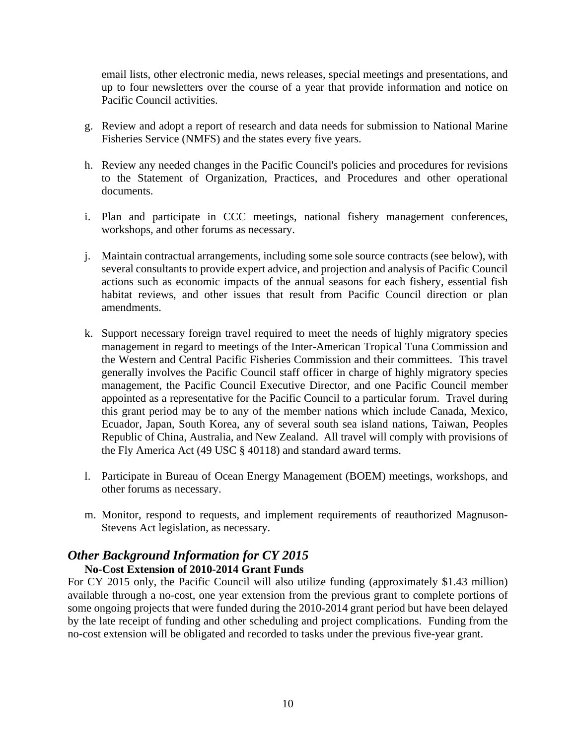email lists, other electronic media, news releases, special meetings and presentations, and up to four newsletters over the course of a year that provide information and notice on Pacific Council activities.

g. Review and adopt a report of research and data needs for submission to National Marine Fisheries Service (NMFS) and the states every five years.

h. Review any needed changes in the Pacific Council's policies and procedures for revisions to the Statement of Organization, Practices, and Procedures and other operational documents.

i. Plan and participate in CCC meetings, national fishery management conferences, workshops, and other forums as necessary.

j. Maintain contractual arrangements, including some sole source contracts (see below), with several consultants to provide expert advice, and projection and analysis of Pacific Council actions such as economic impacts of the annual seasons for each fishery, essential fish habitat reviews, and other issues that result from Pacific Council direction or plan amendments.

k. Support necessary foreign travel required to meet the needs of highly migratory species management in regard to meetings of the Inter-American Tropical Tuna Commission and the Western and Central Pacific Fisheries Commission and their committees. This travel generally involves the Pacific Council staff officer in charge of highly migratory species management, the Pacific Council Executive Director, and one Pacific Council member appointed as a representative for the Pacific Council to a particular forum. Travel during this grant period may be to any of the member nations which include Canada, Mexico, Ecuador, Japan, South Korea, any of several south sea island nations, Taiwan, Peoples Republic of China, Australia, and New Zealand. All travel will comply with provisions of the Fly America Act (49 USC § 40118) and standard award terms.

l. Participate in Bureau of Ocean Energy Management (BOEM) meetings, workshops, and other forums as necessary.

m. Monitor, respond to requests, and implement requirements of reauthorized Magnuson-Stevens Act legislation, as necessary.

## *Other Background Information for CY 2015*

### No-Cost Extension of 2010-2014 Grant Funds

For CY 2015 only, the Pacific Council will also utilize funding (approximately $1.43 million) available through a no-cost, one year extension from the previous grant to complete portions of some ongoing projects that were funded during the 2010-2014 grant period but have been delayed by the late receipt of funding and other scheduling and project complications. Funding from the no-cost extension will be obligated and recorded to tasks under the previous five-year grant.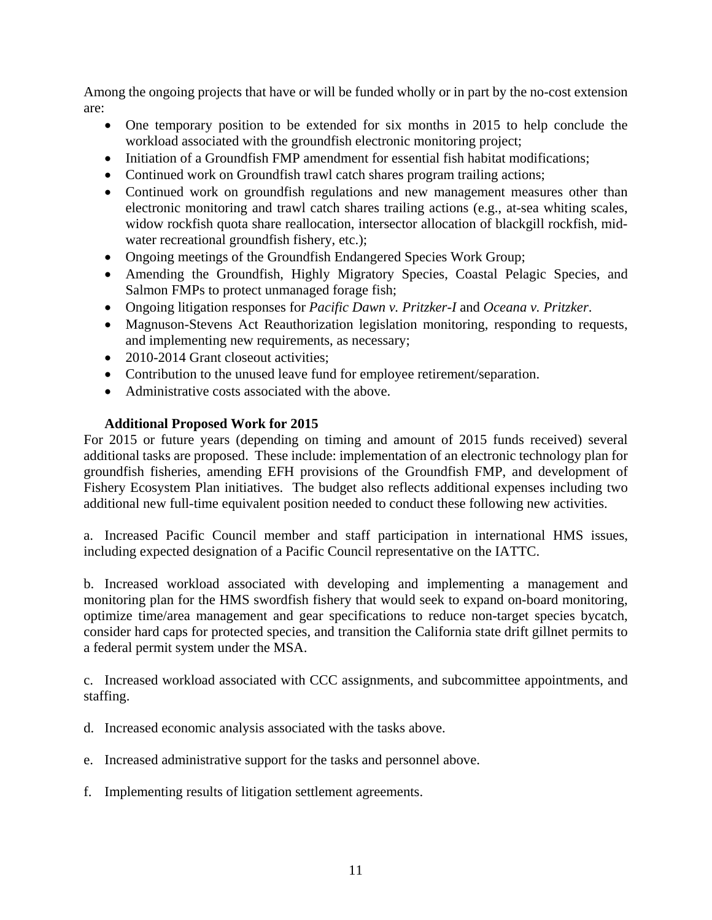Among the ongoing projects that have or will be funded wholly or in part by the no-cost extension are:

- One temporary position to be extended for six months in 2015 to help conclude the workload associated with the groundfish electronic monitoring project;
- Initiation of a Groundfish FMP amendment for essential fish habitat modifications;
- Continued work on Groundfish trawl catch shares program trailing actions;
- Continued work on groundfish regulations and new management measures other than electronic monitoring and trawl catch shares trailing actions (e.g., at-sea whiting scales, widow rockfish quota share reallocation, intersector allocation of blackgill rockfish, mid-water recreational groundfish fishery, etc.);
- Ongoing meetings of the Groundfish Endangered Species Work Group;
- Amending the Groundfish, Highly Migratory Species, Coastal Pelagic Species, and Salmon FMPs to protect unmanaged forage fish;
- Ongoing litigation responses for *Pacific Dawn v. Pritzker-I* and *Oceana v. Pritzker*.
- Magnuson-Stevens Act Reauthorization legislation monitoring, responding to requests, and implementing new requirements, as necessary;
- 2010-2014 Grant closeout activities;
- Contribution to the unused leave fund for employee retirement/separation.
- Administrative costs associated with the above.

**Additional Proposed Work for 2015**

For 2015 or future years (depending on timing and amount of 2015 funds received) several additional tasks are proposed. These include: implementation of an electronic technology plan for groundfish fisheries, amending EFH provisions of the Groundfish FMP, and development of Fishery Ecosystem Plan initiatives. The budget also reflects additional expenses including two additional new full-time equivalent position needed to conduct these following new activities.

a. Increased Pacific Council member and staff participation in international HMS issues, including expected designation of a Pacific Council representative on the IATTC.

b. Increased workload associated with developing and implementing a management and monitoring plan for the HMS swordfish fishery that would seek to expand on-board monitoring, optimize time/area management and gear specifications to reduce non-target species bycatch, consider hard caps for protected species, and transition the California state drift gillnet permits to a federal permit system under the MSA.

c. Increased workload associated with CCC assignments, and subcommittee appointments, and staffing.

d. Increased economic analysis associated with the tasks above.

e. Increased administrative support for the tasks and personnel above.

f. Implementing results of litigation settlement agreements.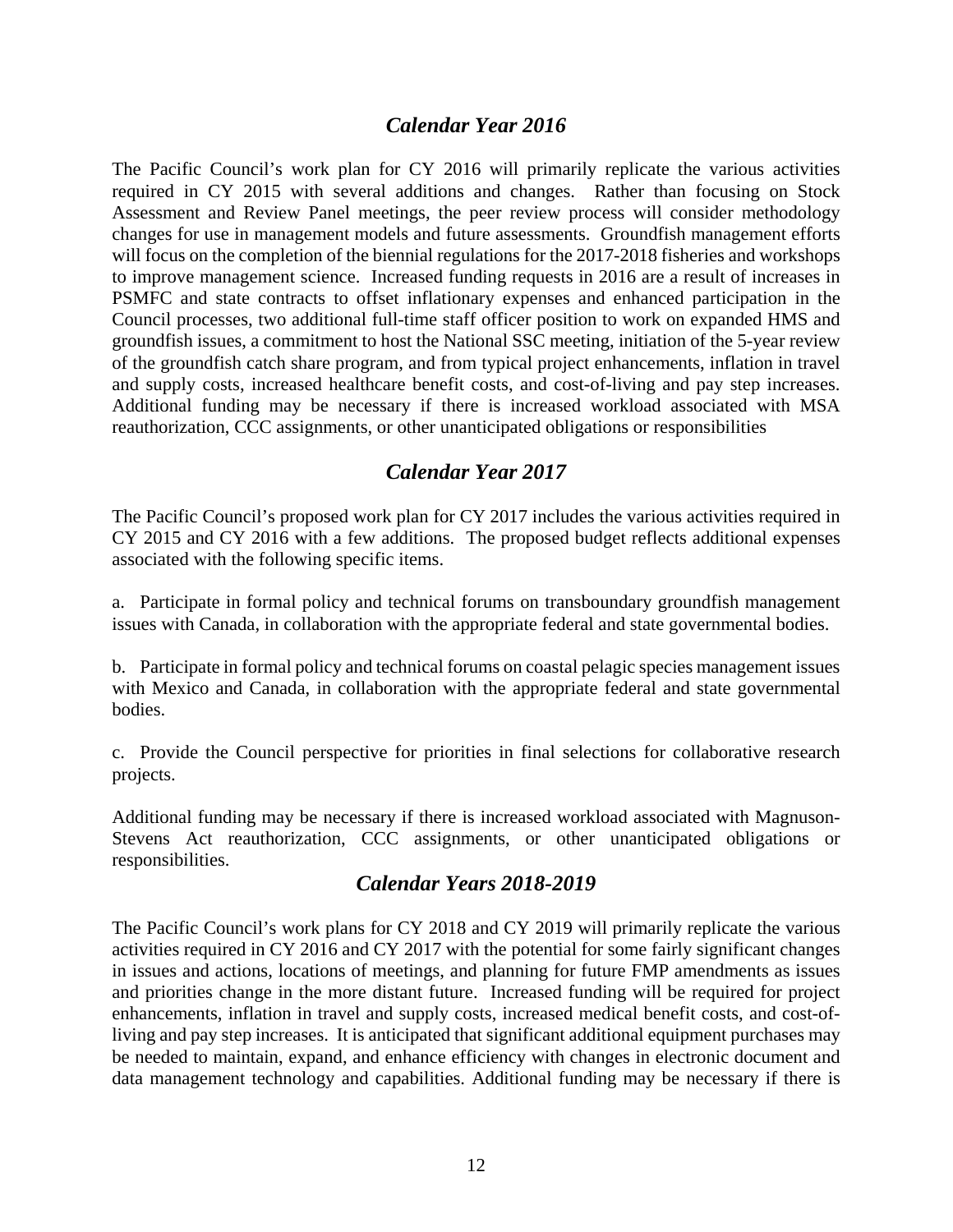## *Calendar Year 2016*

The Pacific Council's work plan for CY 2016 will primarily replicate the various activities required in CY 2015 with several additions and changes. Rather than focusing on Stock Assessment and Review Panel meetings, the peer review process will consider methodology changes for use in management models and future assessments. Groundfish management efforts will focus on the completion of the biennial regulations for the 2017-2018 fisheries and workshops to improve management science. Increased funding requests in 2016 are a result of increases in PSMFC and state contracts to offset inflationary expenses and enhanced participation in the Council processes, two additional full-time staff officer position to work on expanded HMS and groundfish issues, a commitment to host the National SSC meeting, initiation of the 5-year review of the groundfish catch share program, and from typical project enhancements, inflation in travel and supply costs, increased healthcare benefit costs, and cost-of-living and pay step increases. Additional funding may be necessary if there is increased workload associated with MSA reauthorization, CCC assignments, or other unanticipated obligations or responsibilities

## *Calendar Year 2017*

The Pacific Council's proposed work plan for CY 2017 includes the various activities required in CY 2015 and CY 2016 with a few additions. The proposed budget reflects additional expenses associated with the following specific items.

a. Participate in formal policy and technical forums on transboundary groundfish management issues with Canada, in collaboration with the appropriate federal and state governmental bodies.

b. Participate in formal policy and technical forums on coastal pelagic species management issues with Mexico and Canada, in collaboration with the appropriate federal and state governmental bodies.

c. Provide the Council perspective for priorities in final selections for collaborative research projects.

Additional funding may be necessary if there is increased workload associated with Magnuson-Stevens Act reauthorization, CCC assignments, or other unanticipated obligations or responsibilities.

## *Calendar Years 2018-2019*

The Pacific Council's work plans for CY 2018 and CY 2019 will primarily replicate the various activities required in CY 2016 and CY 2017 with the potential for some fairly significant changes in issues and actions, locations of meetings, and planning for future FMP amendments as issues and priorities change in the more distant future. Increased funding will be required for project enhancements, inflation in travel and supply costs, increased medical benefit costs, and cost-of-living and pay step increases. It is anticipated that significant additional equipment purchases may be needed to maintain, expand, and enhance efficiency with changes in electronic document and data management technology and capabilities. Additional funding may be necessary if there is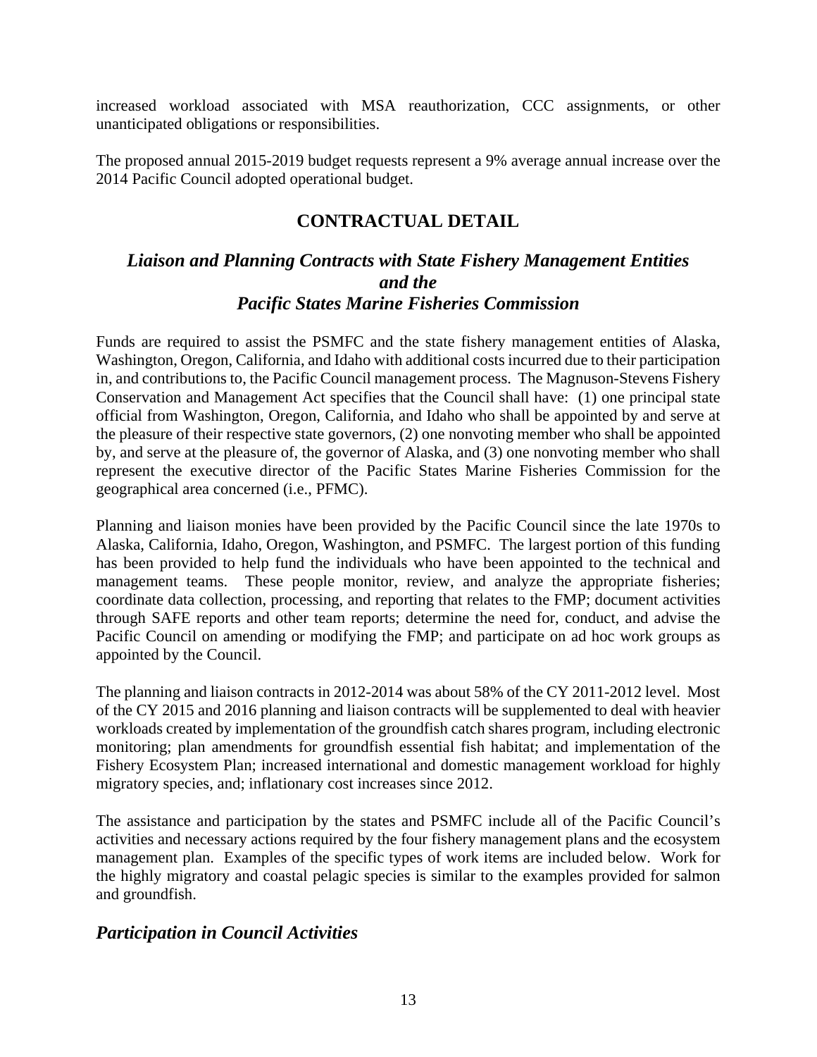increased workload associated with MSA reauthorization, CCC assignments, or other unanticipated obligations or responsibilities.

The proposed annual 2015-2019 budget requests represent a 9% average annual increase over the 2014 Pacific Council adopted operational budget.

## CONTRACTUAL DETAIL

### *Liaison and Planning Contracts with State Fishery Management Entities and the Pacific States Marine Fisheries Commission*

Funds are required to assist the PSMFC and the state fishery management entities of Alaska, Washington, Oregon, California, and Idaho with additional costs incurred due to their participation in, and contributions to, the Pacific Council management process. The Magnuson-Stevens Fishery Conservation and Management Act specifies that the Council shall have: (1) one principal state official from Washington, Oregon, California, and Idaho who shall be appointed by and serve at the pleasure of their respective state governors, (2) one nonvoting member who shall be appointed by, and serve at the pleasure of, the governor of Alaska, and (3) one nonvoting member who shall represent the executive director of the Pacific States Marine Fisheries Commission for the geographical area concerned (i.e., PFMC).

Planning and liaison monies have been provided by the Pacific Council since the late 1970s to Alaska, California, Idaho, Oregon, Washington, and PSMFC. The largest portion of this funding has been provided to help fund the individuals who have been appointed to the technical and management teams. These people monitor, review, and analyze the appropriate fisheries; coordinate data collection, processing, and reporting that relates to the FMP; document activities through SAFE reports and other team reports; determine the need for, conduct, and advise the Pacific Council on amending or modifying the FMP; and participate on ad hoc work groups as appointed by the Council.

The planning and liaison contracts in 2012-2014 was about 58% of the CY 2011-2012 level. Most of the CY 2015 and 2016 planning and liaison contracts will be supplemented to deal with heavier workloads created by implementation of the groundfish catch shares program, including electronic monitoring; plan amendments for groundfish essential fish habitat; and implementation of the Fishery Ecosystem Plan; increased international and domestic management workload for highly migratory species, and; inflationary cost increases since 2012.

The assistance and participation by the states and PSMFC include all of the Pacific Council's activities and necessary actions required by the four fishery management plans and the ecosystem management plan. Examples of the specific types of work items are included below. Work for the highly migratory and coastal pelagic species is similar to the examples provided for salmon and groundfish.

### *Participation in Council Activities*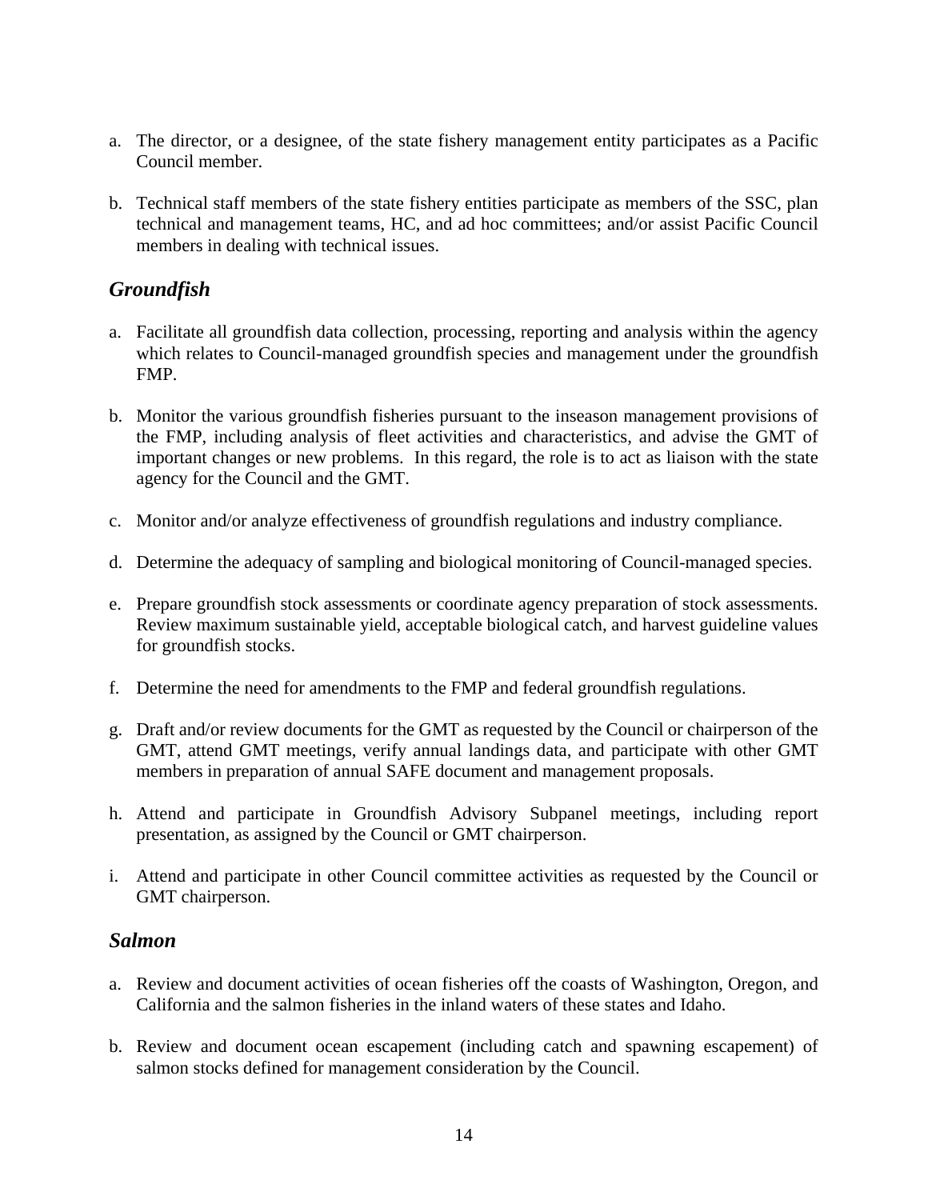a. The director, or a designee, of the state fishery management entity participates as a Pacific Council member.

b. Technical staff members of the state fishery entities participate as members of the SSC, plan technical and management teams, HC, and ad hoc committees; and/or assist Pacific Council members in dealing with technical issues.

### *Groundfish*

a. Facilitate all groundfish data collection, processing, reporting and analysis within the agency which relates to Council-managed groundfish species and management under the groundfish FMP.

b. Monitor the various groundfish fisheries pursuant to the inseason management provisions of the FMP, including analysis of fleet activities and characteristics, and advise the GMT of important changes or new problems. In this regard, the role is to act as liaison with the state agency for the Council and the GMT.

c. Monitor and/or analyze effectiveness of groundfish regulations and industry compliance.

d. Determine the adequacy of sampling and biological monitoring of Council-managed species.

e. Prepare groundfish stock assessments or coordinate agency preparation of stock assessments. Review maximum sustainable yield, acceptable biological catch, and harvest guideline values for groundfish stocks.

f. Determine the need for amendments to the FMP and federal groundfish regulations.

g. Draft and/or review documents for the GMT as requested by the Council or chairperson of the GMT, attend GMT meetings, verify annual landings data, and participate with other GMT members in preparation of annual SAFE document and management proposals.

h. Attend and participate in Groundfish Advisory Subpanel meetings, including report presentation, as assigned by the Council or GMT chairperson.

i. Attend and participate in other Council committee activities as requested by the Council or GMT chairperson.

### *Salmon*

a. Review and document activities of ocean fisheries off the coasts of Washington, Oregon, and California and the salmon fisheries in the inland waters of these states and Idaho.

b. Review and document ocean escapement (including catch and spawning escapement) of salmon stocks defined for management consideration by the Council.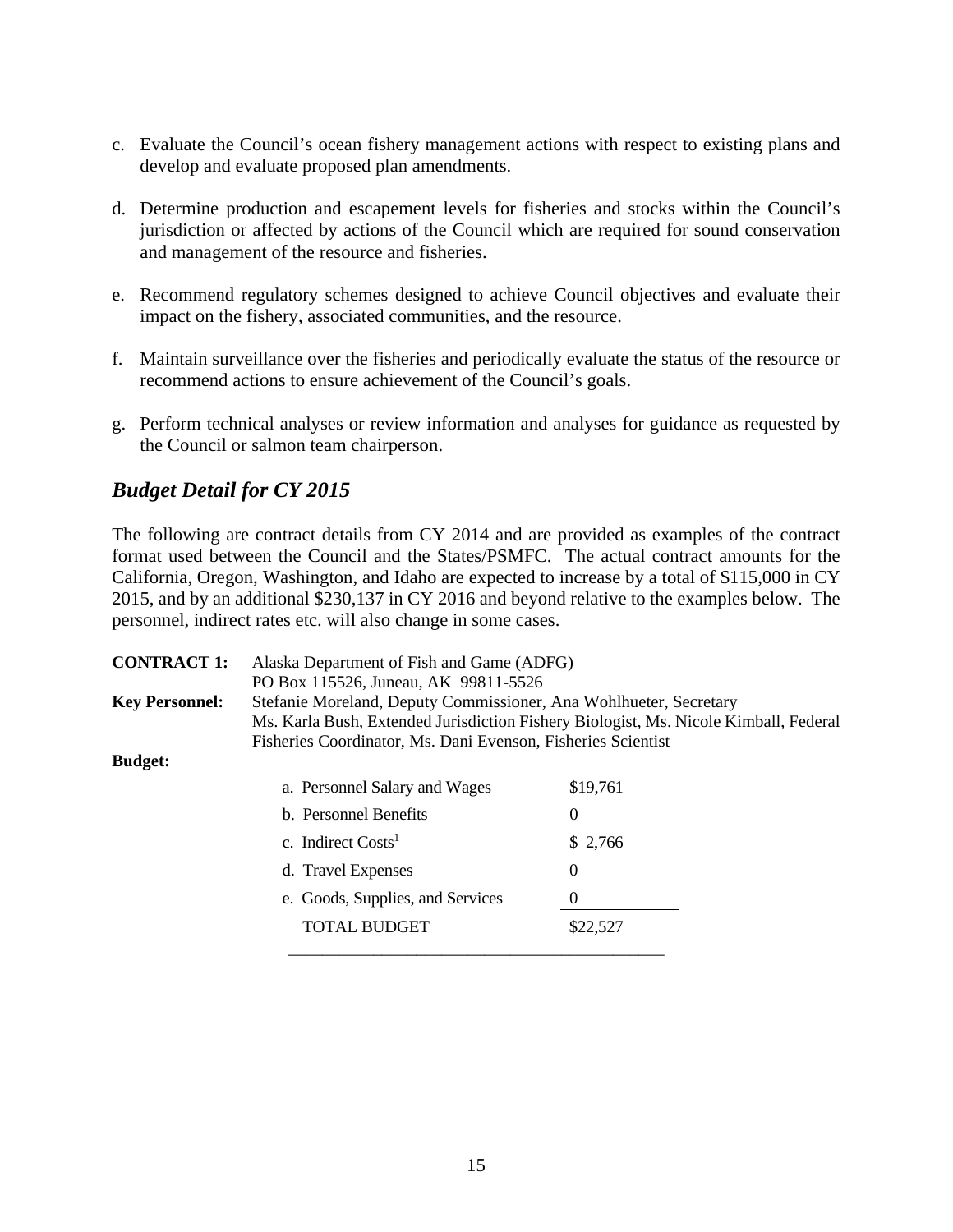c. Evaluate the Council's ocean fishery management actions with respect to existing plans and develop and evaluate proposed plan amendments.

d. Determine production and escapement levels for fisheries and stocks within the Council's jurisdiction or affected by actions of the Council which are required for sound conservation and management of the resource and fisheries.

e. Recommend regulatory schemes designed to achieve Council objectives and evaluate their impact on the fishery, associated communities, and the resource.

f. Maintain surveillance over the fisheries and periodically evaluate the status of the resource or recommend actions to ensure achievement of the Council's goals.

g. Perform technical analyses or review information and analyses for guidance as requested by the Council or salmon team chairperson.

## *Budget Detail for CY 2015*

The following are contract details from CY 2014 and are provided as examples of the contract format used between the Council and the States/PSMFC. The actual contract amounts for the California, Oregon, Washington, and Idaho are expected to increase by a total of $115,000 in CY 2015, and by an additional $230,137 in CY 2016 and beyond relative to the examples below. The personnel, indirect rates etc. will also change in some cases.

**CONTRACT 1:** Alaska Department of Fish and Game (ADFG)
PO Box 115526, Juneau, AK 99811-5526

**Key Personnel:** Stefanie Moreland, Deputy Commissioner, Ana Wohlhueter, Secretary
Ms. Karla Bush, Extended Jurisdiction Fishery Biologist, Ms. Nicole Kimball, Federal Fisheries Coordinator, Ms. Dani Evenson, Fisheries Scientist

**Budget:**

| Item | Amount |
|---|---|
| a. Personnel Salary and Wages | $19,761 |
| b. Personnel Benefits | 0 |
| c. Indirect Costs[1] | $ 2,766 |
| d. Travel Expenses | 0 |
| e. Goods, Supplies, and Services | 0 |
| TOTAL BUDGET | $22,527 |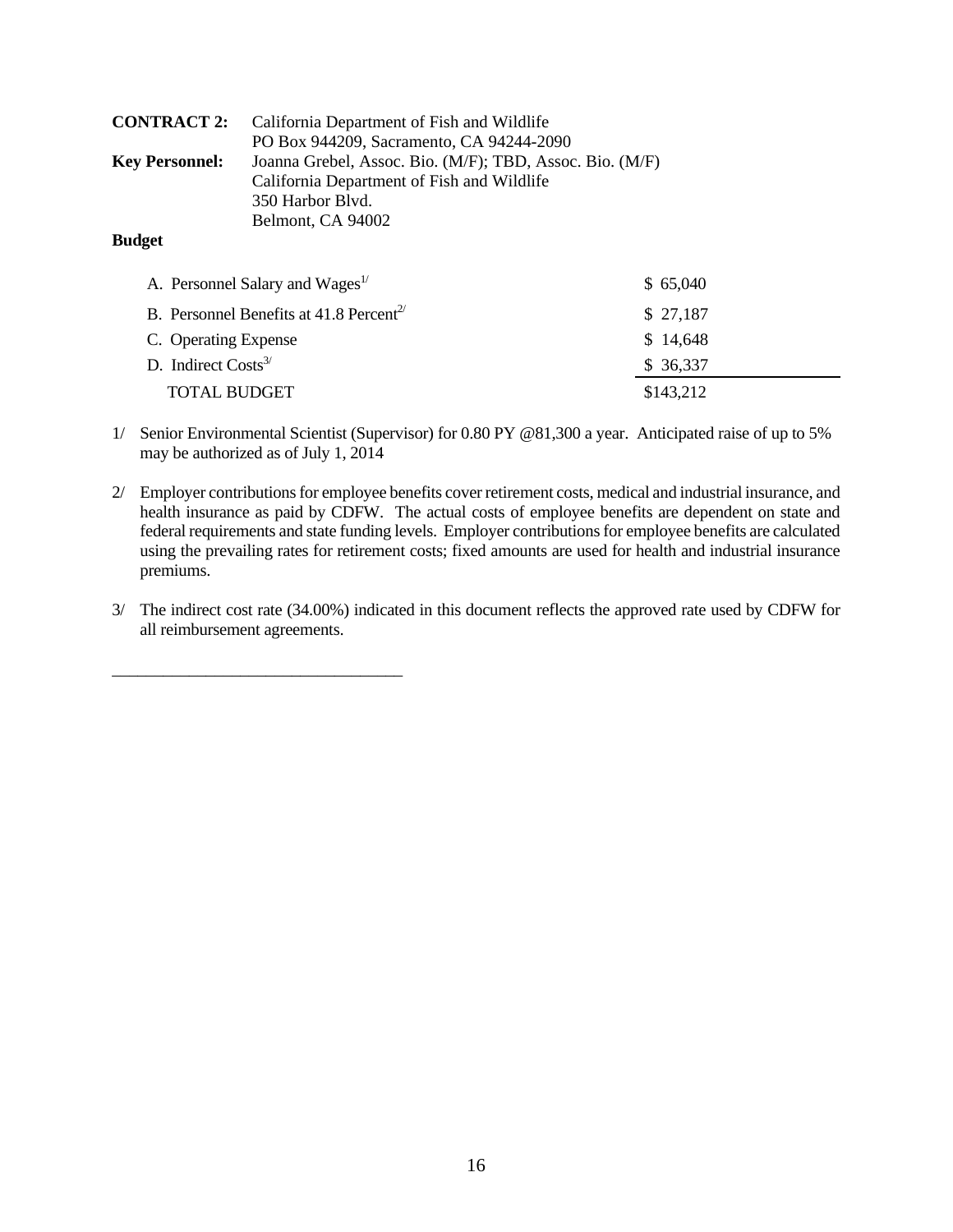**CONTRACT 2:** California Department of Fish and Wildlife
PO Box 944209, Sacramento, CA 94244-2090

**Key Personnel:** Joanna Grebel, Assoc. Bio. (M/F); TBD, Assoc. Bio. (M/F)
California Department of Fish and Wildlife
350 Harbor Blvd.
Belmont, CA 94002

**Budget**

| | |
|---|---|
| A. Personnel Salary and Wages[1/] | $ 65,040 |
| B. Personnel Benefits at 41.8 Percent[2/] | $ 27,187 |
| C. Operating Expense | $ 14,648 |
| D. Indirect Costs[3/] | $ 36,337 |
| TOTAL BUDGET | $143,212 |

1/ Senior Environmental Scientist (Supervisor) for 0.80 PY @81,300 a year. Anticipated raise of up to 5% may be authorized as of July 1, 2014

2/ Employer contributions for employee benefits cover retirement costs, medical and industrial insurance, and health insurance as paid by CDFW. The actual costs of employee benefits are dependent on state and federal requirements and state funding levels. Employer contributions for employee benefits are calculated using the prevailing rates for retirement costs; fixed amounts are used for health and industrial insurance premiums.

3/ The indirect cost rate (34.00%) indicated in this document reflects the approved rate used by CDFW for all reimbursement agreements.

\_\_\_\_\_\_\_\_\_\_\_\_\_\_\_\_\_\_\_\_\_\_\_\_\_\_\_\_\_\_\_\_\_\_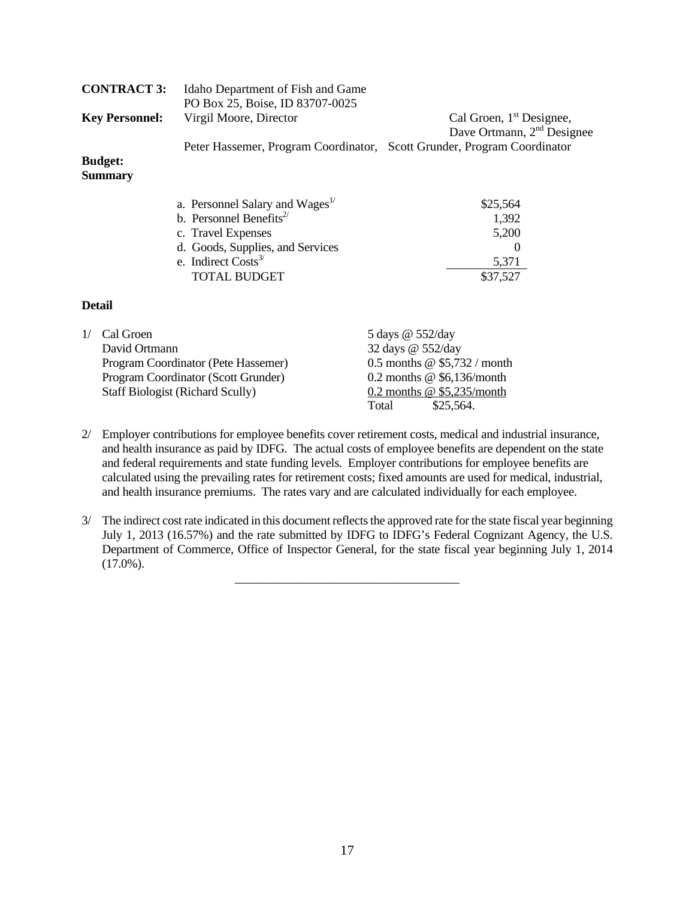**CONTRACT 3:** Idaho Department of Fish and Game
PO Box 25, Boise, ID 83707-0025

**Key Personnel:** Virgil Moore, Director — Cal Groen, 1st Designee, Dave Ortmann, 2nd Designee

Peter Hassemer, Program Coordinator, Scott Grunder, Program Coordinator

**Budget: Summary**

| | |
|---|---:|
| a. Personnel Salary and Wages[1/] | $25,564 |
| b. Personnel Benefits[2/] | 1,392 |
| c. Travel Expenses | 5,200 |
| d. Goods, Supplies, and Services | 0 |
| e. Indirect Costs[3/] | 5,371 |
| TOTAL BUDGET | $37,527 |

**Detail**

| | |
|---|---|
| 1/ Cal Groen | 5 days @ 552/day |
| David Ortmann | 32 days @ 552/day |
| Program Coordinator (Pete Hassemer) | 0.5 months @ $5,732 / month |
| Program Coordinator (Scott Grunder) | 0.2 months @ $6,136/month |
| Staff Biologist (Richard Scully) | 0.2 months @ $5,235/month |
| | Total $25,564. |

2/ Employer contributions for employee benefits cover retirement costs, medical and industrial insurance, and health insurance as paid by IDFG. The actual costs of employee benefits are dependent on the state and federal requirements and state funding levels. Employer contributions for employee benefits are calculated using the prevailing rates for retirement costs; fixed amounts are used for medical, industrial, and health insurance premiums. The rates vary and are calculated individually for each employee.

3/ The indirect cost rate indicated in this document reflects the approved rate for the state fiscal year beginning July 1, 2013 (16.57%) and the rate submitted by IDFG to IDFG's Federal Cognizant Agency, the U.S. Department of Commerce, Office of Inspector General, for the state fiscal year beginning July 1, 2014 (17.0%).

---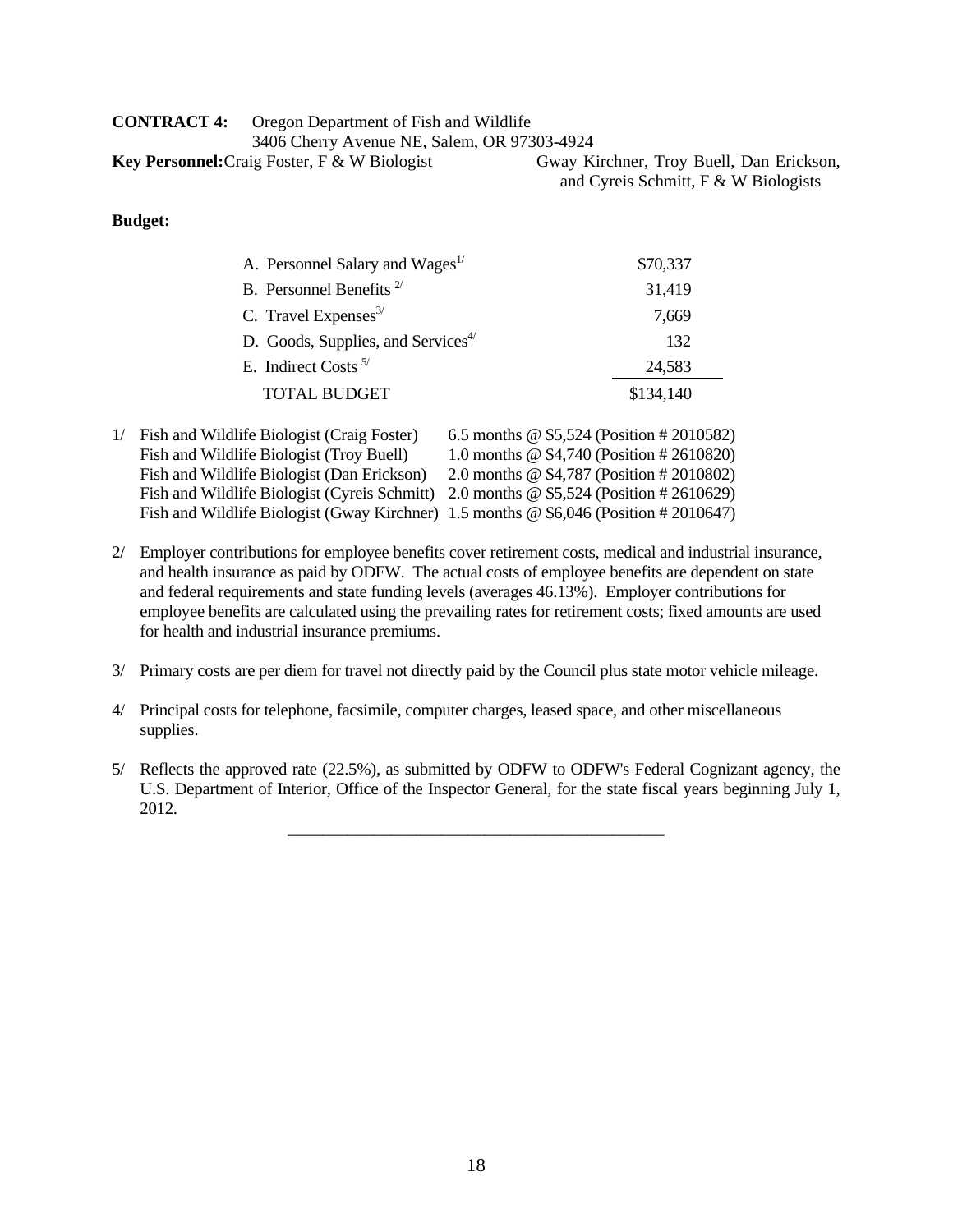**CONTRACT 4:** Oregon Department of Fish and Wildlife
3406 Cherry Avenue NE, Salem, OR 97303-4924

**Key Personnel:** Craig Foster, F & W Biologist; Gway Kirchner, Troy Buell, Dan Erickson, and Cyreis Schmitt, F & W Biologists

**Budget:**

| | |
|---|---:|
| A. Personnel Salary and Wages[1/] | $70,337 |
| B. Personnel Benefits [2/] | 31,419 |
| C. Travel Expenses[3/] | 7,669 |
| D. Goods, Supplies, and Services[4/] | 132 |
| E. Indirect Costs [5/] | 24,583 |
| TOTAL BUDGET | $134,140 |

1/ Fish and Wildlife Biologist (Craig Foster) 6.5 months @ $5,524 (Position # 2010582)
Fish and Wildlife Biologist (Troy Buell) 1.0 months @ $4,740 (Position # 2610820)
Fish and Wildlife Biologist (Dan Erickson) 2.0 months @ $4,787 (Position # 2010802)
Fish and Wildlife Biologist (Cyreis Schmitt) 2.0 months @ $5,524 (Position # 2610629)
Fish and Wildlife Biologist (Gway Kirchner) 1.5 months @ $6,046 (Position # 2010647)

2/ Employer contributions for employee benefits cover retirement costs, medical and industrial insurance, and health insurance as paid by ODFW. The actual costs of employee benefits are dependent on state and federal requirements and state funding levels (averages 46.13%). Employer contributions for employee benefits are calculated using the prevailing rates for retirement costs; fixed amounts are used for health and industrial insurance premiums.

3/ Primary costs are per diem for travel not directly paid by the Council plus state motor vehicle mileage.

4/ Principal costs for telephone, facsimile, computer charges, leased space, and other miscellaneous supplies.

5/ Reflects the approved rate (22.5%), as submitted by ODFW to ODFW's Federal Cognizant agency, the U.S. Department of Interior, Office of the Inspector General, for the state fiscal years beginning July 1, 2012.

---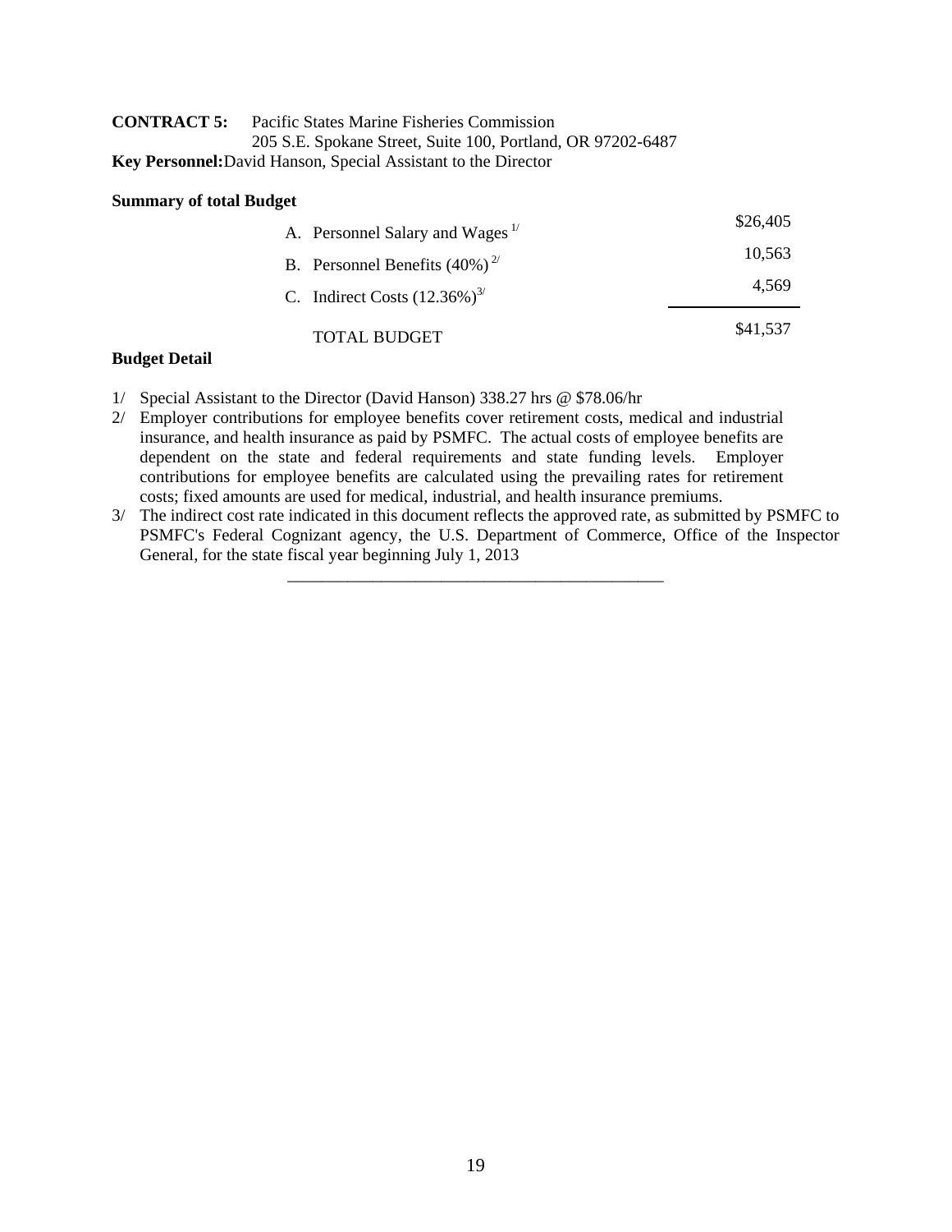**CONTRACT 5:** Pacific States Marine Fisheries Commission
205 S.E. Spokane Street, Suite 100, Portland, OR 97202-6487

**Key Personnel:** David Hanson, Special Assistant to the Director

**Summary of total Budget**

| | |
|---|---|
| A. Personnel Salary and Wages [1/] | $26,405 |
| B. Personnel Benefits (40%) [2/] | 10,563 |
| C. Indirect Costs (12.36%) [3/] | 4,569 |
| TOTAL BUDGET | $41,537 |

**Budget Detail**

1/ Special Assistant to the Director (David Hanson) 338.27 hrs @ $78.06/hr

2/ Employer contributions for employee benefits cover retirement costs, medical and industrial insurance, and health insurance as paid by PSMFC. The actual costs of employee benefits are dependent on the state and federal requirements and state funding levels. Employer contributions for employee benefits are calculated using the prevailing rates for retirement costs; fixed amounts are used for medical, industrial, and health insurance premiums.

3/ The indirect cost rate indicated in this document reflects the approved rate, as submitted by PSMFC to PSMFC's Federal Cognizant agency, the U.S. Department of Commerce, Office of the Inspector General, for the state fiscal year beginning July 1, 2013

---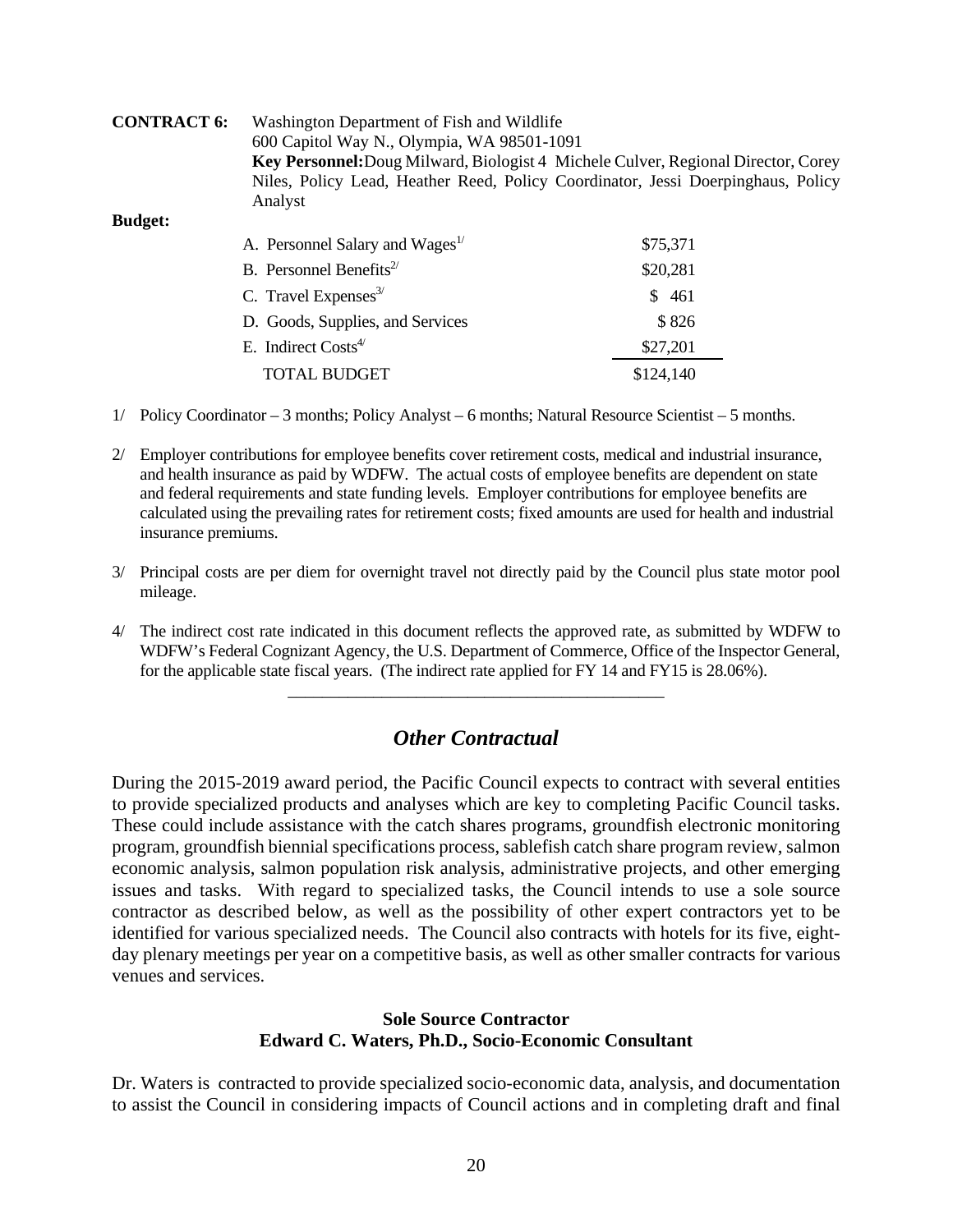**CONTRACT 6:** Washington Department of Fish and Wildlife
600 Capitol Way N., Olympia, WA 98501-1091
**Key Personnel:** Doug Milward, Biologist 4 Michele Culver, Regional Director, Corey Niles, Policy Lead, Heather Reed, Policy Coordinator, Jessi Doerpinghaus, Policy Analyst

**Budget:**

| | |
|---|---|
| A. Personnel Salary and Wages[1/] | \$75,371 |
| B. Personnel Benefits[2/] | \$20,281 |
| C. Travel Expenses[3/] | \$ 461 |
| D. Goods, Supplies, and Services | \$ 826 |
| E. Indirect Costs[4/] | \$27,201 |
| TOTAL BUDGET | \$124,140 |

1/ Policy Coordinator – 3 months; Policy Analyst – 6 months; Natural Resource Scientist – 5 months.

2/ Employer contributions for employee benefits cover retirement costs, medical and industrial insurance, and health insurance as paid by WDFW. The actual costs of employee benefits are dependent on state and federal requirements and state funding levels. Employer contributions for employee benefits are calculated using the prevailing rates for retirement costs; fixed amounts are used for health and industrial insurance premiums.

3/ Principal costs are per diem for overnight travel not directly paid by the Council plus state motor pool mileage.

4/ The indirect cost rate indicated in this document reflects the approved rate, as submitted by WDFW to WDFW's Federal Cognizant Agency, the U.S. Department of Commerce, Office of the Inspector General, for the applicable state fiscal years. (The indirect rate applied for FY 14 and FY15 is 28.06%).

---

## *Other Contractual*

During the 2015-2019 award period, the Pacific Council expects to contract with several entities to provide specialized products and analyses which are key to completing Pacific Council tasks. These could include assistance with the catch shares programs, groundfish electronic monitoring program, groundfish biennial specifications process, sablefish catch share program review, salmon economic analysis, salmon population risk analysis, administrative projects, and other emerging issues and tasks. With regard to specialized tasks, the Council intends to use a sole source contractor as described below, as well as the possibility of other expert contractors yet to be identified for various specialized needs. The Council also contracts with hotels for its five, eight-day plenary meetings per year on a competitive basis, as well as other smaller contracts for various venues and services.

### Sole Source Contractor
### Edward C. Waters, Ph.D., Socio-Economic Consultant

Dr. Waters is contracted to provide specialized socio-economic data, analysis, and documentation to assist the Council in considering impacts of Council actions and in completing draft and final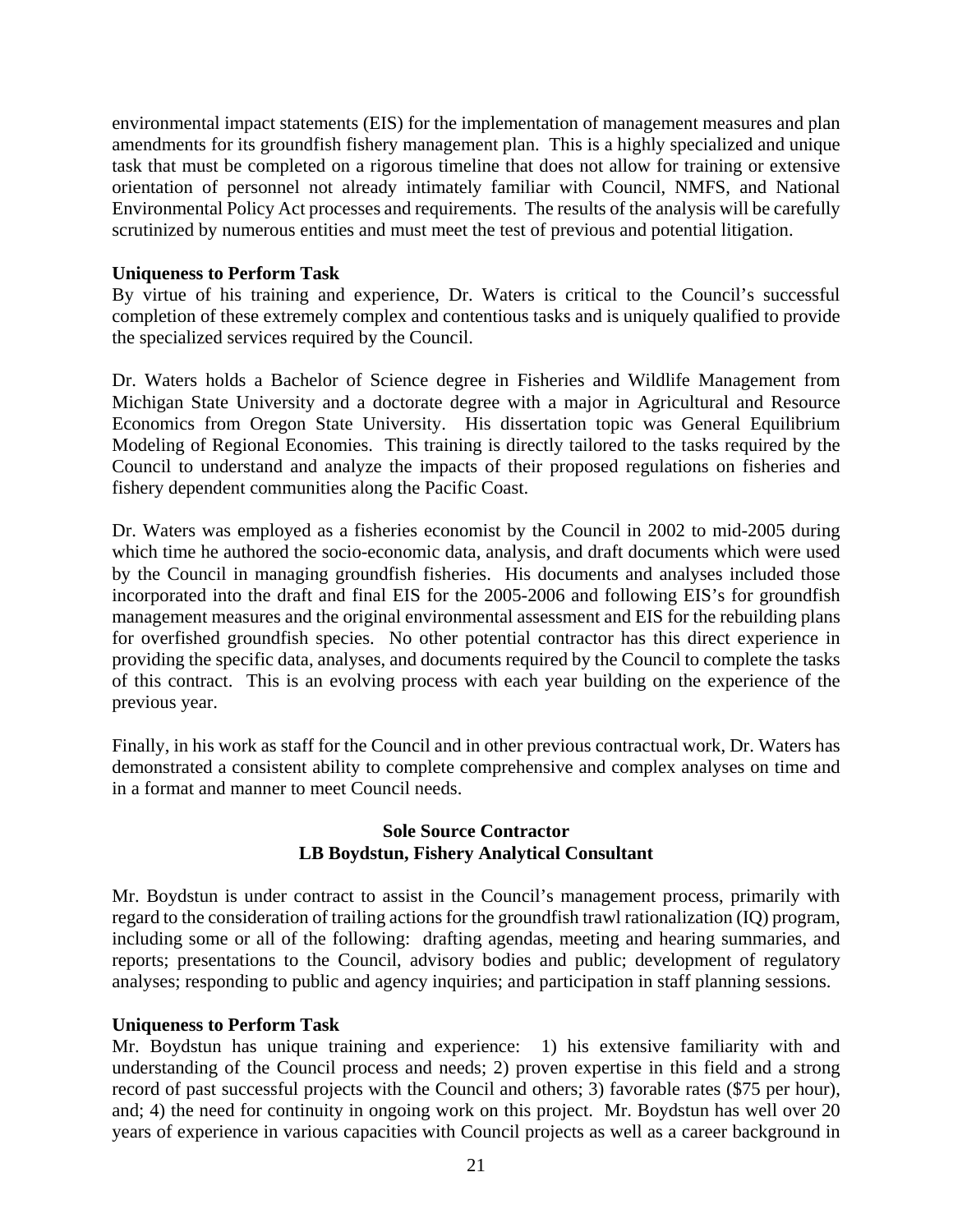environmental impact statements (EIS) for the implementation of management measures and plan amendments for its groundfish fishery management plan. This is a highly specialized and unique task that must be completed on a rigorous timeline that does not allow for training or extensive orientation of personnel not already intimately familiar with Council, NMFS, and National Environmental Policy Act processes and requirements. The results of the analysis will be carefully scrutinized by numerous entities and must meet the test of previous and potential litigation.

**Uniqueness to Perform Task**

By virtue of his training and experience, Dr. Waters is critical to the Council's successful completion of these extremely complex and contentious tasks and is uniquely qualified to provide the specialized services required by the Council.

Dr. Waters holds a Bachelor of Science degree in Fisheries and Wildlife Management from Michigan State University and a doctorate degree with a major in Agricultural and Resource Economics from Oregon State University. His dissertation topic was General Equilibrium Modeling of Regional Economies. This training is directly tailored to the tasks required by the Council to understand and analyze the impacts of their proposed regulations on fisheries and fishery dependent communities along the Pacific Coast.

Dr. Waters was employed as a fisheries economist by the Council in 2002 to mid-2005 during which time he authored the socio-economic data, analysis, and draft documents which were used by the Council in managing groundfish fisheries. His documents and analyses included those incorporated into the draft and final EIS for the 2005-2006 and following EIS's for groundfish management measures and the original environmental assessment and EIS for the rebuilding plans for overfished groundfish species. No other potential contractor has this direct experience in providing the specific data, analyses, and documents required by the Council to complete the tasks of this contract. This is an evolving process with each year building on the experience of the previous year.

Finally, in his work as staff for the Council and in other previous contractual work, Dr. Waters has demonstrated a consistent ability to complete comprehensive and complex analyses on time and in a format and manner to meet Council needs.

**Sole Source Contractor**
**LB Boydstun, Fishery Analytical Consultant**

Mr. Boydstun is under contract to assist in the Council's management process, primarily with regard to the consideration of trailing actions for the groundfish trawl rationalization (IQ) program, including some or all of the following: drafting agendas, meeting and hearing summaries, and reports; presentations to the Council, advisory bodies and public; development of regulatory analyses; responding to public and agency inquiries; and participation in staff planning sessions.

**Uniqueness to Perform Task**

Mr. Boydstun has unique training and experience: 1) his extensive familiarity with and understanding of the Council process and needs; 2) proven expertise in this field and a strong record of past successful projects with the Council and others; 3) favorable rates ($75 per hour), and; 4) the need for continuity in ongoing work on this project. Mr. Boydstun has well over 20 years of experience in various capacities with Council projects as well as a career background in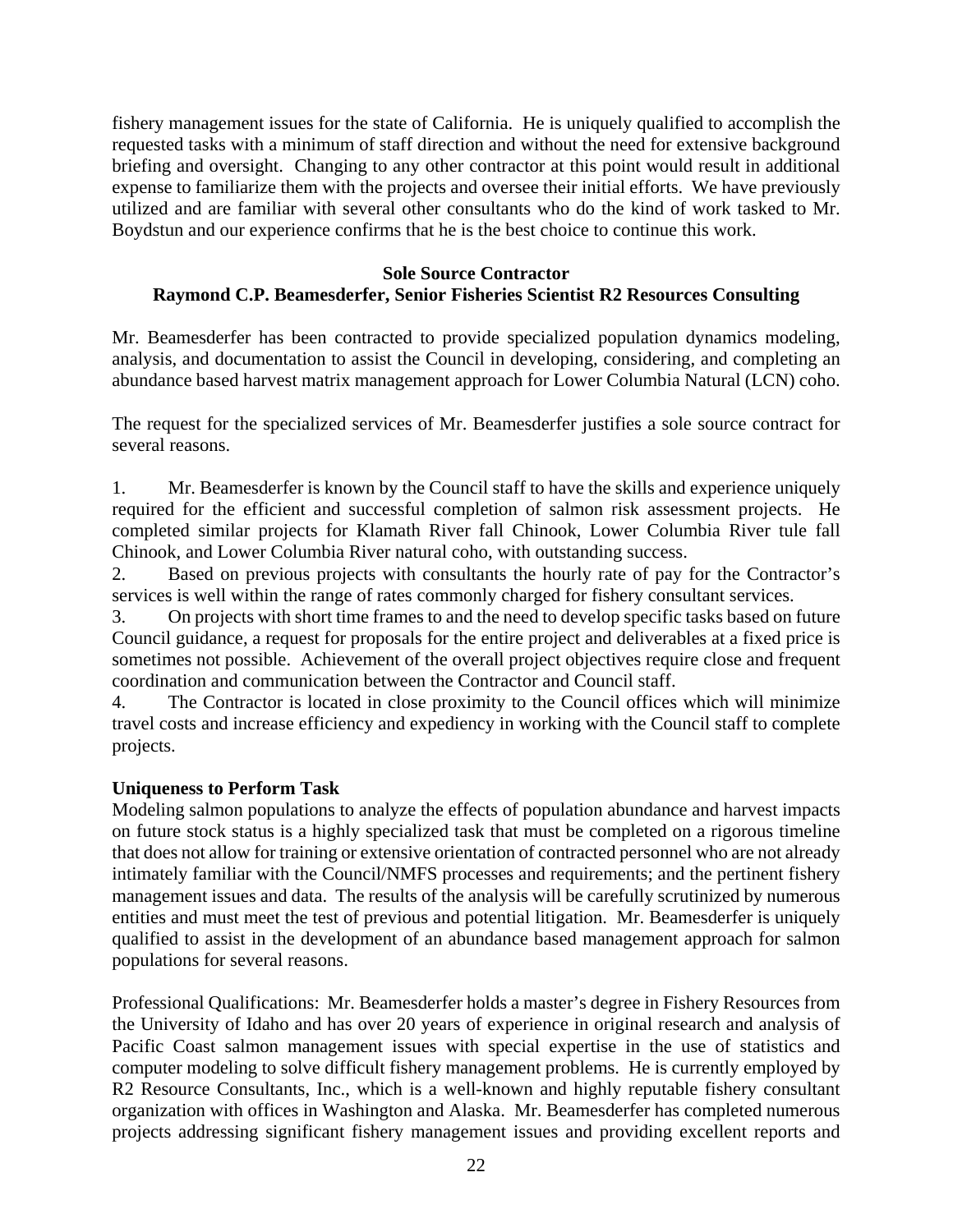fishery management issues for the state of California. He is uniquely qualified to accomplish the requested tasks with a minimum of staff direction and without the need for extensive background briefing and oversight. Changing to any other contractor at this point would result in additional expense to familiarize them with the projects and oversee their initial efforts. We have previously utilized and are familiar with several other consultants who do the kind of work tasked to Mr. Boydstun and our experience confirms that he is the best choice to continue this work.

**Sole Source Contractor**
**Raymond C.P. Beamesderfer, Senior Fisheries Scientist R2 Resources Consulting**

Mr. Beamesderfer has been contracted to provide specialized population dynamics modeling, analysis, and documentation to assist the Council in developing, considering, and completing an abundance based harvest matrix management approach for Lower Columbia Natural (LCN) coho.

The request for the specialized services of Mr. Beamesderfer justifies a sole source contract for several reasons.

1. Mr. Beamesderfer is known by the Council staff to have the skills and experience uniquely required for the efficient and successful completion of salmon risk assessment projects. He completed similar projects for Klamath River fall Chinook, Lower Columbia River tule fall Chinook, and Lower Columbia River natural coho, with outstanding success.
2. Based on previous projects with consultants the hourly rate of pay for the Contractor's services is well within the range of rates commonly charged for fishery consultant services.
3. On projects with short time frames to and the need to develop specific tasks based on future Council guidance, a request for proposals for the entire project and deliverables at a fixed price is sometimes not possible. Achievement of the overall project objectives require close and frequent coordination and communication between the Contractor and Council staff.
4. The Contractor is located in close proximity to the Council offices which will minimize travel costs and increase efficiency and expediency in working with the Council staff to complete projects.

**Uniqueness to Perform Task**

Modeling salmon populations to analyze the effects of population abundance and harvest impacts on future stock status is a highly specialized task that must be completed on a rigorous timeline that does not allow for training or extensive orientation of contracted personnel who are not already intimately familiar with the Council/NMFS processes and requirements; and the pertinent fishery management issues and data. The results of the analysis will be carefully scrutinized by numerous entities and must meet the test of previous and potential litigation. Mr. Beamesderfer is uniquely qualified to assist in the development of an abundance based management approach for salmon populations for several reasons.

Professional Qualifications: Mr. Beamesderfer holds a master's degree in Fishery Resources from the University of Idaho and has over 20 years of experience in original research and analysis of Pacific Coast salmon management issues with special expertise in the use of statistics and computer modeling to solve difficult fishery management problems. He is currently employed by R2 Resource Consultants, Inc., which is a well-known and highly reputable fishery consultant organization with offices in Washington and Alaska. Mr. Beamesderfer has completed numerous projects addressing significant fishery management issues and providing excellent reports and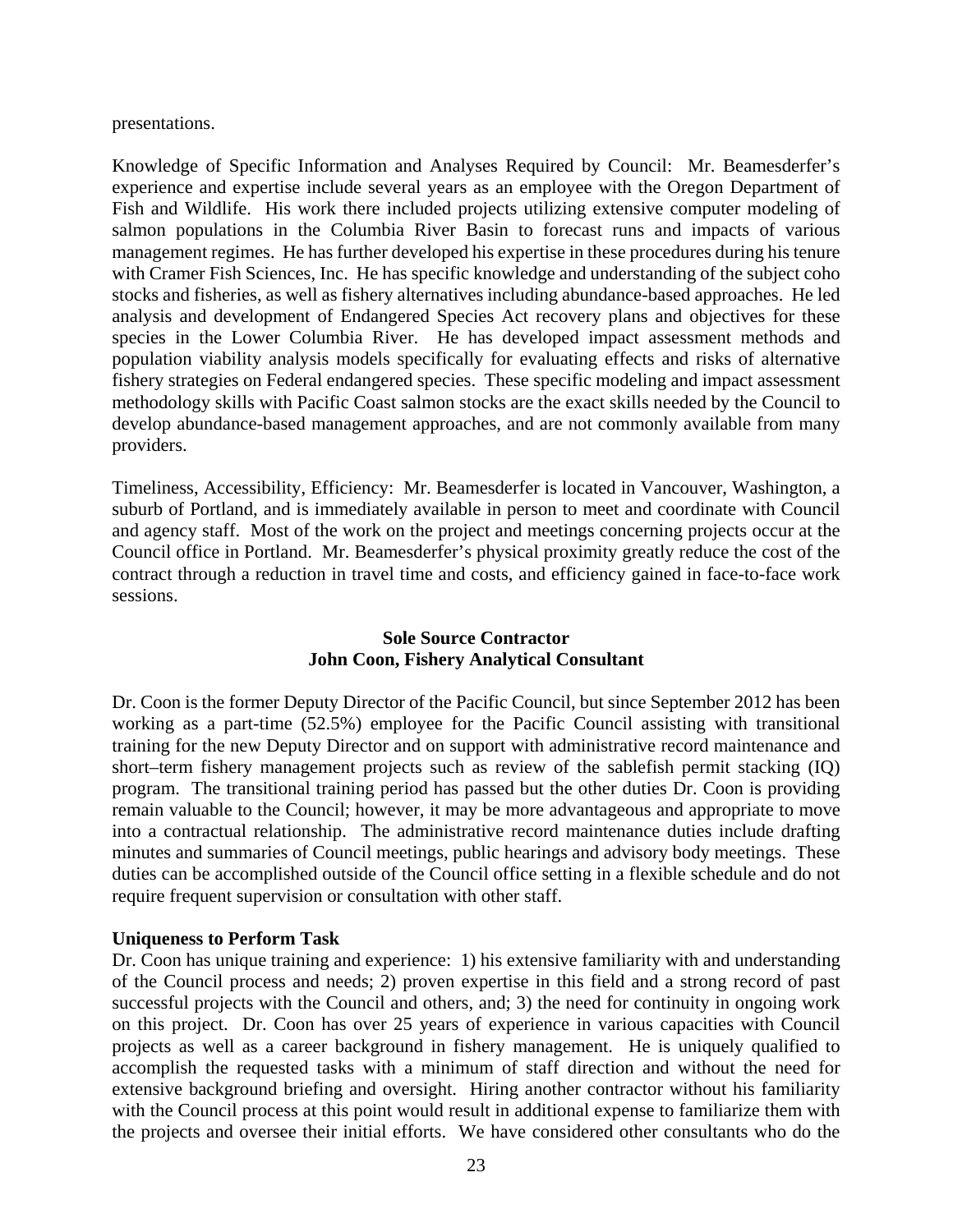presentations.

Knowledge of Specific Information and Analyses Required by Council: Mr. Beamesderfer's experience and expertise include several years as an employee with the Oregon Department of Fish and Wildlife. His work there included projects utilizing extensive computer modeling of salmon populations in the Columbia River Basin to forecast runs and impacts of various management regimes. He has further developed his expertise in these procedures during his tenure with Cramer Fish Sciences, Inc. He has specific knowledge and understanding of the subject coho stocks and fisheries, as well as fishery alternatives including abundance-based approaches. He led analysis and development of Endangered Species Act recovery plans and objectives for these species in the Lower Columbia River. He has developed impact assessment methods and population viability analysis models specifically for evaluating effects and risks of alternative fishery strategies on Federal endangered species. These specific modeling and impact assessment methodology skills with Pacific Coast salmon stocks are the exact skills needed by the Council to develop abundance-based management approaches, and are not commonly available from many providers.

Timeliness, Accessibility, Efficiency: Mr. Beamesderfer is located in Vancouver, Washington, a suburb of Portland, and is immediately available in person to meet and coordinate with Council and agency staff. Most of the work on the project and meetings concerning projects occur at the Council office in Portland. Mr. Beamesderfer's physical proximity greatly reduce the cost of the contract through a reduction in travel time and costs, and efficiency gained in face-to-face work sessions.

**Sole Source Contractor**
**John Coon, Fishery Analytical Consultant**

Dr. Coon is the former Deputy Director of the Pacific Council, but since September 2012 has been working as a part-time (52.5%) employee for the Pacific Council assisting with transitional training for the new Deputy Director and on support with administrative record maintenance and short–term fishery management projects such as review of the sablefish permit stacking (IQ) program. The transitional training period has passed but the other duties Dr. Coon is providing remain valuable to the Council; however, it may be more advantageous and appropriate to move into a contractual relationship. The administrative record maintenance duties include drafting minutes and summaries of Council meetings, public hearings and advisory body meetings. These duties can be accomplished outside of the Council office setting in a flexible schedule and do not require frequent supervision or consultation with other staff.

**Uniqueness to Perform Task**

Dr. Coon has unique training and experience: 1) his extensive familiarity with and understanding of the Council process and needs; 2) proven expertise in this field and a strong record of past successful projects with the Council and others, and; 3) the need for continuity in ongoing work on this project. Dr. Coon has over 25 years of experience in various capacities with Council projects as well as a career background in fishery management. He is uniquely qualified to accomplish the requested tasks with a minimum of staff direction and without the need for extensive background briefing and oversight. Hiring another contractor without his familiarity with the Council process at this point would result in additional expense to familiarize them with the projects and oversee their initial efforts. We have considered other consultants who do the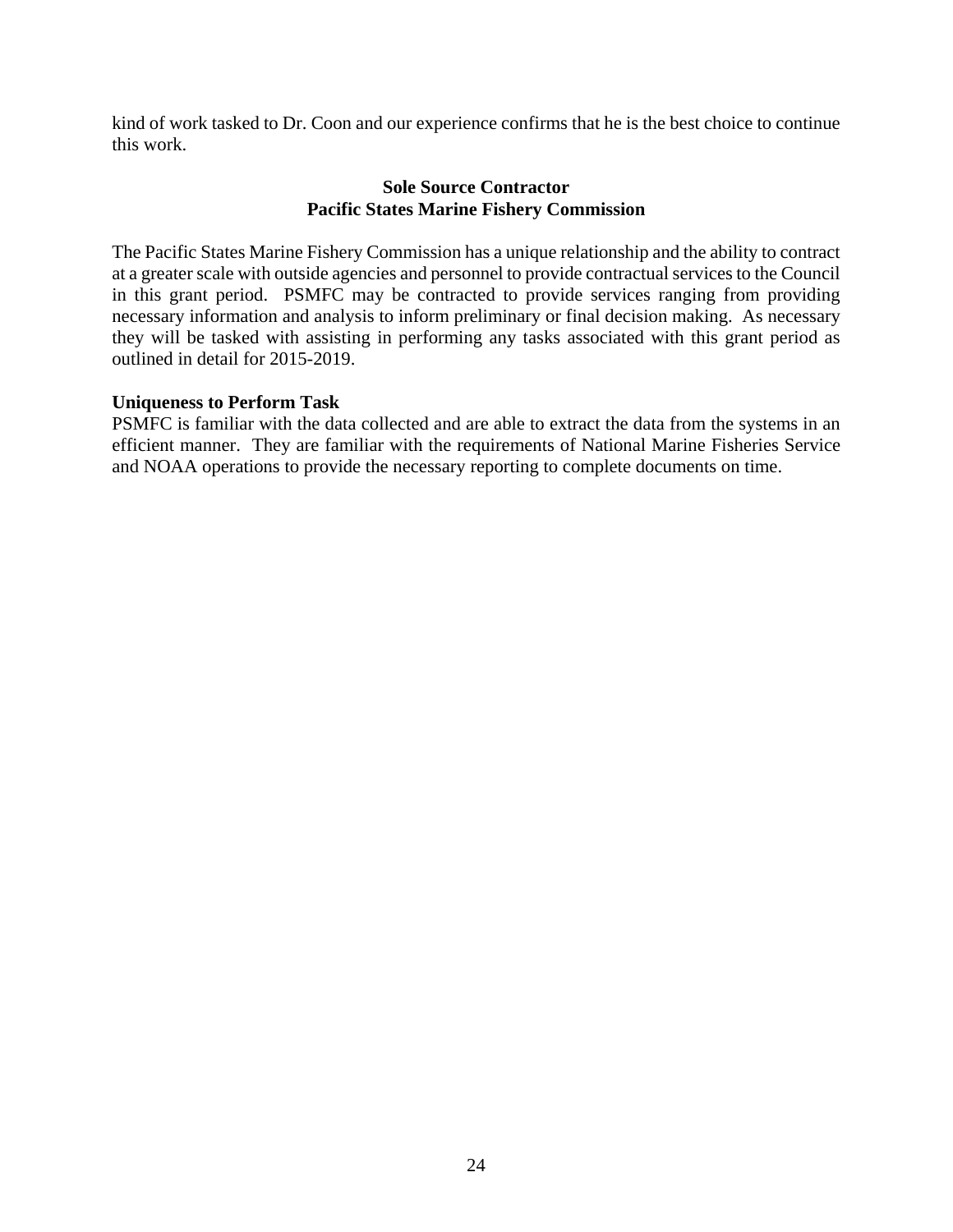kind of work tasked to Dr. Coon and our experience confirms that he is the best choice to continue this work.

**Sole Source Contractor**
**Pacific States Marine Fishery Commission**

The Pacific States Marine Fishery Commission has a unique relationship and the ability to contract at a greater scale with outside agencies and personnel to provide contractual services to the Council in this grant period. PSMFC may be contracted to provide services ranging from providing necessary information and analysis to inform preliminary or final decision making. As necessary they will be tasked with assisting in performing any tasks associated with this grant period as outlined in detail for 2015-2019.

**Uniqueness to Perform Task**

PSMFC is familiar with the data collected and are able to extract the data from the systems in an efficient manner. They are familiar with the requirements of National Marine Fisheries Service and NOAA operations to provide the necessary reporting to complete documents on time.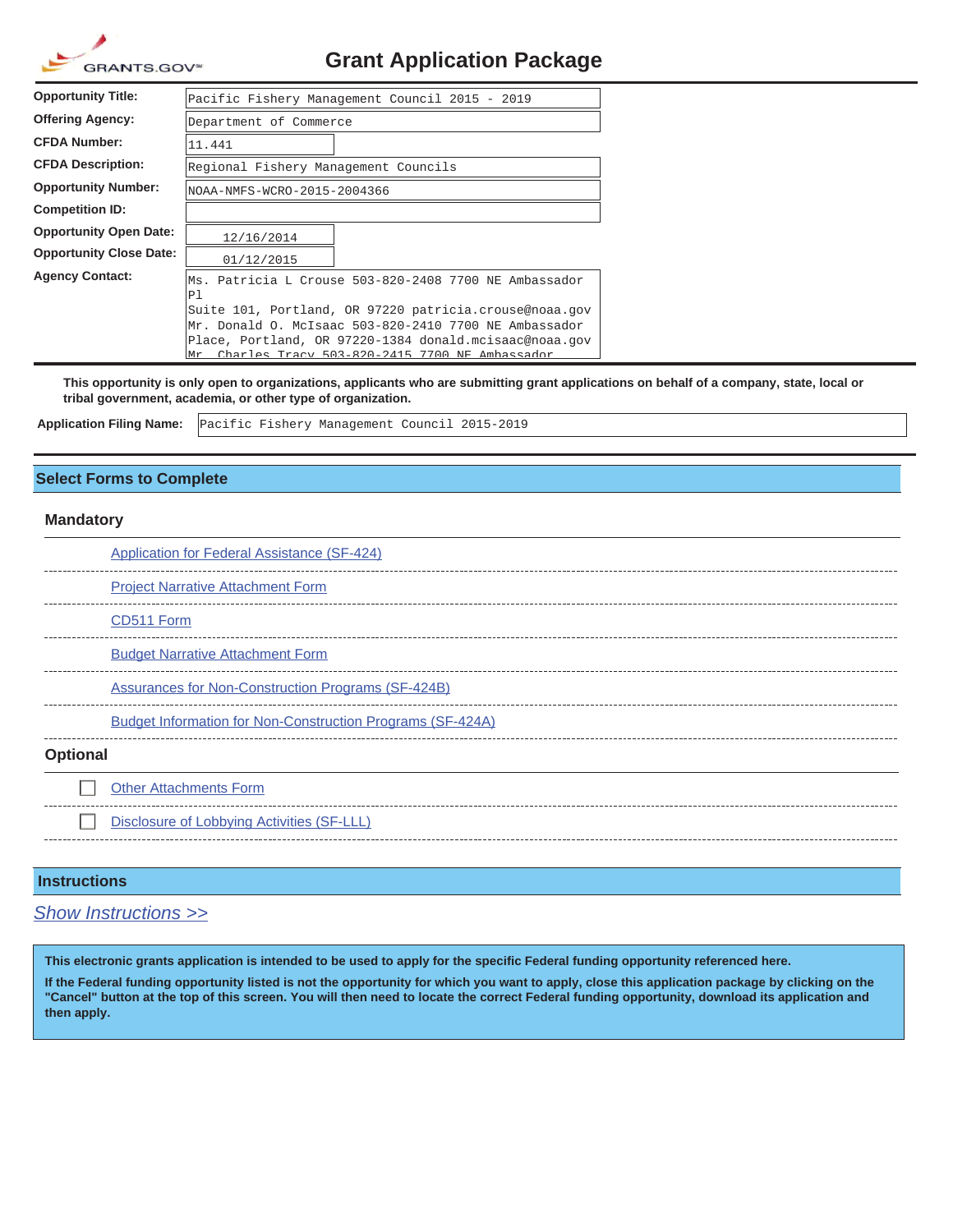GRANTS.GOV

# Grant Application Package

| | |
|---|---|
| **Opportunity Title:** | Pacific Fishery Management Council 2015 - 2019 |
| **Offering Agency:** | Department of Commerce |
| **CFDA Number:** | 11.441 |
| **CFDA Description:** | Regional Fishery Management Councils |
| **Opportunity Number:** | NOAA-NMFS-WCRO-2015-2004366 |
| **Competition ID:** | |
| **Opportunity Open Date:** | 12/16/2014 |
| **Opportunity Close Date:** | 01/12/2015 |
| **Agency Contact:** | Ms. Patricia L Crouse 503-820-2408 7700 NE Ambassador Pl Suite 101, Portland, OR 97220 patricia.crouse@noaa.gov Mr. Donald O. McIsaac 503-820-2410 7700 NE Ambassador Place, Portland, OR 97220-1384 donald.mcisaac@noaa.gov Mr. Charles Tracy 503-820-2415 7700 NE Ambassador |

**This opportunity is only open to organizations, applicants who are submitting grant applications on behalf of a company, state, local or tribal government, academia, or other type of organization.**

**Application Filing Name:** Pacific Fishery Management Council 2015-2019

## Select Forms to Complete

### Mandatory

- Application for Federal Assistance (SF-424)
- Project Narrative Attachment Form
- CD511 Form
- Budget Narrative Attachment Form
- Assurances for Non-Construction Programs (SF-424B)
- Budget Information for Non-Construction Programs (SF-424A)

### Optional

- ☐ Other Attachments Form
- ☐ Disclosure of Lobbying Activities (SF-LLL)

## Instructions

*Show Instructions >>*

**This electronic grants application is intended to be used to apply for the specific Federal funding opportunity referenced here.**

**If the Federal funding opportunity listed is not the opportunity for which you want to apply, close this application package by clicking on the "Cancel" button at the top of this screen. You will then need to locate the correct Federal funding opportunity, download its application and then apply.**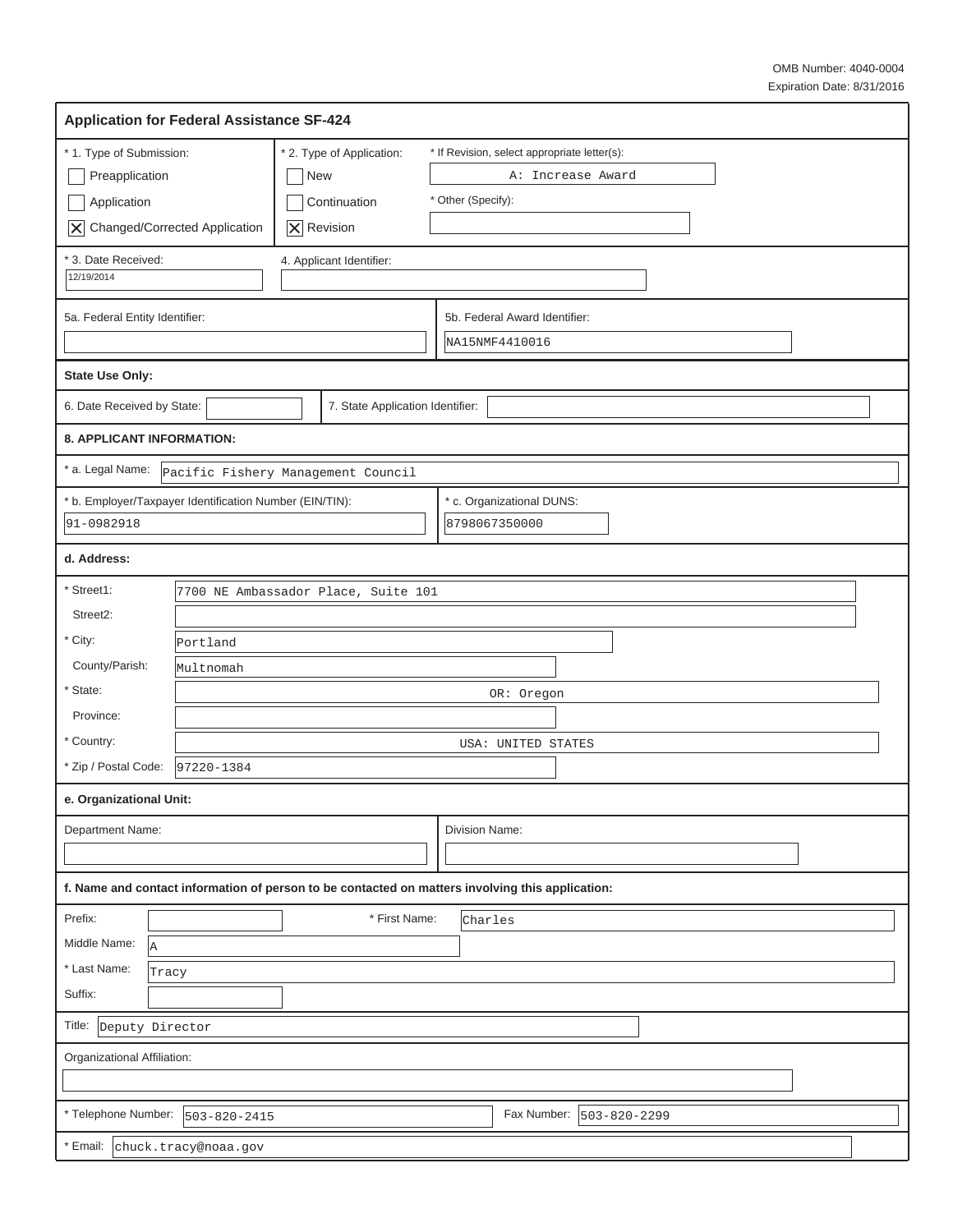OMB Number: 4040-0004
Expiration Date: 8/31/2016

## Application for Federal Assistance SF-424

| | | |
|---|---|---|
| * 1. Type of Submission: | * 2. Type of Application: | * If Revision, select appropriate letter(s): |
| ☐ Preapplication | ☐ New | A: Increase Award |
| ☐ Application | ☐ Continuation | * Other (Specify): |
| ☒ Changed/Corrected Application | ☒ Revision | |

| | |
|---|---|
| * 3. Date Received: 12/19/2014 | 4. Applicant Identifier: |

| | |
|---|---|
| 5a. Federal Entity Identifier: | 5b. Federal Award Identifier: NA15NMF4410016 |

**State Use Only:**

| | |
|---|---|
| 6. Date Received by State: | 7. State Application Identifier: |

**8. APPLICANT INFORMATION:**

* a. Legal Name: Pacific Fishery Management Council

| | |
|---|---|
| * b. Employer/Taxpayer Identification Number (EIN/TIN): 91-0982918 | * c. Organizational DUNS: 8798067350000 |

**d. Address:**

| | |
|---|---|
| * Street1: | 7700 NE Ambassador Place, Suite 101 |
| Street2: | |
| * City: | Portland |
| County/Parish: | Multnomah |
| * State: | OR: Oregon |
| Province: | |
| * Country: | USA: UNITED STATES |
| * Zip / Postal Code: | 97220-1384 |

**e. Organizational Unit:**

| | |
|---|---|
| Department Name: | Division Name: |

**f. Name and contact information of person to be contacted on matters involving this application:**

| | |
|---|---|
| Prefix: | * First Name: Charles |
| Middle Name: | A |
| * Last Name: | Tracy |
| Suffix: | |

Title: Deputy Director

Organizational Affiliation:

| | |
|---|---|
| * Telephone Number: 503-820-2415 | Fax Number: 503-820-2299 |

* Email: chuck.tracy@noaa.gov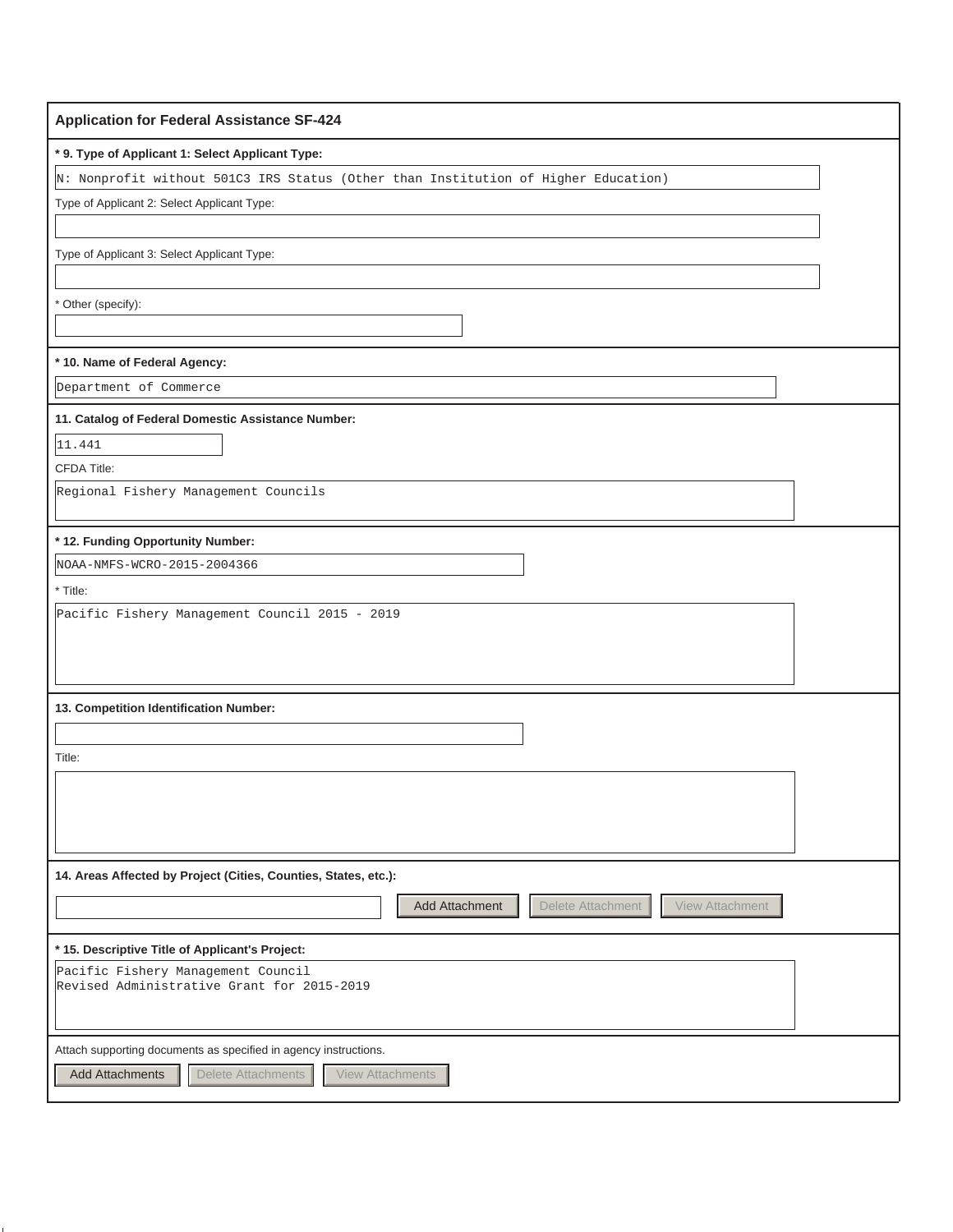## Application for Federal Assistance SF-424

**\* 9. Type of Applicant 1: Select Applicant Type:**

N: Nonprofit without 501C3 IRS Status (Other than Institution of Higher Education)

Type of Applicant 2: Select Applicant Type:

Type of Applicant 3: Select Applicant Type:

\* Other (specify):

**\* 10. Name of Federal Agency:**

Department of Commerce

**11. Catalog of Federal Domestic Assistance Number:**

11.441

CFDA Title:

Regional Fishery Management Councils

**\* 12. Funding Opportunity Number:**

NOAA-NMFS-WCRO-2015-2004366

\* Title:

Pacific Fishery Management Council 2015 - 2019

**13. Competition Identification Number:**

Title:

**14. Areas Affected by Project (Cities, Counties, States, etc.):**

Add Attachment | Delete Attachment | View Attachment

**\* 15. Descriptive Title of Applicant's Project:**

Pacific Fishery Management Council
Revised Administrative Grant for 2015-2019

Attach supporting documents as specified in agency instructions.

Add Attachments | Delete Attachments | View Attachments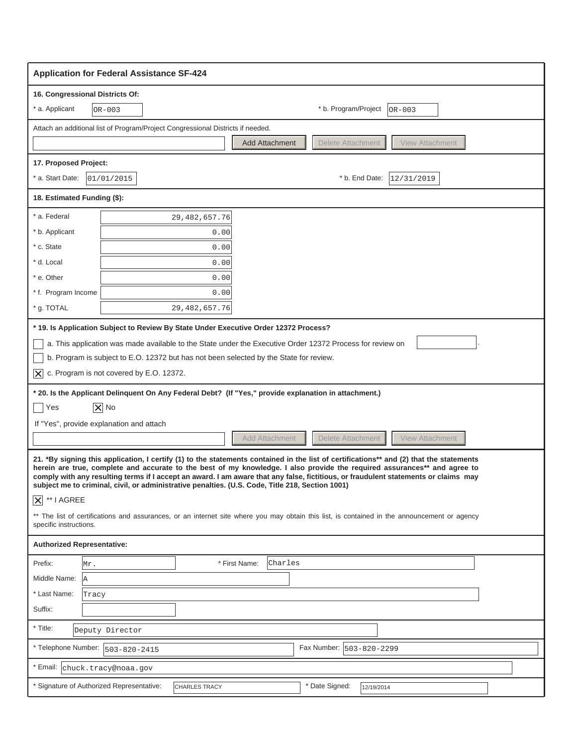## Application for Federal Assistance SF-424

**16. Congressional Districts Of:**

* a. Applicant: OR-003

* b. Program/Project: OR-003

Attach an additional list of Program/Project Congressional Districts if needed.

Add Attachment | Delete Attachment | View Attachment

**17. Proposed Project:**

* a. Start Date: 01/01/2015

* b. End Date: 12/31/2019

**18. Estimated Funding ($):**

| | |
|---|---|
| * a. Federal | 29,482,657.76 |
| * b. Applicant | 0.00 |
| * c. State | 0.00 |
| * d. Local | 0.00 |
| * e. Other | 0.00 |
| * f. Program Income | 0.00 |
| * g. TOTAL | 29,482,657.76 |

*** 19. Is Application Subject to Review By State Under Executive Order 12372 Process?**

- [ ] a. This application was made available to the State under the Executive Order 12372 Process for review on
- [ ] b. Program is subject to E.O. 12372 but has not been selected by the State for review.
- [X] c. Program is not covered by E.O. 12372.

*** 20. Is the Applicant Delinquent On Any Federal Debt? (If "Yes," provide explanation in attachment.)**

- [ ] Yes
- [X] No

If "Yes", provide explanation and attach

Add Attachment | Delete Attachment | View Attachment

**21. *By signing this application, I certify (1) to the statements contained in the list of certifications** and (2) that the statements herein are true, complete and accurate to the best of my knowledge. I also provide the required assurances** and agree to comply with any resulting terms if I accept an award. I am aware that any false, fictitious, or fraudulent statements or claims may subject me to criminal, civil, or administrative penalties. (U.S. Code, Title 218, Section 1001)**

- [X] ** I AGREE

** The list of certifications and assurances, or an internet site where you may obtain this list, is contained in the announcement or agency specific instructions.

**Authorized Representative:**

Prefix: Mr.

* First Name: Charles

Middle Name: A

* Last Name: Tracy

Suffix:

* Title: Deputy Director

* Telephone Number: 503-820-2415

Fax Number: 503-820-2299

* Email: chuck.tracy@noaa.gov

* Signature of Authorized Representative: CHARLES TRACY

* Date Signed: 12/19/2014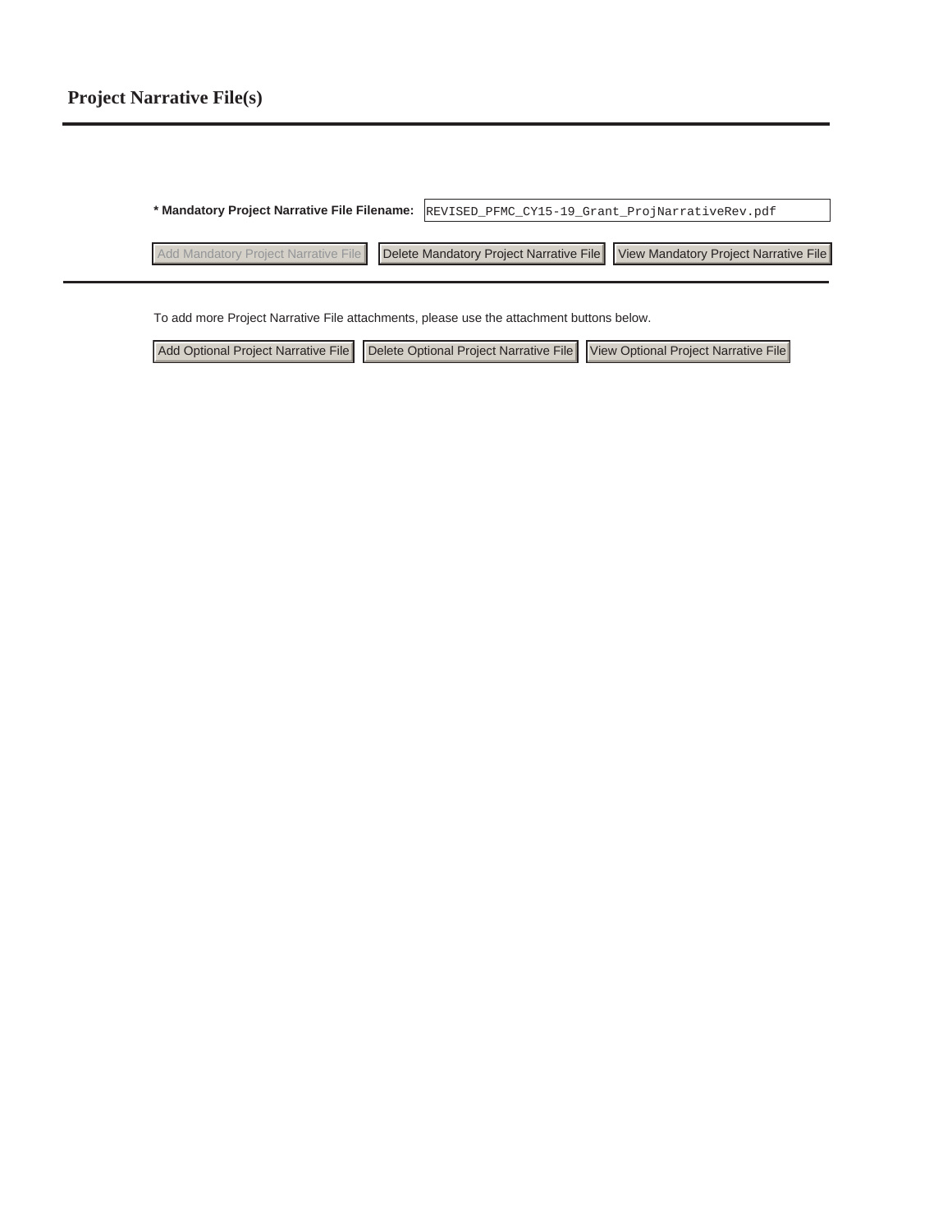## Project Narrative File(s)

**\* Mandatory Project Narrative File Filename:** REVISED_PFMC_CY15-19_Grant_ProjNarrativeRev.pdf

Add Mandatory Project Narrative File | Delete Mandatory Project Narrative File | View Mandatory Project Narrative File

To add more Project Narrative File attachments, please use the attachment buttons below.

Add Optional Project Narrative File | Delete Optional Project Narrative File | View Optional Project Narrative File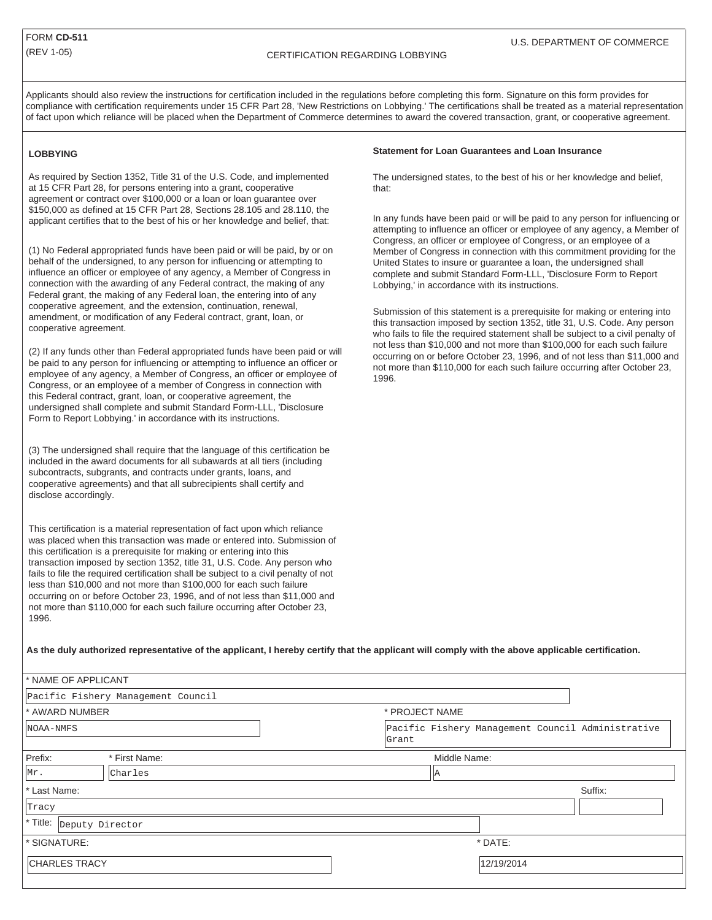FORM **CD-511**
(REV 1-05)

U.S. DEPARTMENT OF COMMERCE

CERTIFICATION REGARDING LOBBYING

Applicants should also review the instructions for certification included in the regulations before completing this form. Signature on this form provides for compliance with certification requirements under 15 CFR Part 28, 'New Restrictions on Lobbying.' The certifications shall be treated as a material representation of fact upon which reliance will be placed when the Department of Commerce determines to award the covered transaction, grant, or cooperative agreement.

## LOBBYING

As required by Section 1352, Title 31 of the U.S. Code, and implemented at 15 CFR Part 28, for persons entering into a grant, cooperative agreement or contract over $100,000 or a loan or loan guarantee over $150,000 as defined at 15 CFR Part 28, Sections 28.105 and 28.110, the applicant certifies that to the best of his or her knowledge and belief, that:

(1) No Federal appropriated funds have been paid or will be paid, by or on behalf of the undersigned, to any person for influencing or attempting to influence an officer or employee of any agency, a Member of Congress in connection with the awarding of any Federal contract, the making of any Federal grant, the making of any Federal loan, the entering into of any cooperative agreement, and the extension, continuation, renewal, amendment, or modification of any Federal contract, grant, loan, or cooperative agreement.

(2) If any funds other than Federal appropriated funds have been paid or will be paid to any person for influencing or attempting to influence an officer or employee of any agency, a Member of Congress, an officer or employee of Congress, or an employee of a member of Congress in connection with this Federal contract, grant, loan, or cooperative agreement, the undersigned shall complete and submit Standard Form-LLL, 'Disclosure Form to Report Lobbying.' in accordance with its instructions.

(3) The undersigned shall require that the language of this certification be included in the award documents for all subawards at all tiers (including subcontracts, subgrants, and contracts under grants, loans, and cooperative agreements) and that all subrecipients shall certify and disclose accordingly.

This certification is a material representation of fact upon which reliance was placed when this transaction was made or entered into. Submission of this certification is a prerequisite for making or entering into this transaction imposed by section 1352, title 31, U.S. Code. Any person who fails to file the required certification shall be subject to a civil penalty of not less than $10,000 and not more than $100,000 for each such failure occurring on or before October 23, 1996, and of not less than $11,000 and not more than $110,000 for each such failure occurring after October 23, 1996.

### Statement for Loan Guarantees and Loan Insurance

The undersigned states, to the best of his or her knowledge and belief, that:

In any funds have been paid or will be paid to any person for influencing or attempting to influence an officer or employee of any agency, a Member of Congress, an officer or employee of Congress, or an employee of a Member of Congress in connection with this commitment providing for the United States to insure or guarantee a loan, the undersigned shall complete and submit Standard Form-LLL, 'Disclosure Form to Report Lobbying,' in accordance with its instructions.

Submission of this statement is a prerequisite for making or entering into this transaction imposed by section 1352, title 31, U.S. Code. Any person who fails to file the required statement shall be subject to a civil penalty of not less than $10,000 and not more than $100,000 for each such failure occurring on or before October 23, 1996, and of not less than $11,000 and not more than $110,000 for each such failure occurring after October 23, 1996.

**As the duly authorized representative of the applicant, I hereby certify that the applicant will comply with the above applicable certification.**

\* NAME OF APPLICANT: Pacific Fishery Management Council

\* AWARD NUMBER: NOAA-NMFS

\* PROJECT NAME: Pacific Fishery Management Council Administrative Grant

Prefix: Mr.

\* First Name: Charles

Middle Name: A

\* Last Name: Tracy

Suffix:

\* Title: Deputy Director

\* SIGNATURE: CHARLES TRACY

\* DATE: 12/19/2014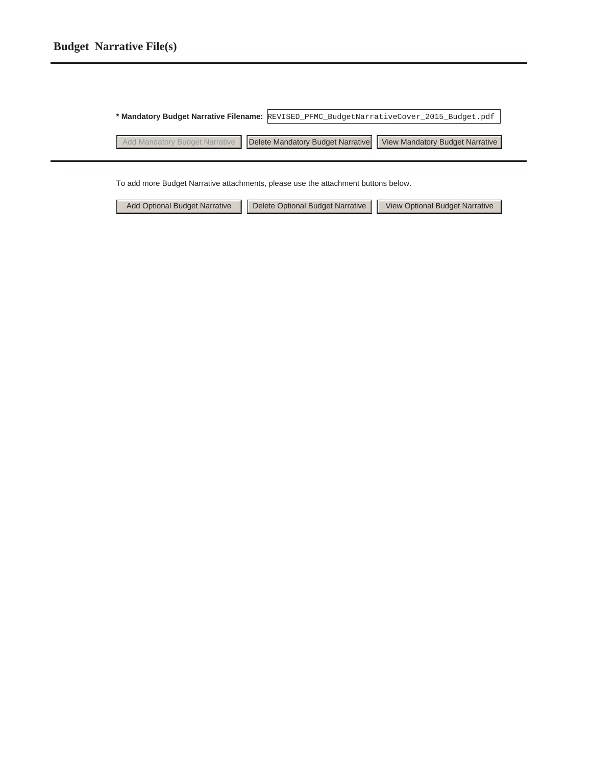## Budget Narrative File(s)

**\* Mandatory Budget Narrative Filename:** REVISED_PFMC_BudgetNarrativeCover_2015_Budget.pdf

Add Mandatory Budget Narrative | Delete Mandatory Budget Narrative | View Mandatory Budget Narrative

To add more Budget Narrative attachments, please use the attachment buttons below.

Add Optional Budget Narrative | Delete Optional Budget Narrative | View Optional Budget Narrative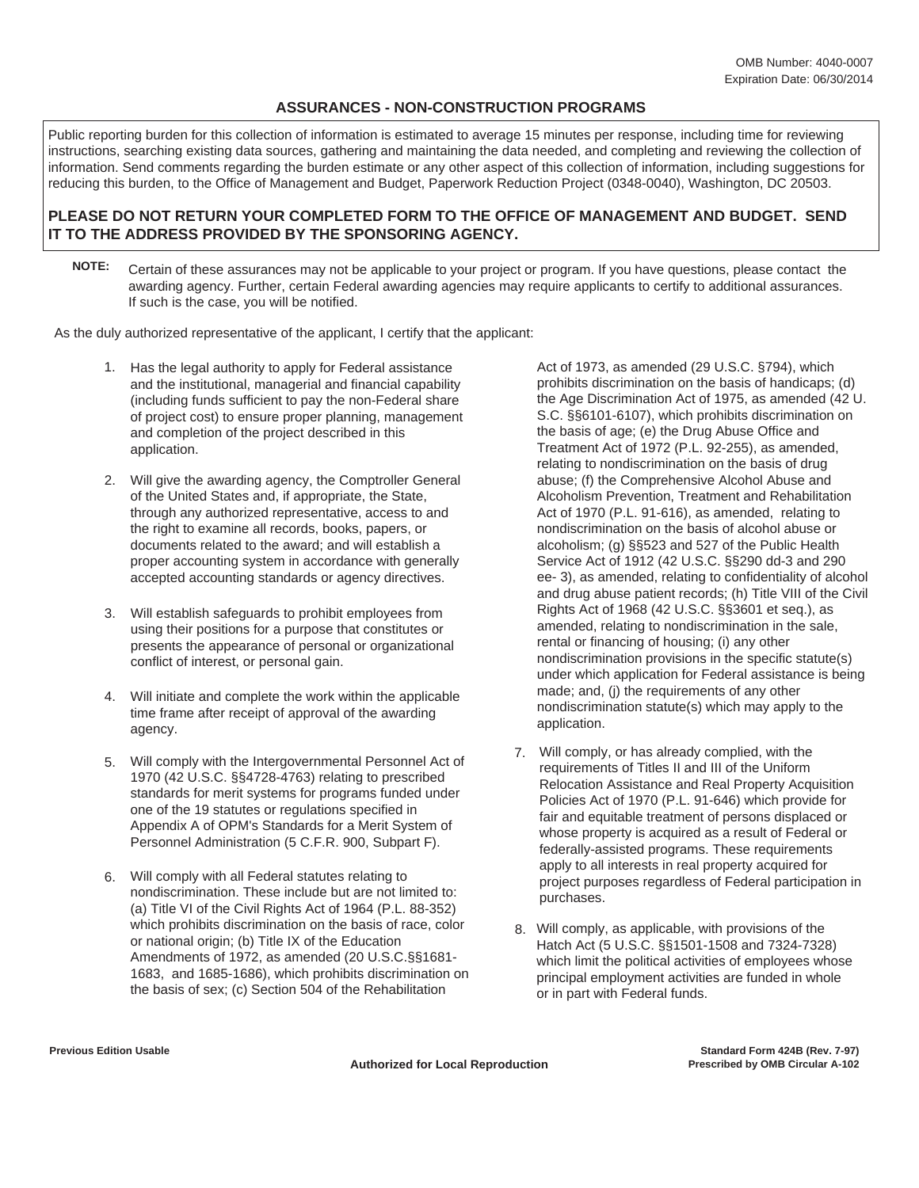OMB Number: 4040-0007
Expiration Date: 06/30/2014

# ASSURANCES - NON-CONSTRUCTION PROGRAMS

Public reporting burden for this collection of information is estimated to average 15 minutes per response, including time for reviewing instructions, searching existing data sources, gathering and maintaining the data needed, and completing and reviewing the collection of information. Send comments regarding the burden estimate or any other aspect of this collection of information, including suggestions for reducing this burden, to the Office of Management and Budget, Paperwork Reduction Project (0348-0040), Washington, DC 20503.

**PLEASE DO NOT RETURN YOUR COMPLETED FORM TO THE OFFICE OF MANAGEMENT AND BUDGET. SEND IT TO THE ADDRESS PROVIDED BY THE SPONSORING AGENCY.**

**NOTE:** Certain of these assurances may not be applicable to your project or program. If you have questions, please contact the awarding agency. Further, certain Federal awarding agencies may require applicants to certify to additional assurances. If such is the case, you will be notified.

As the duly authorized representative of the applicant, I certify that the applicant:

1. Has the legal authority to apply for Federal assistance and the institutional, managerial and financial capability (including funds sufficient to pay the non-Federal share of project cost) to ensure proper planning, management and completion of the project described in this application.

2. Will give the awarding agency, the Comptroller General of the United States and, if appropriate, the State, through any authorized representative, access to and the right to examine all records, books, papers, or documents related to the award; and will establish a proper accounting system in accordance with generally accepted accounting standards or agency directives.

3. Will establish safeguards to prohibit employees from using their positions for a purpose that constitutes or presents the appearance of personal or organizational conflict of interest, or personal gain.

4. Will initiate and complete the work within the applicable time frame after receipt of approval of the awarding agency.

5. Will comply with the Intergovernmental Personnel Act of 1970 (42 U.S.C. §§4728-4763) relating to prescribed standards for merit systems for programs funded under one of the 19 statutes or regulations specified in Appendix A of OPM's Standards for a Merit System of Personnel Administration (5 C.F.R. 900, Subpart F).

6. Will comply with all Federal statutes relating to nondiscrimination. These include but are not limited to: (a) Title VI of the Civil Rights Act of 1964 (P.L. 88-352) which prohibits discrimination on the basis of race, color or national origin; (b) Title IX of the Education Amendments of 1972, as amended (20 U.S.C.§§1681-1683, and 1685-1686), which prohibits discrimination on the basis of sex; (c) Section 504 of the Rehabilitation Act of 1973, as amended (29 U.S.C. §794), which prohibits discrimination on the basis of handicaps; (d) the Age Discrimination Act of 1975, as amended (42 U. S.C. §§6101-6107), which prohibits discrimination on the basis of age; (e) the Drug Abuse Office and Treatment Act of 1972 (P.L. 92-255), as amended, relating to nondiscrimination on the basis of drug abuse; (f) the Comprehensive Alcohol Abuse and Alcoholism Prevention, Treatment and Rehabilitation Act of 1970 (P.L. 91-616), as amended, relating to nondiscrimination on the basis of alcohol abuse or alcoholism; (g) §§523 and 527 of the Public Health Service Act of 1912 (42 U.S.C. §§290 dd-3 and 290 ee- 3), as amended, relating to confidentiality of alcohol and drug abuse patient records; (h) Title VIII of the Civil Rights Act of 1968 (42 U.S.C. §§3601 et seq.), as amended, relating to nondiscrimination in the sale, rental or financing of housing; (i) any other nondiscrimination provisions in the specific statute(s) under which application for Federal assistance is being made; and, (j) the requirements of any other nondiscrimination statute(s) which may apply to the application.

7. Will comply, or has already complied, with the requirements of Titles II and III of the Uniform Relocation Assistance and Real Property Acquisition Policies Act of 1970 (P.L. 91-646) which provide for fair and equitable treatment of persons displaced or whose property is acquired as a result of Federal or federally-assisted programs. These requirements apply to all interests in real property acquired for project purposes regardless of Federal participation in purchases.

8. Will comply, as applicable, with provisions of the Hatch Act (5 U.S.C. §§1501-1508 and 7324-7328) which limit the political activities of employees whose principal employment activities are funded in whole or in part with Federal funds.

**Previous Edition Usable**

**Authorized for Local Reproduction**

**Standard Form 424B (Rev. 7-97)**
**Prescribed by OMB Circular A-102**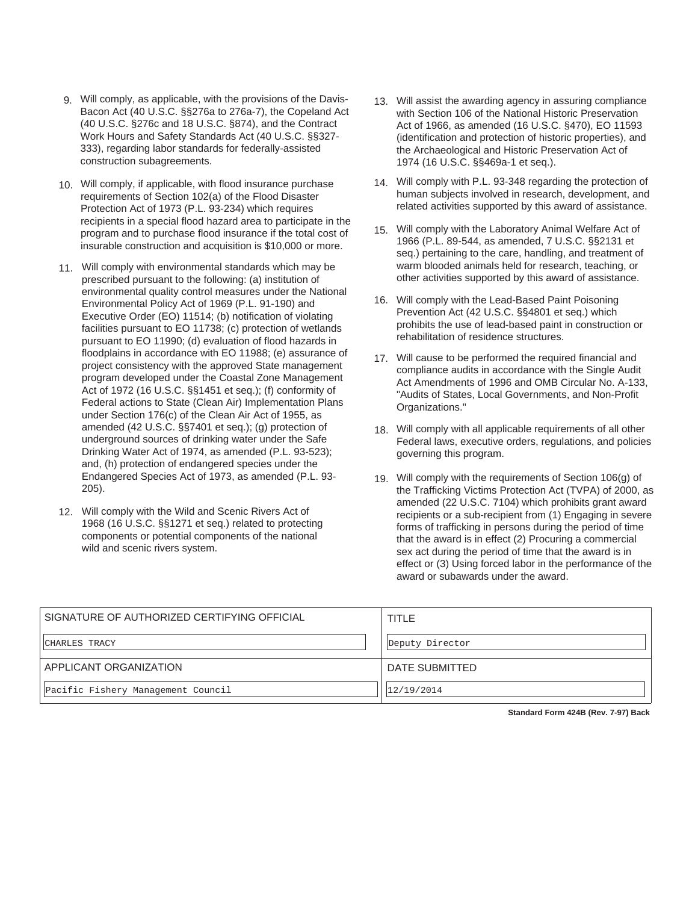9. Will comply, as applicable, with the provisions of the Davis-Bacon Act (40 U.S.C. §§276a to 276a-7), the Copeland Act (40 U.S.C. §276c and 18 U.S.C. §874), and the Contract Work Hours and Safety Standards Act (40 U.S.C. §§327-333), regarding labor standards for federally-assisted construction subagreements.

10. Will comply, if applicable, with flood insurance purchase requirements of Section 102(a) of the Flood Disaster Protection Act of 1973 (P.L. 93-234) which requires recipients in a special flood hazard area to participate in the program and to purchase flood insurance if the total cost of insurable construction and acquisition is $10,000 or more.

11. Will comply with environmental standards which may be prescribed pursuant to the following: (a) institution of environmental quality control measures under the National Environmental Policy Act of 1969 (P.L. 91-190) and Executive Order (EO) 11514; (b) notification of violating facilities pursuant to EO 11738; (c) protection of wetlands pursuant to EO 11990; (d) evaluation of flood hazards in floodplains in accordance with EO 11988; (e) assurance of project consistency with the approved State management program developed under the Coastal Zone Management Act of 1972 (16 U.S.C. §§1451 et seq.); (f) conformity of Federal actions to State (Clean Air) Implementation Plans under Section 176(c) of the Clean Air Act of 1955, as amended (42 U.S.C. §§7401 et seq.); (g) protection of underground sources of drinking water under the Safe Drinking Water Act of 1974, as amended (P.L. 93-523); and, (h) protection of endangered species under the Endangered Species Act of 1973, as amended (P.L. 93-205).

12. Will comply with the Wild and Scenic Rivers Act of 1968 (16 U.S.C. §§1271 et seq.) related to protecting components or potential components of the national wild and scenic rivers system.

13. Will assist the awarding agency in assuring compliance with Section 106 of the National Historic Preservation Act of 1966, as amended (16 U.S.C. §470), EO 11593 (identification and protection of historic properties), and the Archaeological and Historic Preservation Act of 1974 (16 U.S.C. §§469a-1 et seq.).

14. Will comply with P.L. 93-348 regarding the protection of human subjects involved in research, development, and related activities supported by this award of assistance.

15. Will comply with the Laboratory Animal Welfare Act of 1966 (P.L. 89-544, as amended, 7 U.S.C. §§2131 et seq.) pertaining to the care, handling, and treatment of warm blooded animals held for research, teaching, or other activities supported by this award of assistance.

16. Will comply with the Lead-Based Paint Poisoning Prevention Act (42 U.S.C. §§4801 et seq.) which prohibits the use of lead-based paint in construction or rehabilitation of residence structures.

17. Will cause to be performed the required financial and compliance audits in accordance with the Single Audit Act Amendments of 1996 and OMB Circular No. A-133, "Audits of States, Local Governments, and Non-Profit Organizations."

18. Will comply with all applicable requirements of all other Federal laws, executive orders, regulations, and policies governing this program.

19. Will comply with the requirements of Section 106(g) of the Trafficking Victims Protection Act (TVPA) of 2000, as amended (22 U.S.C. 7104) which prohibits grant award recipients or a sub-recipient from (1) Engaging in severe forms of trafficking in persons during the period of time that the award is in effect (2) Procuring a commercial sex act during the period of time that the award is in effect or (3) Using forced labor in the performance of the award or subawards under the award.

| SIGNATURE OF AUTHORIZED CERTIFYING OFFICIAL | TITLE |
| --- | --- |
| CHARLES TRACY | Deputy Director |
| APPLICANT ORGANIZATION | DATE SUBMITTED |
| Pacific Fishery Management Council | 12/19/2014 |

**Standard Form 424B (Rev. 7-97) Back**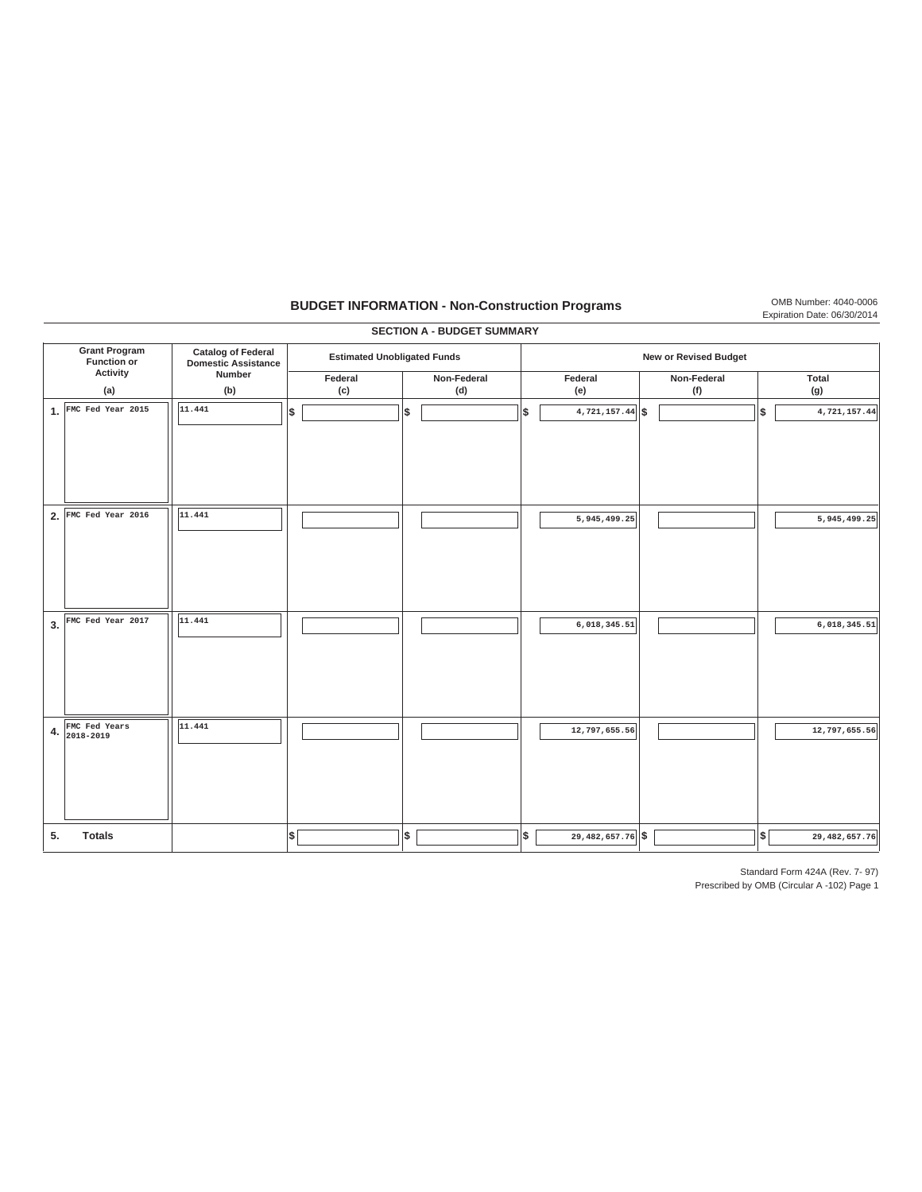## BUDGET INFORMATION - Non-Construction Programs

OMB Number: 4040-0006
Expiration Date: 06/30/2014

### SECTION A - BUDGET SUMMARY

| Grant Program Function or Activity (a) | Catalog of Federal Domestic Assistance Number (b) | Estimated Unobligated Funds Federal (c) | Estimated Unobligated Funds Non-Federal (d) | New or Revised Budget Federal (e) | New or Revised Budget Non-Federal (f) | New or Revised Budget Total (g) |
|---|---|---|---|---|---|---|
| 1. FMC Fed Year 2015 | 11.441 | $ | $ | $ 4,721,157.44 | $ | $ 4,721,157.44 |
| 2. FMC Fed Year 2016 | 11.441 | | | 5,945,499.25 | | 5,945,499.25 |
| 3. FMC Fed Year 2017 | 11.441 | | | 6,018,345.51 | | 6,018,345.51 |
| 4. FMC Fed Years 2018-2019 | 11.441 | | | 12,797,655.56 | | 12,797,655.56 |
| 5. Totals | | $ | $ | $ 29,482,657.76 | $ | $ 29,482,657.76 |

Standard Form 424A (Rev. 7- 97)
Prescribed by OMB (Circular A -102) Page 1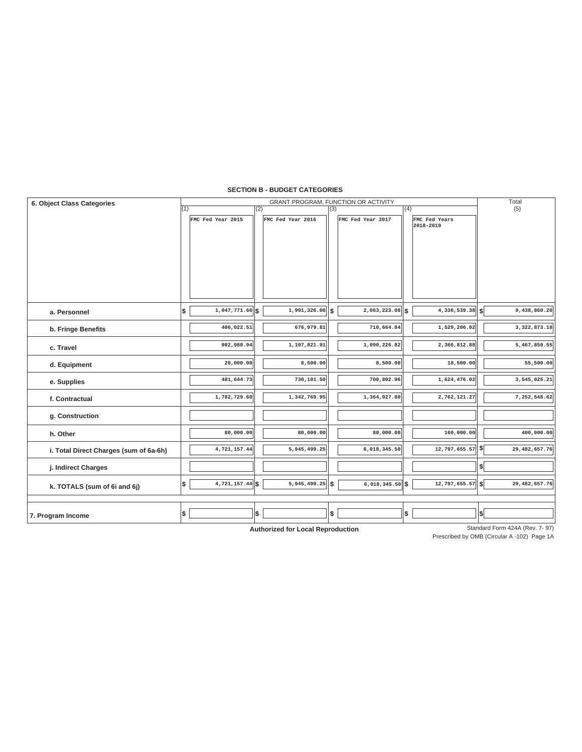## SECTION B - BUDGET CATEGORIES

| 6. Object Class Categories | GRANT PROGRAM, FUNCTION OR ACTIVITY | | | | Total |
|---|---|---|---|---|---|
| | (1) FMC Fed Year 2015 | (2) FMC Fed Year 2016 | (3) FMC Fed Year 2017 | (4) FMC Fed Years 2018-2019 | (5) |
| a. Personnel | $ 1,047,771.66 | $ 1,991,326.08 | $ 2,063,223.08 | $ 4,336,539.38 | $ 9,438,860.20 |
| b. Fringe Benefits | 406,022.51 | 676,979.81 | 710,664.84 | 1,529,206.02 | 3,322,873.18 |
| c. Travel | 902,988.94 | 1,107,821.91 | 1,090,226.82 | 2,366,812.88 | 5,467,850.55 |
| d. Equipment | 20,000.00 | 8,500.00 | 8,500.00 | 18,500.00 | 55,500.00 |
| e. Supplies | 481,644.73 | 738,101.50 | 700,802.96 | 1,624,476.02 | 3,545,025.21 |
| f. Contractual | 1,782,729.60 | 1,342,769.95 | 1,364,927.80 | 2,762,121.27 | 7,252,548.62 |
| g. Construction | | | | | |
| h. Other | 80,000.00 | 80,000.00 | 80,000.00 | 160,000.00 | 400,000.00 |
| i. Total Direct Charges (sum of 6a-6h) | 4,721,157.44 | 5,945,499.25 | 6,018,345.50 | 12,797,655.57 | $ 29,482,657.76 |
| j. Indirect Charges | | | | | $ |
| k. TOTALS (sum of 6i and 6j) | $ 4,721,157.44 | $ 5,945,499.25 | $ 6,018,345.50 | $ 12,797,655.57 | $ 29,482,657.76 |
| | | | | | |
| 7. Program Income | $ | $ | $ | $ | $ |

**Authorized for Local Reproduction**

Standard Form 424A (Rev. 7- 97)
Prescribed by OMB (Circular A -102) Page 1A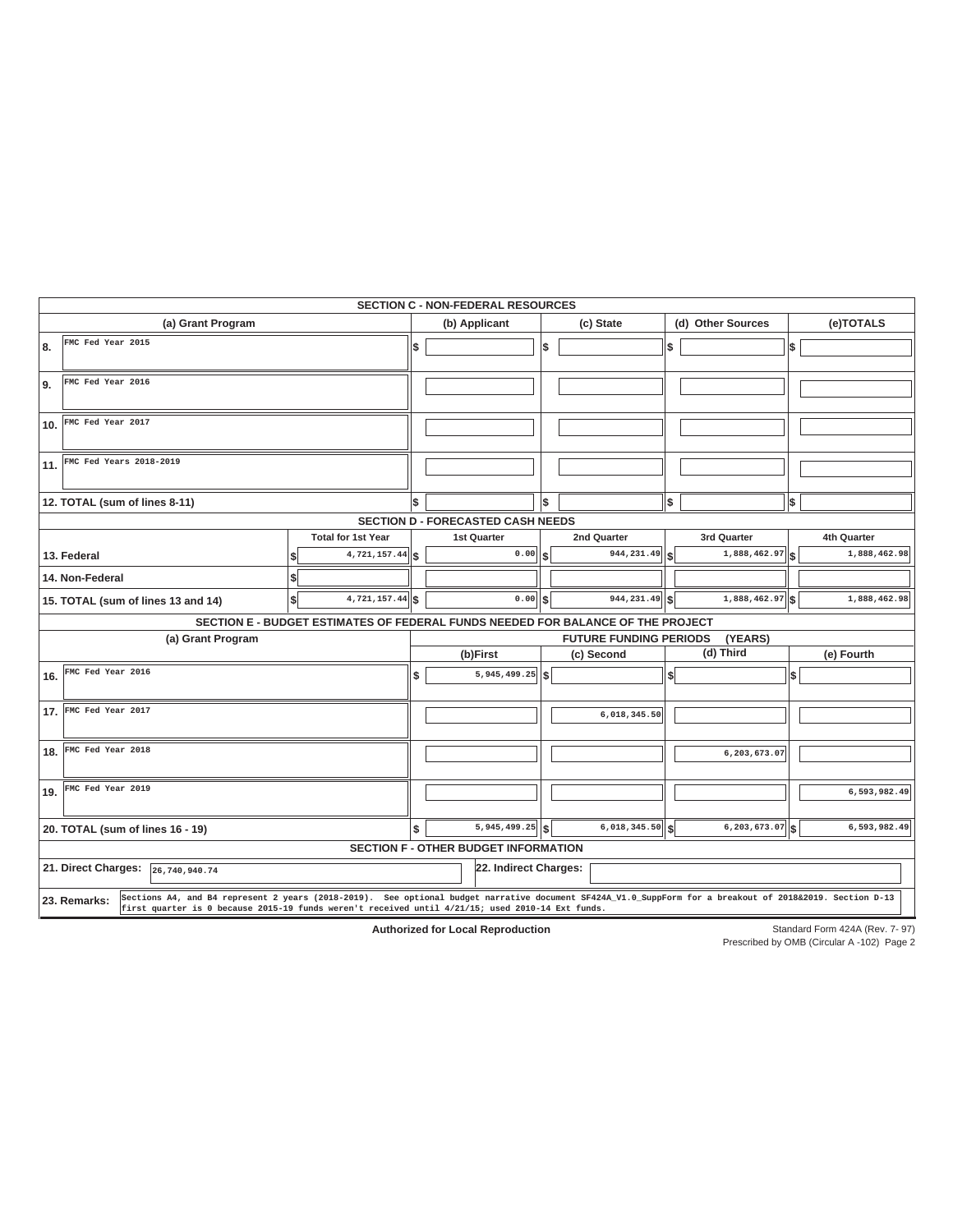## SECTION C - NON-FEDERAL RESOURCES

| | (a) Grant Program | (b) Applicant | (c) State | (d) Other Sources | (e)TOTALS |
|---|---|---|---|---|---|
| 8. | FMC Fed Year 2015 | $ | $ | $ | $ |
| 9. | FMC Fed Year 2016 | | | | |
| 10. | FMC Fed Year 2017 | | | | |
| 11. | FMC Fed Years 2018-2019 | | | | |
| 12. TOTAL (sum of lines 8-11) | | $ | $ | $ | $ |

## SECTION D - FORECASTED CASH NEEDS

| | Total for 1st Year | 1st Quarter | 2nd Quarter | 3rd Quarter | 4th Quarter |
|---|---|---|---|---|---|
| 13. Federal | $ 4,721,157.44 | $ 0.00 | $ 944,231.49 | $ 1,888,462.97 | $ 1,888,462.98 |
| 14. Non-Federal | $ | | | | |
| 15. TOTAL (sum of lines 13 and 14) | $ 4,721,157.44 | $ 0.00 | $ 944,231.49 | $ 1,888,462.97 | $ 1,888,462.98 |

## SECTION E - BUDGET ESTIMATES OF FEDERAL FUNDS NEEDED FOR BALANCE OF THE PROJECT

| | (a) Grant Program | FUTURE FUNDING PERIODS (YEARS) | | | |
|---|---|---|---|---|---|
| | | (b)First | (c) Second | (d) Third | (e) Fourth |
| 16. | FMC Fed Year 2016 | $ 5,945,499.25 | $ | $ | $ |
| 17. | FMC Fed Year 2017 | | 6,018,345.50 | | |
| 18. | FMC Fed Year 2018 | | | 6,203,673.07 | |
| 19. | FMC Fed Year 2019 | | | | 6,593,982.49 |
| 20. TOTAL (sum of lines 16 - 19) | | $ 5,945,499.25 | $ 6,018,345.50 | $ 6,203,673.07 | $ 6,593,982.49 |

## SECTION F - OTHER BUDGET INFORMATION

21. Direct Charges: 26,740,940.74

22. Indirect Charges:

23. Remarks: Sections A4, and B4 represent 2 years (2018-2019). See optional budget narrative document SF424A_V1.0_SuppForm for a breakout of 2018&2019. Section D-13 first quarter is 0 because 2015-19 funds weren't received until 4/21/15; used 2010-14 Ext funds.

**Authorized for Local Reproduction**

Standard Form 424A (Rev. 7- 97)
Prescribed by OMB (Circular A -102) Page 2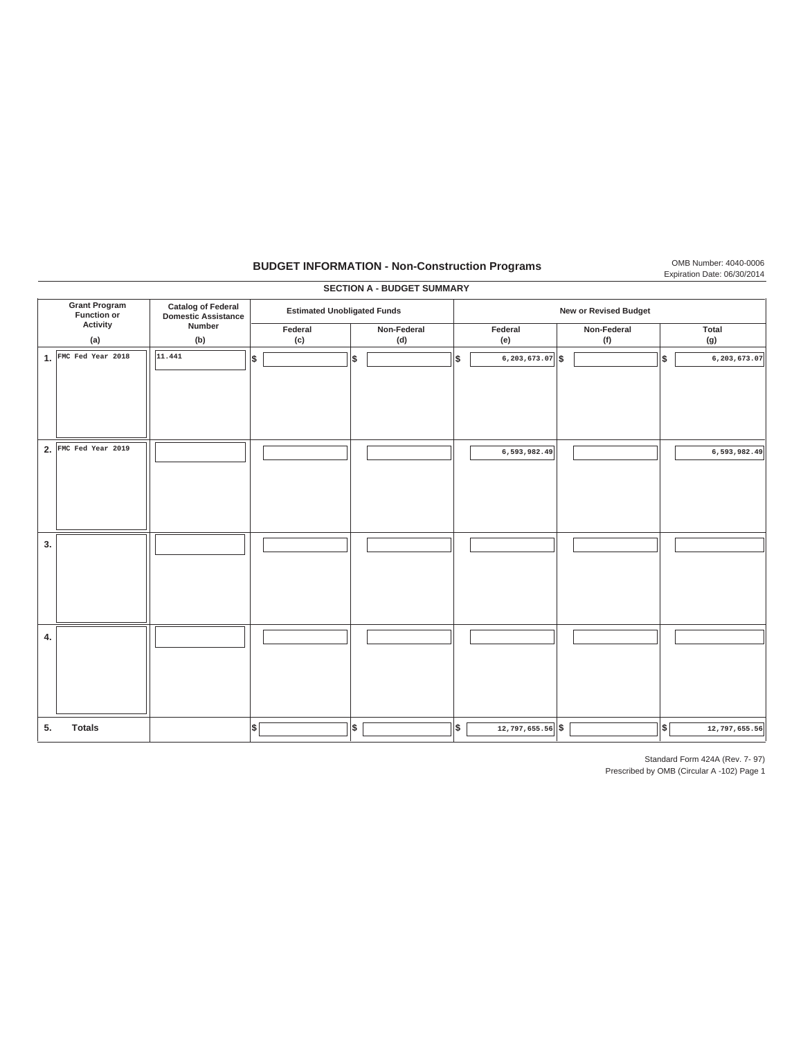# BUDGET INFORMATION - Non-Construction Programs

OMB Number: 4040-0006
Expiration Date: 06/30/2014

## SECTION A - BUDGET SUMMARY

| | Grant Program Function or Activity (a) | Catalog of Federal Domestic Assistance Number (b) | Estimated Unobligated Funds | | New or Revised Budget | | |
|---|---|---|---|---|---|---|---|
| | | | Federal (c) | Non-Federal (d) | Federal (e) | Non-Federal (f) | Total (g) |
| 1. | FMC Fed Year 2018 | 11.441 | $ | $ | $ 6,203,673.07 | $ | $ 6,203,673.07 |
| 2. | FMC Fed Year 2019 | | | | 6,593,982.49 | | 6,593,982.49 |
| 3. | | | | | | | |
| 4. | | | | | | | |
| 5. | **Totals** | | $ | $ | $ 12,797,655.56 | $ | $ 12,797,655.56 |

Standard Form 424A (Rev. 7- 97)
Prescribed by OMB (Circular A -102) Page 1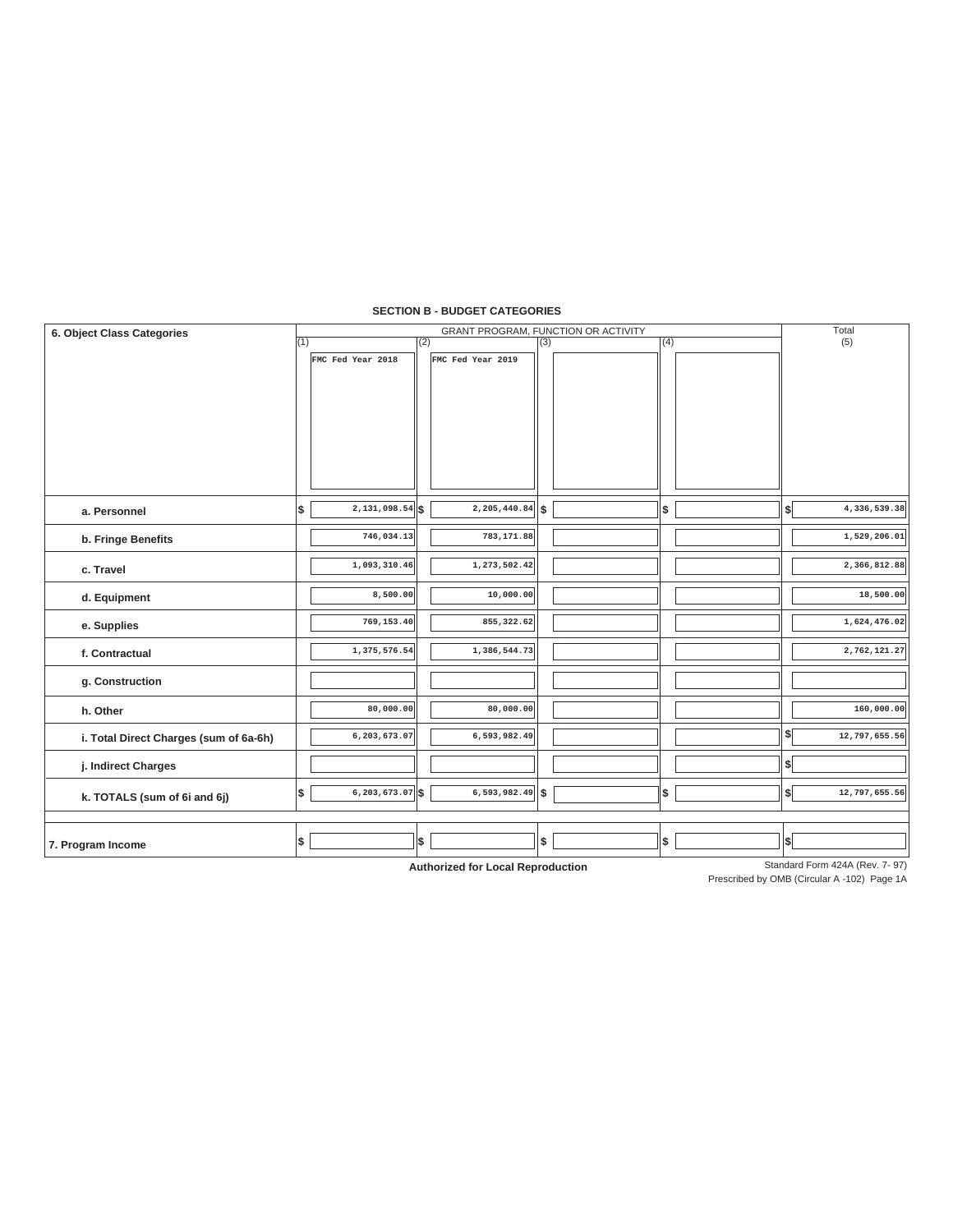## SECTION B - BUDGET CATEGORIES

| 6. Object Class Categories | GRANT PROGRAM, FUNCTION OR ACTIVITY | | | | Total |
|---|---|---|---|---|---|
| | (1) | (2) | (3) | (4) | (5) |
| | FMC Fed Year 2018 | FMC Fed Year 2019 | | | |
| a. Personnel | $ 2,131,098.54 | $ 2,205,440.84 | $ | $ | $ 4,336,539.38 |
| b. Fringe Benefits | 746,034.13 | 783,171.88 | | | 1,529,206.01 |
| c. Travel | 1,093,310.46 | 1,273,502.42 | | | 2,366,812.88 |
| d. Equipment | 8,500.00 | 10,000.00 | | | 18,500.00 |
| e. Supplies | 769,153.40 | 855,322.62 | | | 1,624,476.02 |
| f. Contractual | 1,375,576.54 | 1,386,544.73 | | | 2,762,121.27 |
| g. Construction | | | | | |
| h. Other | 80,000.00 | 80,000.00 | | | 160,000.00 |
| i. Total Direct Charges (sum of 6a-6h) | 6,203,673.07 | 6,593,982.49 | | | $ 12,797,655.56 |
| j. Indirect Charges | | | | | $ |
| k. TOTALS (sum of 6i and 6j) | $ 6,203,673.07 | $ 6,593,982.49 | $ | $ | $ 12,797,655.56 |
| 7. Program Income | $ | $ | $ | $ | $ |

**Authorized for Local Reproduction**

Standard Form 424A (Rev. 7- 97)
Prescribed by OMB (Circular A -102) Page 1A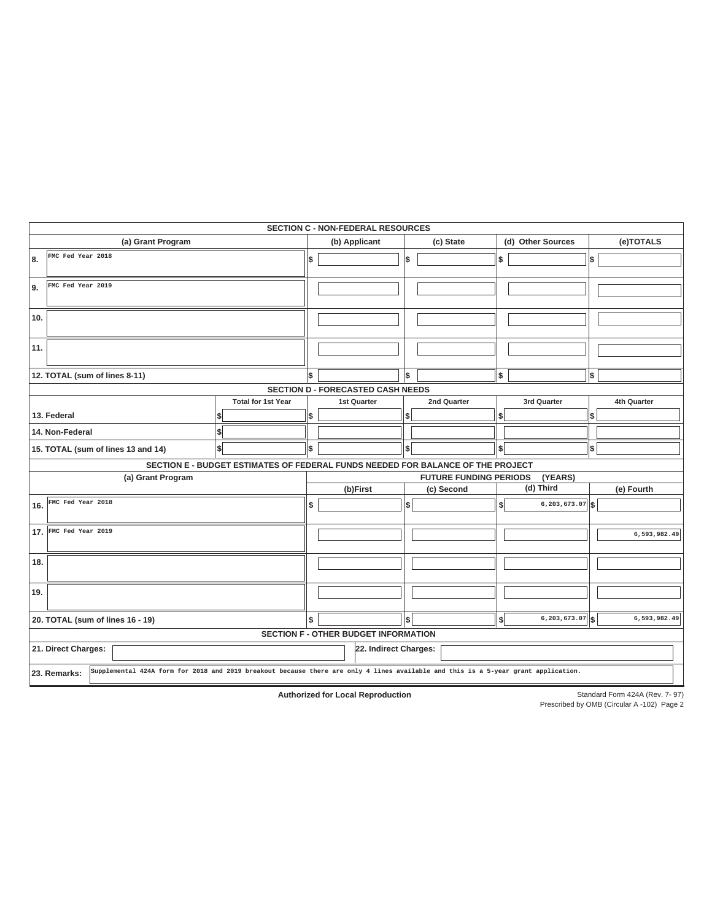## SECTION C - NON-FEDERAL RESOURCES

| | (a) Grant Program | (b) Applicant | (c) State | (d) Other Sources | (e)TOTALS |
|---|---|---|---|---|---|
| 8. | FMC Fed Year 2018 | $ | $ | $ | $ |
| 9. | FMC Fed Year 2019 | | | | |
| 10. | | | | | |
| 11. | | | | | |
| 12. TOTAL (sum of lines 8-11) | | $ | $ | $ | $ |

## SECTION D - FORECASTED CASH NEEDS

| | Total for 1st Year | 1st Quarter | 2nd Quarter | 3rd Quarter | 4th Quarter |
|---|---|---|---|---|---|
| 13. Federal | $ | $ | $ | $ | $ |
| 14. Non-Federal | $ | | | | |
| 15. TOTAL (sum of lines 13 and 14) | $ | $ | $ | $ | $ |

## SECTION E - BUDGET ESTIMATES OF FEDERAL FUNDS NEEDED FOR BALANCE OF THE PROJECT

| | (a) Grant Program | FUTURE FUNDING PERIODS (YEARS) | | | |
|---|---|---|---|---|---|
| | | (b)First | (c) Second | (d) Third | (e) Fourth |
| 16. | FMC Fed Year 2018 | $ | $ | $ 6,203,673.07 | $ |
| 17. | FMC Fed Year 2019 | | | | 6,593,982.49 |
| 18. | | | | | |
| 19. | | | | | |
| 20. TOTAL (sum of lines 16 - 19) | | $ | $ | $ 6,203,673.07 | $ 6,593,982.49 |

## SECTION F - OTHER BUDGET INFORMATION

21. Direct Charges:

22. Indirect Charges:

23. Remarks: Supplemental 424A form for 2018 and 2019 breakout because there are only 4 lines available and this is a 5-year grant application.

**Authorized for Local Reproduction**

Standard Form 424A (Rev. 7- 97)
Prescribed by OMB (Circular A -102) Page 2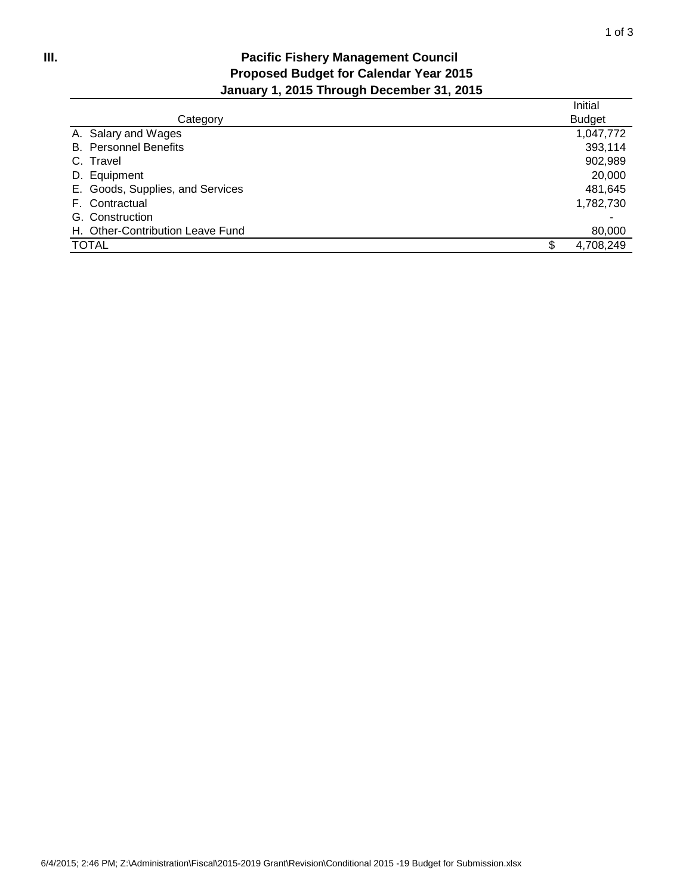III.

# Pacific Fishery Management Council
## Proposed Budget for Calendar Year 2015
## January 1, 2015 Through December 31, 2015

| Category | Initial Budget |
|---|---|
| A. Salary and Wages | 1,047,772 |
| B. Personnel Benefits | 393,114 |
| C. Travel | 902,989 |
| D. Equipment | 20,000 |
| E. Goods, Supplies, and Services | 481,645 |
| F. Contractual | 1,782,730 |
| G. Construction | - |
| H. Other-Contribution Leave Fund | 80,000 |
| TOTAL | $ 4,708,249 |

6/4/2015; 2:46 PM; Z:\Administration\Fiscal\2015-2019 Grant\Revision\Conditional 2015 -19 Budget for Submission.xlsx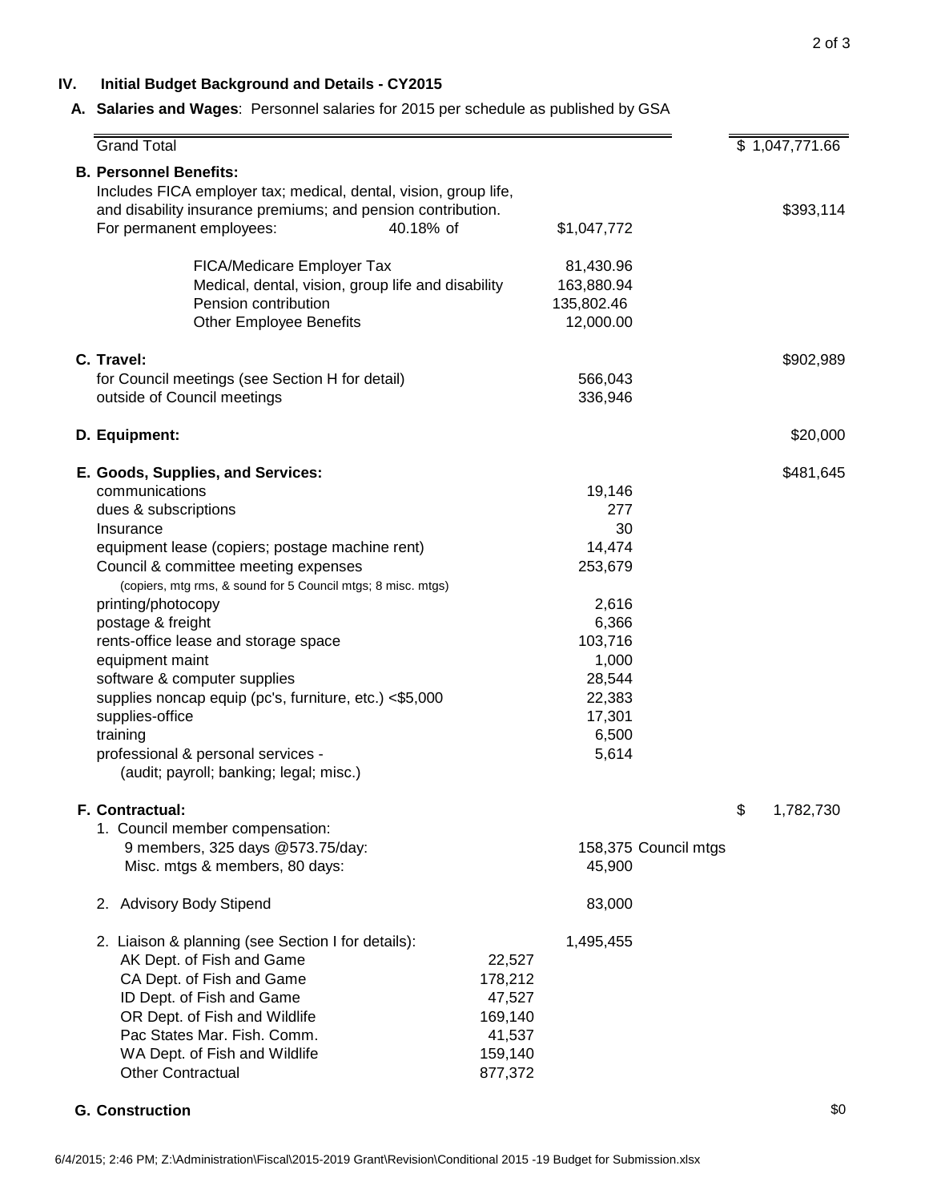## IV. Initial Budget Background and Details - CY2015

**A. Salaries and Wages**: Personnel salaries for 2015 per schedule as published by GSA

| | | | | |
|---|---|---|---|---|
| Grand Total | | | | $ 1,047,771.66 |
| **B. Personnel Benefits:** | | | | |
| Includes FICA employer tax; medical, dental, vision, group life, and disability insurance premiums; and pension contribution. | | | | $393,114 |
| For permanent employees: 40.18% of | | $1,047,772 | | |
| FICA/Medicare Employer Tax | | 81,430.96 | | |
| Medical, dental, vision, group life and disability | | 163,880.94 | | |
| Pension contribution | | 135,802.46 | | |
| Other Employee Benefits | | 12,000.00 | | |
| **C. Travel:** | | | | $902,989 |
| for Council meetings (see Section H for detail) | | 566,043 | | |
| outside of Council meetings | | 336,946 | | |
| **D. Equipment:** | | | | $20,000 |
| **E. Goods, Supplies, and Services:** | | | | $481,645 |
| communications | | 19,146 | | |
| dues & subscriptions | | 277 | | |
| Insurance | | 30 | | |
| equipment lease (copiers; postage machine rent) | | 14,474 | | |
| Council & committee meeting expenses (copiers, mtg rms, & sound for 5 Council mtgs; 8 misc. mtgs) | | 253,679 | | |
| printing/photocopy | | 2,616 | | |
| postage & freight | | 6,366 | | |
| rents-office lease and storage space | | 103,716 | | |
| equipment maint | | 1,000 | | |
| software & computer supplies | | 28,544 | | |
| supplies noncap equip (pc's, furniture, etc.) <$5,000 | | 22,383 | | |
| supplies-office | | 17,301 | | |
| training | | 6,500 | | |
| professional & personal services - (audit; payroll; banking; legal; misc.) | | 5,614 | | |
| **F. Contractual:** | | | | $ 1,782,730 |
| 1. Council member compensation: | | | | |
| 9 members, 325 days @573.75/day: | | 158,375 | Council mtgs | |
| Misc. mtgs & members, 80 days: | | 45,900 | | |
| 2. Advisory Body Stipend | | 83,000 | | |
| 2. Liaison & planning (see Section I for details): | | 1,495,455 | | |
| AK Dept. of Fish and Game | 22,527 | | | |
| CA Dept. of Fish and Game | 178,212 | | | |
| ID Dept. of Fish and Game | 47,527 | | | |
| OR Dept. of Fish and Wildlife | 169,140 | | | |
| Pac States Mar. Fish. Comm. | 41,537 | | | |
| WA Dept. of Fish and Wildlife | 159,140 | | | |
| Other Contractual | 877,372 | | | |
| **G. Construction** | | | | $0 |

6/4/2015; 2:46 PM; Z:\Administration\Fiscal\2015-2019 Grant\Revision\Conditional 2015 -19 Budget for Submission.xlsx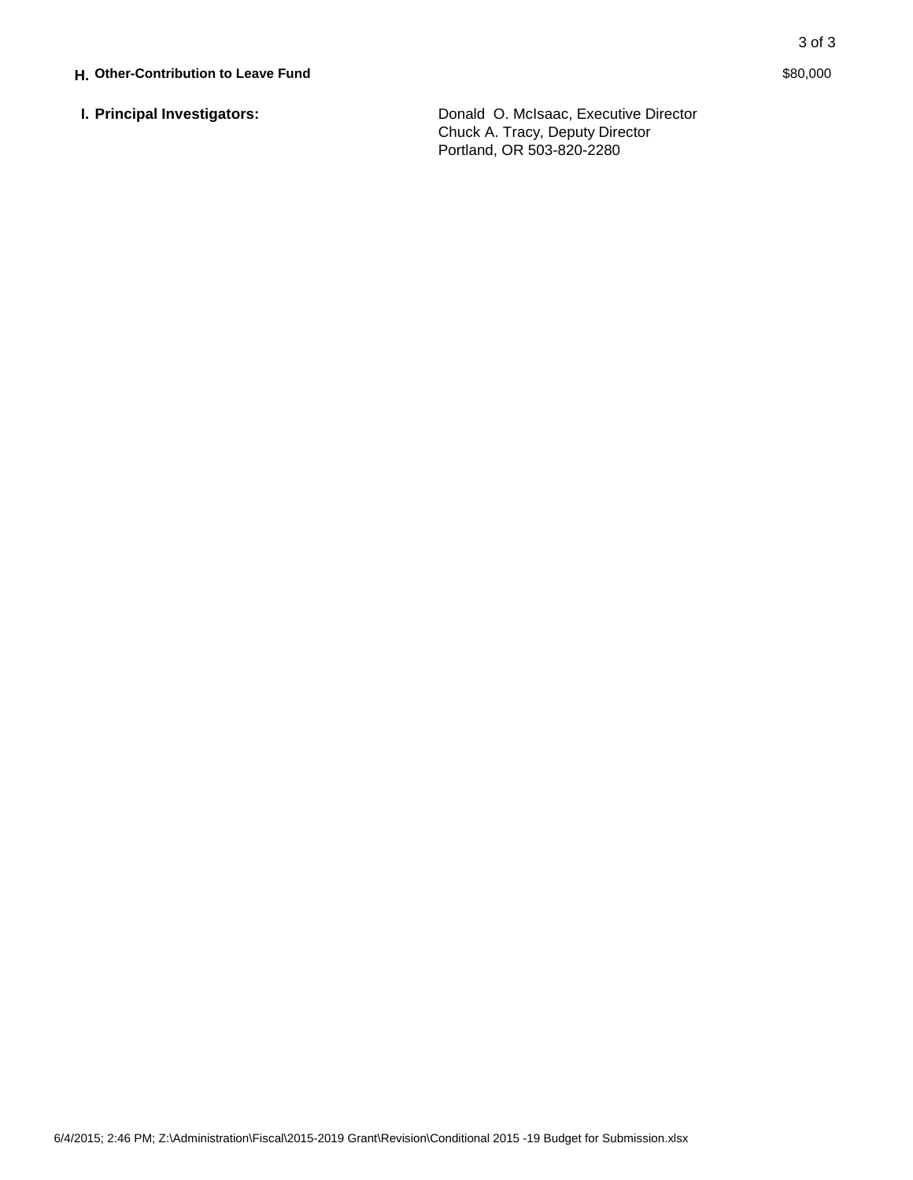**H. Other-Contribution to Leave Fund** $80,000

**I. Principal Investigators:**

Donald O. McIsaac, Executive Director
Chuck A. Tracy, Deputy Director
Portland, OR 503-820-2280

6/4/2015; 2:46 PM; Z:\Administration\Fiscal\2015-2019 Grant\Revision\Conditional 2015 -19 Budget for Submission.xlsx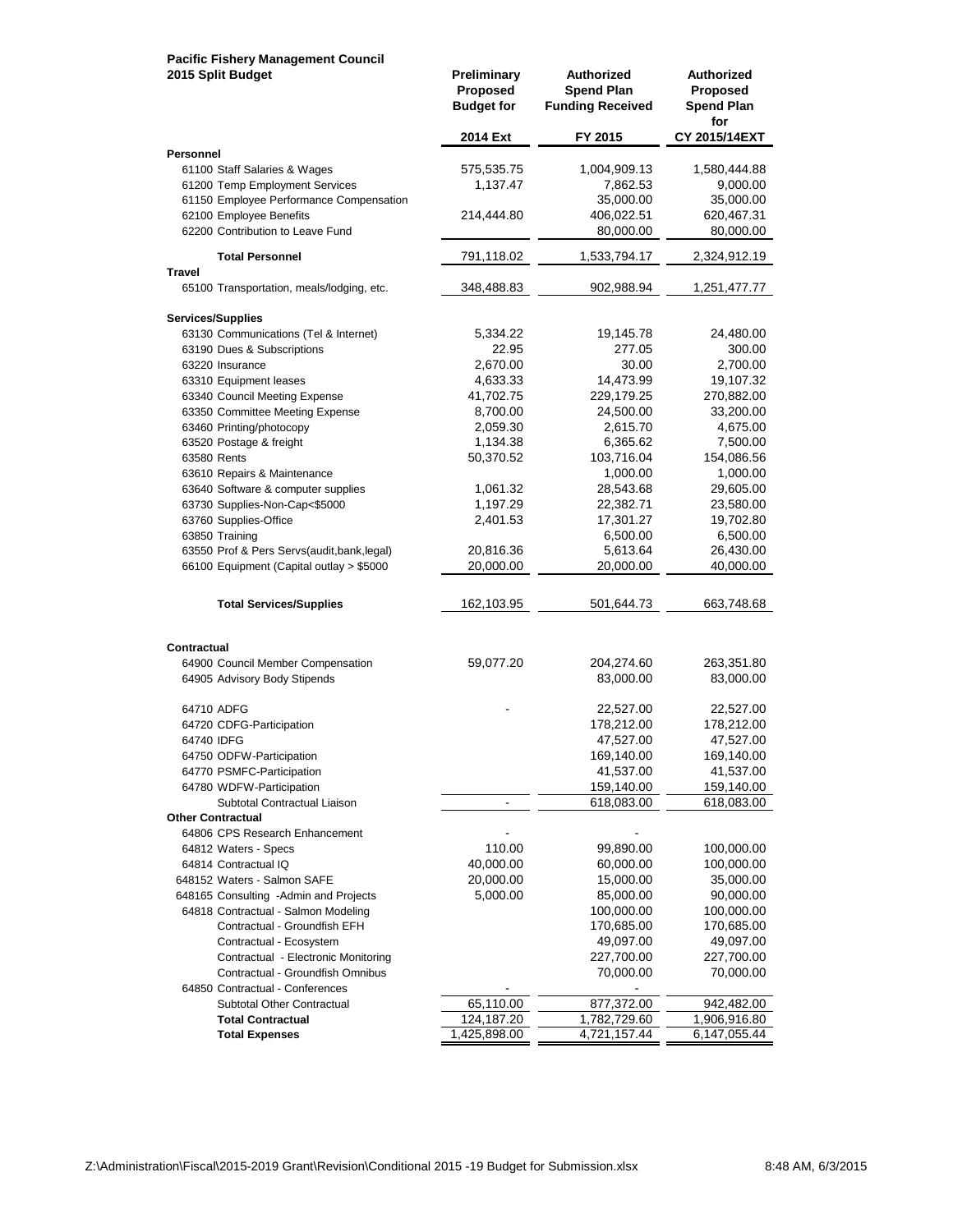**Pacific Fishery Management Council**
**2015 Split Budget**

| | Preliminary Proposed Budget for 2014 Ext | Authorized Spend Plan Funding Received FY 2015 | Authorized Proposed Spend Plan for CY 2015/14EXT |
|---|---|---|---|
| **Personnel** | | | |
| 61100 Staff Salaries & Wages | 575,535.75 | 1,004,909.13 | 1,580,444.88 |
| 61200 Temp Employment Services | 1,137.47 | 7,862.53 | 9,000.00 |
| 61150 Employee Performance Compensation | | 35,000.00 | 35,000.00 |
| 62100 Employee Benefits | 214,444.80 | 406,022.51 | 620,467.31 |
| 62200 Contribution to Leave Fund | | 80,000.00 | 80,000.00 |
| **Total Personnel** | 791,118.02 | 1,533,794.17 | 2,324,912.19 |
| **Travel** | | | |
| 65100 Transportation, meals/lodging, etc. | 348,488.83 | 902,988.94 | 1,251,477.77 |
| **Services/Supplies** | | | |
| 63130 Communications (Tel & Internet) | 5,334.22 | 19,145.78 | 24,480.00 |
| 63190 Dues & Subscriptions | 22.95 | 277.05 | 300.00 |
| 63220 Insurance | 2,670.00 | 30.00 | 2,700.00 |
| 63310 Equipment leases | 4,633.33 | 14,473.99 | 19,107.32 |
| 63340 Council Meeting Expense | 41,702.75 | 229,179.25 | 270,882.00 |
| 63350 Committee Meeting Expense | 8,700.00 | 24,500.00 | 33,200.00 |
| 63460 Printing/photocopy | 2,059.30 | 2,615.70 | 4,675.00 |
| 63520 Postage & freight | 1,134.38 | 6,365.62 | 7,500.00 |
| 63580 Rents | 50,370.52 | 103,716.04 | 154,086.56 |
| 63610 Repairs & Maintenance | | 1,000.00 | 1,000.00 |
| 63640 Software & computer supplies | 1,061.32 | 28,543.68 | 29,605.00 |
| 63730 Supplies-Non-Cap<$5000 | 1,197.29 | 22,382.71 | 23,580.00 |
| 63760 Supplies-Office | 2,401.53 | 17,301.27 | 19,702.80 |
| 63850 Training | | 6,500.00 | 6,500.00 |
| 63550 Prof & Pers Servs(audit,bank,legal) | 20,816.36 | 5,613.64 | 26,430.00 |
| 66100 Equipment (Capital outlay > $5000 | 20,000.00 | 20,000.00 | 40,000.00 |
| **Total Services/Supplies** | 162,103.95 | 501,644.73 | 663,748.68 |
| **Contractual** | | | |
| 64900 Council Member Compensation | 59,077.20 | 204,274.60 | 263,351.80 |
| 64905 Advisory Body Stipends | | 83,000.00 | 83,000.00 |
| 64710 ADFG | - | 22,527.00 | 22,527.00 |
| 64720 CDFG-Participation | | 178,212.00 | 178,212.00 |
| 64740 IDFG | | 47,527.00 | 47,527.00 |
| 64750 ODFW-Participation | | 169,140.00 | 169,140.00 |
| 64770 PSMFC-Participation | | 41,537.00 | 41,537.00 |
| 64780 WDFW-Participation | | 159,140.00 | 159,140.00 |
| Subtotal Contractual Liaison | - | 618,083.00 | 618,083.00 |
| **Other Contractual** | | | |
| 64806 CPS Research Enhancement | - | - | |
| 64812 Waters - Specs | 110.00 | 99,890.00 | 100,000.00 |
| 64814 Contractual IQ | 40,000.00 | 60,000.00 | 100,000.00 |
| 648152 Waters - Salmon SAFE | 20,000.00 | 15,000.00 | 35,000.00 |
| 648165 Consulting -Admin and Projects | 5,000.00 | 85,000.00 | 90,000.00 |
| 64818 Contractual - Salmon Modeling | | 100,000.00 | 100,000.00 |
| Contractual - Groundfish EFH | | 170,685.00 | 170,685.00 |
| Contractual - Ecosystem | | 49,097.00 | 49,097.00 |
| Contractual - Electronic Monitoring | | 227,700.00 | 227,700.00 |
| Contractual - Groundfish Omnibus | | 70,000.00 | 70,000.00 |
| 64850 Contractual - Conferences | - | - | |
| Subtotal Other Contractual | 65,110.00 | 877,372.00 | 942,482.00 |
| **Total Contractual** | 124,187.20 | 1,782,729.60 | 1,906,916.80 |
| **Total Expenses** | 1,425,898.00 | 4,721,157.44 | 6,147,055.44 |

Z:\Administration\Fiscal\2015-2019 Grant\Revision\Conditional 2015 -19 Budget for Submission.xlsx — 8:48 AM, 6/3/2015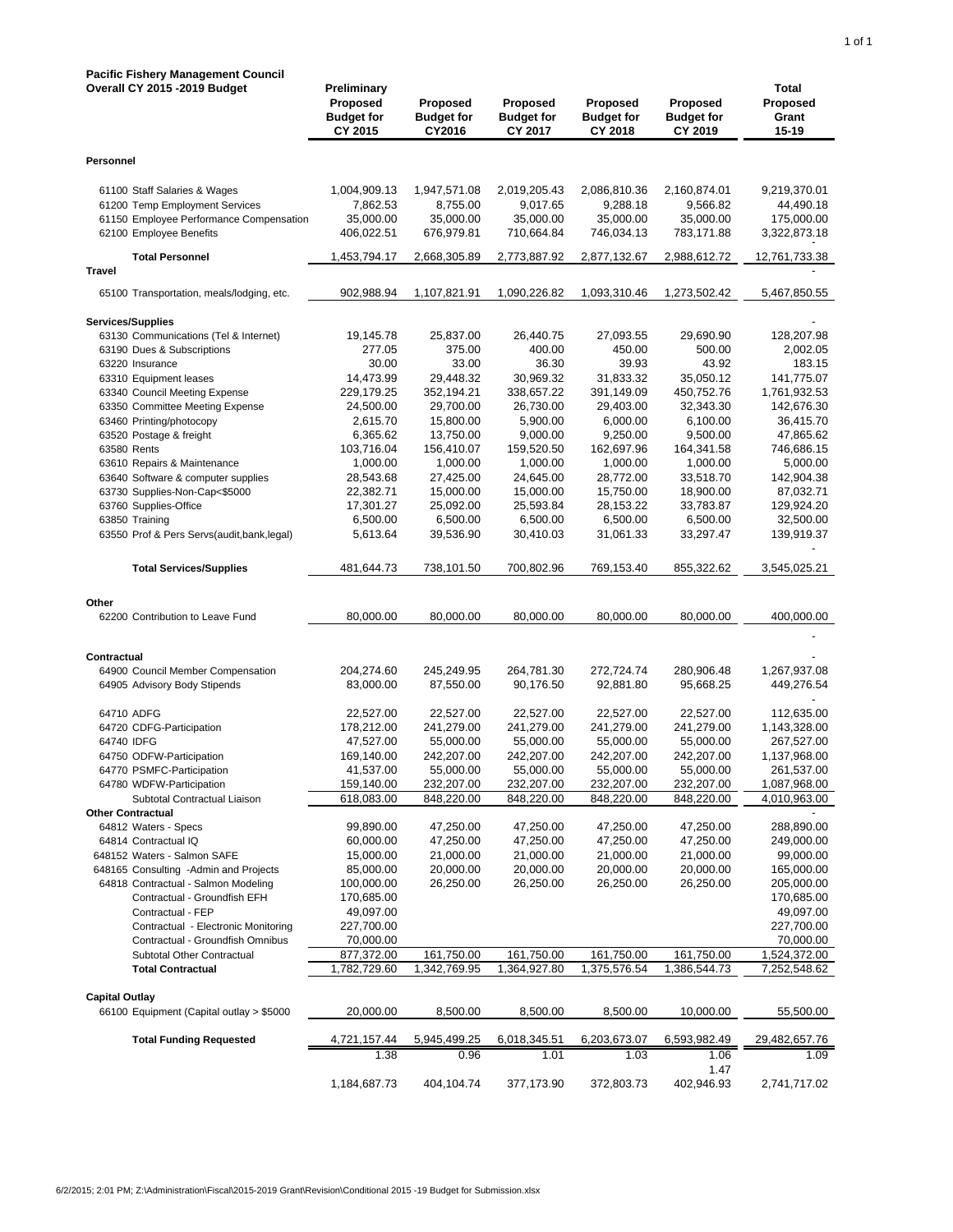**Pacific Fishery Management Council**
**Overall CY 2015 -2019 Budget**

| | Preliminary Proposed Budget for CY 2015 | Proposed Budget for CY2016 | Proposed Budget for CY 2017 | Proposed Budget for CY 2018 | Proposed Budget for CY 2019 | Total Proposed Grant 15-19 |
|---|---|---|---|---|---|---|
| **Personnel** | | | | | | |
| 61100 Staff Salaries & Wages | 1,004,909.13 | 1,947,571.08 | 2,019,205.43 | 2,086,810.36 | 2,160,874.01 | 9,219,370.01 |
| 61200 Temp Employment Services | 7,862.53 | 8,755.00 | 9,017.65 | 9,288.18 | 9,566.82 | 44,490.18 |
| 61150 Employee Performance Compensation | 35,000.00 | 35,000.00 | 35,000.00 | 35,000.00 | 35,000.00 | 175,000.00 |
| 62100 Employee Benefits | 406,022.51 | 676,979.81 | 710,664.84 | 746,034.13 | 783,171.88 | 3,322,873.18 |
| | | | | | | - |
| **Total Personnel** | 1,453,794.17 | 2,668,305.89 | 2,773,887.92 | 2,877,132.67 | 2,988,612.72 | 12,761,733.38 |
| **Travel** | | | | | | - |
| 65100 Transportation, meals/lodging, etc. | 902,988.94 | 1,107,821.91 | 1,090,226.82 | 1,093,310.46 | 1,273,502.42 | 5,467,850.55 |
| **Services/Supplies** | | | | | | - |
| 63130 Communications (Tel & Internet) | 19,145.78 | 25,837.00 | 26,440.75 | 27,093.55 | 29,690.90 | 128,207.98 |
| 63190 Dues & Subscriptions | 277.05 | 375.00 | 400.00 | 450.00 | 500.00 | 2,002.05 |
| 63220 Insurance | 30.00 | 33.00 | 36.30 | 39.93 | 43.92 | 183.15 |
| 63310 Equipment leases | 14,473.99 | 29,448.32 | 30,969.32 | 31,833.32 | 35,050.12 | 141,775.07 |
| 63340 Council Meeting Expense | 229,179.25 | 352,194.21 | 338,657.22 | 391,149.09 | 450,752.76 | 1,761,932.53 |
| 63350 Committee Meeting Expense | 24,500.00 | 29,700.00 | 26,730.00 | 29,403.00 | 32,343.30 | 142,676.30 |
| 63460 Printing/photocopy | 2,615.70 | 15,800.00 | 5,900.00 | 6,000.00 | 6,100.00 | 36,415.70 |
| 63520 Postage & freight | 6,365.62 | 13,750.00 | 9,000.00 | 9,250.00 | 9,500.00 | 47,865.62 |
| 63580 Rents | 103,716.04 | 156,410.07 | 159,520.50 | 162,697.96 | 164,341.58 | 746,686.15 |
| 63610 Repairs & Maintenance | 1,000.00 | 1,000.00 | 1,000.00 | 1,000.00 | 1,000.00 | 5,000.00 |
| 63640 Software & computer supplies | 28,543.68 | 27,425.00 | 24,645.00 | 28,772.00 | 33,518.70 | 142,904.38 |
| 63730 Supplies-Non-Cap<$5000 | 22,382.71 | 15,000.00 | 15,000.00 | 15,750.00 | 18,900.00 | 87,032.71 |
| 63760 Supplies-Office | 17,301.27 | 25,092.00 | 25,593.84 | 28,153.22 | 33,783.87 | 129,924.20 |
| 63850 Training | 6,500.00 | 6,500.00 | 6,500.00 | 6,500.00 | 6,500.00 | 32,500.00 |
| 63550 Prof & Pers Servs(audit,bank,legal) | 5,613.64 | 39,536.90 | 30,410.03 | 31,061.33 | 33,297.47 | 139,919.37 |
| | | | | | | - |
| **Total Services/Supplies** | 481,644.73 | 738,101.50 | 700,802.96 | 769,153.40 | 855,322.62 | 3,545,025.21 |
| **Other** | | | | | | |
| 62200 Contribution to Leave Fund | 80,000.00 | 80,000.00 | 80,000.00 | 80,000.00 | 80,000.00 | 400,000.00 |
| | | | | | | - |
| **Contractual** | | | | | | - |
| 64900 Council Member Compensation | 204,274.60 | 245,249.95 | 264,781.30 | 272,724.74 | 280,906.48 | 1,267,937.08 |
| 64905 Advisory Body Stipends | 83,000.00 | 87,550.00 | 90,176.50 | 92,881.80 | 95,668.25 | 449,276.54 |
| | | | | | | - |
| 64710 ADFG | 22,527.00 | 22,527.00 | 22,527.00 | 22,527.00 | 22,527.00 | 112,635.00 |
| 64720 CDFG-Participation | 178,212.00 | 241,279.00 | 241,279.00 | 241,279.00 | 241,279.00 | 1,143,328.00 |
| 64740 IDFG | 47,527.00 | 55,000.00 | 55,000.00 | 55,000.00 | 55,000.00 | 267,527.00 |
| 64750 ODFW-Participation | 169,140.00 | 242,207.00 | 242,207.00 | 242,207.00 | 242,207.00 | 1,137,968.00 |
| 64770 PSMFC-Participation | 41,537.00 | 55,000.00 | 55,000.00 | 55,000.00 | 55,000.00 | 261,537.00 |
| 64780 WDFW-Participation | 159,140.00 | 232,207.00 | 232,207.00 | 232,207.00 | 232,207.00 | 1,087,968.00 |
| Subtotal Contractual Liaison | 618,083.00 | 848,220.00 | 848,220.00 | 848,220.00 | 848,220.00 | 4,010,963.00 |
| **Other Contractual** | | | | | | - |
| 64812 Waters - Specs | 99,890.00 | 47,250.00 | 47,250.00 | 47,250.00 | 47,250.00 | 288,890.00 |
| 64814 Contractual IQ | 60,000.00 | 47,250.00 | 47,250.00 | 47,250.00 | 47,250.00 | 249,000.00 |
| 648152 Waters - Salmon SAFE | 15,000.00 | 21,000.00 | 21,000.00 | 21,000.00 | 21,000.00 | 99,000.00 |
| 648165 Consulting -Admin and Projects | 85,000.00 | 20,000.00 | 20,000.00 | 20,000.00 | 20,000.00 | 165,000.00 |
| 64818 Contractual - Salmon Modeling | 100,000.00 | 26,250.00 | 26,250.00 | 26,250.00 | 26,250.00 | 205,000.00 |
| Contractual - Groundfish EFH | 170,685.00 | | | | | 170,685.00 |
| Contractual - FEP | 49,097.00 | | | | | 49,097.00 |
| Contractual - Electronic Monitoring | 227,700.00 | | | | | 227,700.00 |
| Contractual - Groundfish Omnibus | 70,000.00 | | | | | 70,000.00 |
| Subtotal Other Contractual | 877,372.00 | 161,750.00 | 161,750.00 | 161,750.00 | 161,750.00 | 1,524,372.00 |
| **Total Contractual** | 1,782,729.60 | 1,342,769.95 | 1,364,927.80 | 1,375,576.54 | 1,386,544.73 | 7,252,548.62 |
| **Capital Outlay** | | | | | | |
| 66100 Equipment (Capital outlay > $5000 | 20,000.00 | 8,500.00 | 8,500.00 | 8,500.00 | 10,000.00 | 55,500.00 |
| **Total Funding Requested** | 4,721,157.44 | 5,945,499.25 | 6,018,345.51 | 6,203,673.07 | 6,593,982.49 | 29,482,657.76 |
| | 1.38 | 0.96 | 1.01 | 1.03 | 1.06 | 1.09 |
| | | | | | 1.47 | |
| | 1,184,687.73 | 404,104.74 | 377,173.90 | 372,803.73 | 402,946.93 | 2,741,717.02 |

6/2/2015; 2:01 PM; Z:\Administration\Fiscal\2015-2019 Grant\Revision\Conditional 2015 -19 Budget for Submission.xlsx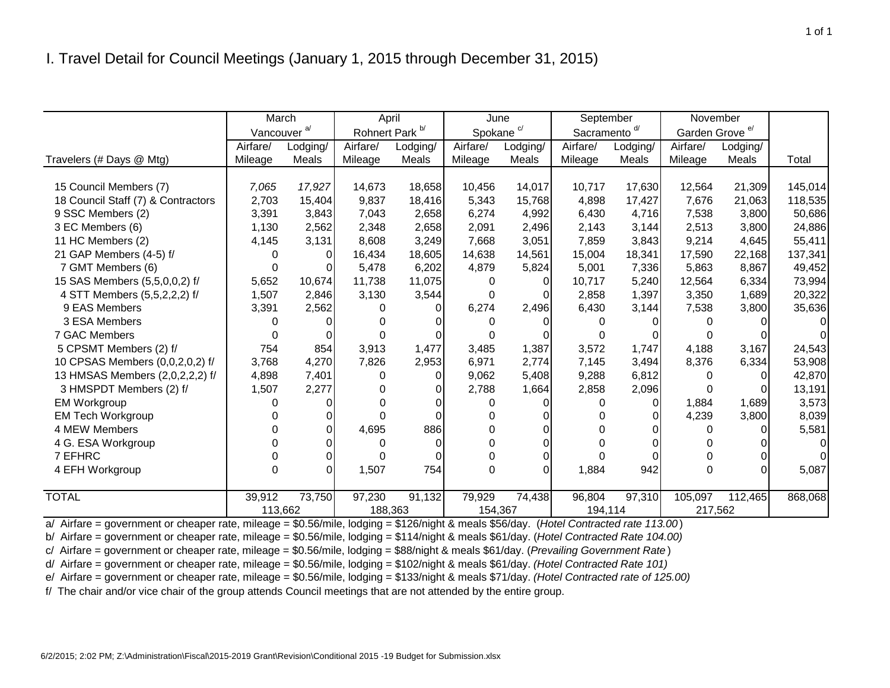# I. Travel Detail for Council Meetings (January 1, 2015 through December 31, 2015)

| | March | | April | | June | | September | | November | | |
|---|---|---|---|---|---|---|---|---|---|---|---|
| | Vancouver [a/] | | Rohnert Park [b/] | | Spokane [c/] | | Sacramento [d/] | | Garden Grove [e/] | | |
| Travelers (# Days @ Mtg) | Airfare/ Mileage | Lodging/ Meals | Airfare/ Mileage | Lodging/ Meals | Airfare/ Mileage | Lodging/ Meals | Airfare/ Mileage | Lodging/ Meals | Airfare/ Mileage | Lodging/ Meals | Total |
| 15 Council Members (7) | *7,065* | *17,927* | 14,673 | 18,658 | 10,456 | 14,017 | 10,717 | 17,630 | 12,564 | 21,309 | 145,014 |
| 18 Council Staff (7) & Contractors | 2,703 | 15,404 | 9,837 | 18,416 | 5,343 | 15,768 | 4,898 | 17,427 | 7,676 | 21,063 | 118,535 |
| 9 SSC Members (2) | 3,391 | 3,843 | 7,043 | 2,658 | 6,274 | 4,992 | 6,430 | 4,716 | 7,538 | 3,800 | 50,686 |
| 3 EC Members (6) | 1,130 | 2,562 | 2,348 | 2,658 | 2,091 | 2,496 | 2,143 | 3,144 | 2,513 | 3,800 | 24,886 |
| 11 HC Members (2) | 4,145 | 3,131 | 8,608 | 3,249 | 7,668 | 3,051 | 7,859 | 3,843 | 9,214 | 4,645 | 55,411 |
| 21 GAP Members (4-5) f/ | 0 | 0 | 16,434 | 18,605 | 14,638 | 14,561 | 15,004 | 18,341 | 17,590 | 22,168 | 137,341 |
| 7 GMT Members (6) | 0 | 0 | 5,478 | 6,202 | 4,879 | 5,824 | 5,001 | 7,336 | 5,863 | 8,867 | 49,452 |
| 15 SAS Members (5,5,0,0,2) f/ | 5,652 | 10,674 | 11,738 | 11,075 | 0 | 0 | 10,717 | 5,240 | 12,564 | 6,334 | 73,994 |
| 4 STT Members (5,5,2,2,2) f/ | 1,507 | 2,846 | 3,130 | 3,544 | 0 | 0 | 2,858 | 1,397 | 3,350 | 1,689 | 20,322 |
| 9 EAS Members | 3,391 | 2,562 | 0 | 0 | 6,274 | 2,496 | 6,430 | 3,144 | 7,538 | 3,800 | 35,636 |
| 3 ESA Members | 0 | 0 | 0 | 0 | 0 | 0 | 0 | 0 | 0 | 0 | 0 |
| 7 GAC Members | 0 | 0 | 0 | 0 | 0 | 0 | 0 | 0 | 0 | 0 | 0 |
| 5 CPSMT Members (2) f/ | 754 | 854 | 3,913 | 1,477 | 3,485 | 1,387 | 3,572 | 1,747 | 4,188 | 3,167 | 24,543 |
| 10 CPSAS Members (0,0,2,0,2) f/ | 3,768 | 4,270 | 7,826 | 2,953 | 6,971 | 2,774 | 7,145 | 3,494 | 8,376 | 6,334 | 53,908 |
| 13 HMSAS Members (2,0,2,2,2) f/ | 4,898 | 7,401 | 0 | 0 | 9,062 | 5,408 | 9,288 | 6,812 | 0 | 0 | 42,870 |
| 3 HMSPDT Members (2) f/ | 1,507 | 2,277 | 0 | 0 | 2,788 | 1,664 | 2,858 | 2,096 | 0 | 0 | 13,191 |
| EM Workgroup | 0 | 0 | 0 | 0 | 0 | 0 | 0 | 0 | 1,884 | 1,689 | 3,573 |
| EM Tech Workgroup | 0 | 0 | 0 | 0 | 0 | 0 | 0 | 0 | 4,239 | 3,800 | 8,039 |
| 4 MEW Members | 0 | 0 | 4,695 | 886 | 0 | 0 | 0 | 0 | 0 | 0 | 5,581 |
| 4 G. ESA Workgroup | 0 | 0 | 0 | 0 | 0 | 0 | 0 | 0 | 0 | 0 | 0 |
| 7 EFHRC | 0 | 0 | 0 | 0 | 0 | 0 | 0 | 0 | 0 | 0 | 0 |
| 4 EFH Workgroup | 0 | 0 | 1,507 | 754 | 0 | 0 | 1,884 | 942 | 0 | 0 | 5,087 |
| TOTAL | 39,912 | 73,750 | 97,230 | 91,132 | 79,929 | 74,438 | 96,804 | 97,310 | 105,097 | 112,465 | 868,068 |
| | 113,662 | | 188,363 | | 154,367 | | 194,114 | | 217,562 | | |

a/ Airfare = government or cheaper rate, mileage = $0.56/mile, lodging = $126/night & meals $56/day. (*Hotel Contracted rate 113.00*)

b/ Airfare = government or cheaper rate, mileage = $0.56/mile, lodging = $114/night & meals $61/day. (*Hotel Contracted Rate 104.00)*

c/ Airfare = government or cheaper rate, mileage = $0.56/mile, lodging = $88/night & meals $61/day. (*Prevailing Government Rate*)

d/ Airfare = government or cheaper rate, mileage = $0.56/mile, lodging = $102/night & meals $61/day. *(Hotel Contracted Rate 101)*

e/ Airfare = government or cheaper rate, mileage = $0.56/mile, lodging = $133/night & meals $71/day. *(Hotel Contracted rate of 125.00)*

f/ The chair and/or vice chair of the group attends Council meetings that are not attended by the entire group.

6/2/2015; 2:02 PM; Z:\Administration\Fiscal\2015-2019 Grant\Revision\Conditional 2015 -19 Budget for Submission.xlsx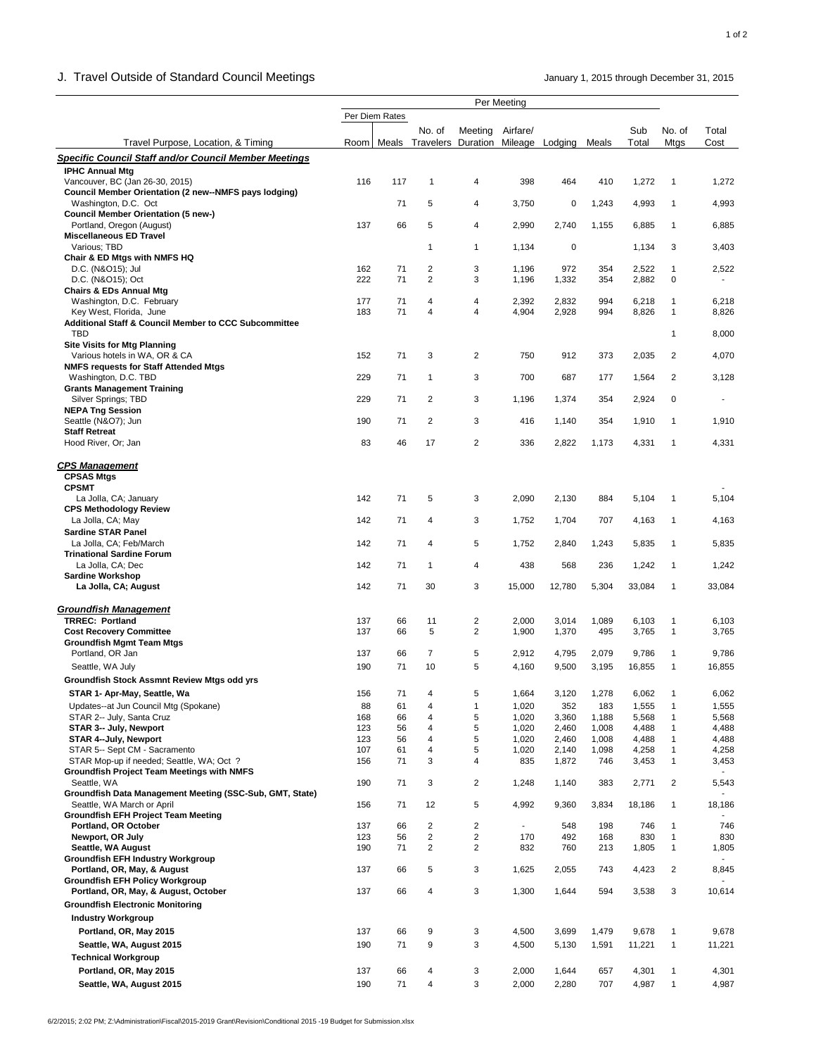## J. Travel Outside of Standard Council Meetings

January 1, 2015 through December 31, 2015

| Travel Purpose, Location, & Timing | Per Diem Rates: Room | Per Diem Rates: Meals | No. of Travelers | Meeting Duration | Airfare/ Mileage | Lodging | Meals | Sub Total | No. of Mtgs | Total Cost |
|---|---|---|---|---|---|---|---|---|---|---|
| ***Specific Council Staff and/or Council Member Meetings*** | | | | | | | | | | |
| **IPHC Annual Mtg** | | | | | | | | | | |
| Vancouver, BC (Jan 26-30, 2015) | 116 | 117 | 1 | 4 | 398 | 464 | 410 | 1,272 | 1 | 1,272 |
| **Council Member Orientation (2 new--NMFS pays lodging)** | | | | | | | | | | |
| Washington, D.C. Oct | | 71 | 5 | 4 | 3,750 | 0 | 1,243 | 4,993 | 1 | 4,993 |
| **Council Member Orientation (5 new-)** | | | | | | | | | | |
| Portland, Oregon (August) | 137 | 66 | 5 | 4 | 2,990 | 2,740 | 1,155 | 6,885 | 1 | 6,885 |
| **Miscellaneous ED Travel** | | | | | | | | | | |
| Various; TBD | | | 1 | 1 | 1,134 | 0 | | 1,134 | 3 | 3,403 |
| **Chair & ED Mtgs with NMFS HQ** | | | | | | | | | | |
| D.C. (N&O15); Jul | 162 | 71 | 2 | 3 | 1,196 | 972 | 354 | 2,522 | 1 | 2,522 |
| D.C. (N&O15); Oct | 222 | 71 | 2 | 3 | 1,196 | 1,332 | 354 | 2,882 | 0 | - |
| **Chairs & EDs Annual Mtg** | | | | | | | | | | |
| Washington, D.C. February | 177 | 71 | 4 | 4 | 2,392 | 2,832 | 994 | 6,218 | 1 | 6,218 |
| Key West, Florida, June | 183 | 71 | 4 | 4 | 4,904 | 2,928 | 994 | 8,826 | 1 | 8,826 |
| **Additional Staff & Council Member to CCC Subcommittee** | | | | | | | | | | |
| TBD | | | | | | | | | 1 | 8,000 |
| **Site Visits for Mtg Planning** | | | | | | | | | | |
| Various hotels in WA, OR & CA | 152 | 71 | 3 | 2 | 750 | 912 | 373 | 2,035 | 2 | 4,070 |
| **NMFS requests for Staff Attended Mtgs** | | | | | | | | | | |
| Washington, D.C. TBD | 229 | 71 | 1 | 3 | 700 | 687 | 177 | 1,564 | 2 | 3,128 |
| **Grants Management Training** | | | | | | | | | | |
| Silver Springs; TBD | 229 | 71 | 2 | 3 | 1,196 | 1,374 | 354 | 2,924 | 0 | - |
| **NEPA Tng Session** | | | | | | | | | | |
| Seattle (N&O7); Jun | 190 | 71 | 2 | 3 | 416 | 1,140 | 354 | 1,910 | 1 | 1,910 |
| **Staff Retreat** | | | | | | | | | | |
| Hood River, Or; Jan | 83 | 46 | 17 | 2 | 336 | 2,822 | 1,173 | 4,331 | 1 | 4,331 |
| ***CPS Management*** | | | | | | | | | | |
| **CPSAS Mtgs** | | | | | | | | | | |
| **CPSMT** | | | | | | | | | | - |
| La Jolla, CA; January | 142 | 71 | 5 | 3 | 2,090 | 2,130 | 884 | 5,104 | 1 | 5,104 |
| **CPS Methodology Review** | | | | | | | | | | |
| La Jolla, CA; May | 142 | 71 | 4 | 3 | 1,752 | 1,704 | 707 | 4,163 | 1 | 4,163 |
| **Sardine STAR Panel** | | | | | | | | | | |
| La Jolla, CA; Feb/March | 142 | 71 | 4 | 5 | 1,752 | 2,840 | 1,243 | 5,835 | 1 | 5,835 |
| **Trinational Sardine Forum** | | | | | | | | | | |
| La Jolla, CA; Dec | 142 | 71 | 1 | 4 | 438 | 568 | 236 | 1,242 | 1 | 1,242 |
| **Sardine Workshop** | | | | | | | | | | |
| **La Jolla, CA; August** | 142 | 71 | 30 | 3 | 15,000 | 12,780 | 5,304 | 33,084 | 1 | 33,084 |
| ***Groundfish Management*** | | | | | | | | | | |
| **TRREC: Portland** | 137 | 66 | 11 | 2 | 2,000 | 3,014 | 1,089 | 6,103 | 1 | 6,103 |
| **Cost Recovery Committee** | 137 | 66 | 5 | 2 | 1,900 | 1,370 | 495 | 3,765 | 1 | 3,765 |
| **Groundfish Mgmt Team Mtgs** | | | | | | | | | | |
| Portland, OR Jan | 137 | 66 | 7 | 5 | 2,912 | 4,795 | 2,079 | 9,786 | 1 | 9,786 |
| Seattle, WA July | 190 | 71 | 10 | 5 | 4,160 | 9,500 | 3,195 | 16,855 | 1 | 16,855 |
| **Groundfish Stock Assmnt Review Mtgs odd yrs** | | | | | | | | | | |
| **STAR 1- Apr-May, Seattle, Wa** | 156 | 71 | 4 | 5 | 1,664 | 3,120 | 1,278 | 6,062 | 1 | 6,062 |
| Updates--at Jun Council Mtg (Spokane) | 88 | 61 | 4 | 1 | 1,020 | 352 | 183 | 1,555 | 1 | 1,555 |
| STAR 2-- July, Santa Cruz | 168 | 66 | 4 | 5 | 1,020 | 3,360 | 1,188 | 5,568 | 1 | 5,568 |
| **STAR 3-- July, Newport** | 123 | 56 | 4 | 5 | 1,020 | 2,460 | 1,008 | 4,488 | 1 | 4,488 |
| **STAR 4--July, Newport** | 123 | 56 | 4 | 5 | 1,020 | 2,460 | 1,008 | 4,488 | 1 | 4,488 |
| STAR 5-- Sept CM - Sacramento | 107 | 61 | 4 | 5 | 1,020 | 2,140 | 1,098 | 4,258 | 1 | 4,258 |
| STAR Mop-up if needed; Seattle, WA; Oct ? | 156 | 71 | 3 | 4 | 835 | 1,872 | 746 | 3,453 | 1 | 3,453 |
| **Groundfish Project Team Meetings with NMFS** | | | | | | | | | | - |
| Seattle, WA | 190 | 71 | 3 | 2 | 1,248 | 1,140 | 383 | 2,771 | 2 | 5,543 |
| **Groundfish Data Management Meeting (SSC-Sub, GMT, State)** | | | | | | | | | | - |
| Seattle, WA March or April | 156 | 71 | 12 | 5 | 4,992 | 9,360 | 3,834 | 18,186 | 1 | 18,186 |
| **Groundfish EFH Project Team Meeting** | | | | | | | | | | - |
| **Portland, OR October** | 137 | 66 | 2 | 2 | - | 548 | 198 | 746 | 1 | 746 |
| **Newport, OR July** | 123 | 56 | 2 | 2 | 170 | 492 | 168 | 830 | 1 | 830 |
| **Seattle, WA August** | 190 | 71 | 2 | 2 | 832 | 760 | 213 | 1,805 | 1 | 1,805 |
| **Groundfish EFH Industry Workgroup** | | | | | | | | | | - |
| **Portland, OR, May, & August** | 137 | 66 | 5 | 3 | 1,625 | 2,055 | 743 | 4,423 | 2 | 8,845 |
| **Groundfish EFH Policy Workgroup** | | | | | | | | | | - |
| **Portland, OR, May, & August, October** | 137 | 66 | 4 | 3 | 1,300 | 1,644 | 594 | 3,538 | 3 | 10,614 |
| **Groundfish Electronic Monitoring** | | | | | | | | | | |
| **Industry Workgroup** | | | | | | | | | | |
| **Portland, OR, May 2015** | 137 | 66 | 9 | 3 | 4,500 | 3,699 | 1,479 | 9,678 | 1 | 9,678 |
| **Seattle, WA, August 2015** | 190 | 71 | 9 | 3 | 4,500 | 5,130 | 1,591 | 11,221 | 1 | 11,221 |
| **Technical Workgroup** | | | | | | | | | | |
| **Portland, OR, May 2015** | 137 | 66 | 4 | 3 | 2,000 | 1,644 | 657 | 4,301 | 1 | 4,301 |
| **Seattle, WA, August 2015** | 190 | 71 | 4 | 3 | 2,000 | 2,280 | 707 | 4,987 | 1 | 4,987 |

6/2/2015; 2:02 PM; Z:\Administration\Fiscal\2015-2019 Grant\Revision\Conditional 2015 -19 Budget for Submission.xlsx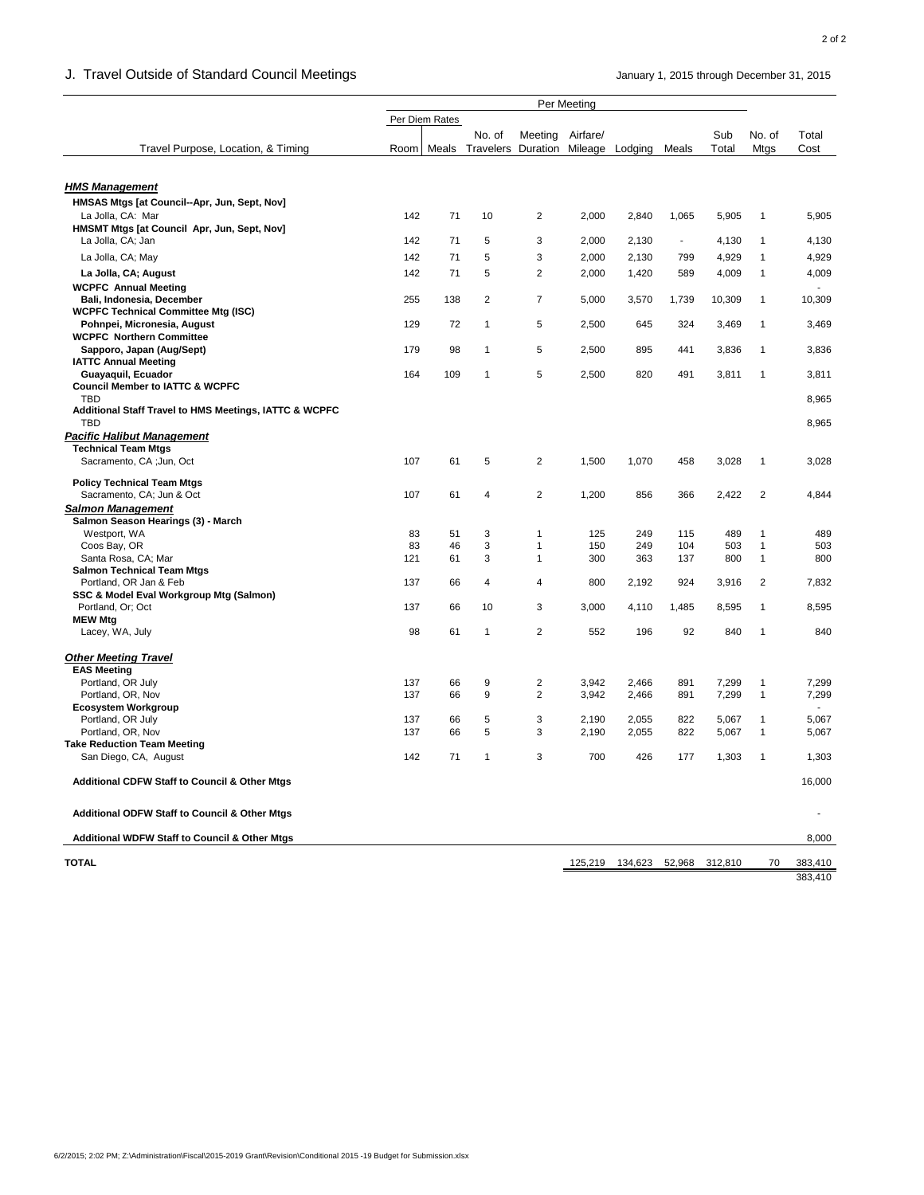## J. Travel Outside of Standard Council Meetings

January 1, 2015 through December 31, 2015

| Travel Purpose, Location, & Timing | Per Diem Rates: Room | Per Diem Rates: Meals | No. of Travelers | Meeting Duration | Airfare/ Mileage | Lodging | Meals | Sub Total | No. of Mtgs | Total Cost |
|---|---|---|---|---|---|---|---|---|---|---|
| ***HMS Management*** | | | | | | | | | | |
| **HMSAS Mtgs [at Council--Apr, Jun, Sept, Nov]** | | | | | | | | | | |
| La Jolla, CA: Mar | 142 | 71 | 10 | 2 | 2,000 | 2,840 | 1,065 | 5,905 | 1 | 5,905 |
| **HMSMT Mtgs [at Council Apr, Jun, Sept, Nov]** | | | | | | | | | | |
| La Jolla, CA; Jan | 142 | 71 | 5 | 3 | 2,000 | 2,130 | - | 4,130 | 1 | 4,130 |
| La Jolla, CA; May | 142 | 71 | 5 | 3 | 2,000 | 2,130 | 799 | 4,929 | 1 | 4,929 |
| **La Jolla, CA; August** | 142 | 71 | 5 | 2 | 2,000 | 1,420 | 589 | 4,009 | 1 | 4,009 |
| **WCPFC Annual Meeting** | | | | | | | | | | - |
| **Bali, Indonesia, December** | 255 | 138 | 2 | 7 | 5,000 | 3,570 | 1,739 | 10,309 | 1 | 10,309 |
| **WCPFC Technical Committee Mtg (ISC)** | | | | | | | | | | |
| **Pohnpei, Micronesia, August** | 129 | 72 | 1 | 5 | 2,500 | 645 | 324 | 3,469 | 1 | 3,469 |
| **WCPFC Northern Committee** | | | | | | | | | | |
| **Sapporo, Japan (Aug/Sept)** | 179 | 98 | 1 | 5 | 2,500 | 895 | 441 | 3,836 | 1 | 3,836 |
| **IATTC Annual Meeting** | | | | | | | | | | |
| **Guayaquil, Ecuador** | 164 | 109 | 1 | 5 | 2,500 | 820 | 491 | 3,811 | 1 | 3,811 |
| **Council Member to IATTC & WCPFC** | | | | | | | | | | |
| TBD | | | | | | | | | | 8,965 |
| **Additional Staff Travel to HMS Meetings, IATTC & WCPFC** | | | | | | | | | | |
| TBD | | | | | | | | | | 8,965 |
| ***Pacific Halibut Management*** | | | | | | | | | | |
| **Technical Team Mtgs** | | | | | | | | | | |
| Sacramento, CA ;Jun, Oct | 107 | 61 | 5 | 2 | 1,500 | 1,070 | 458 | 3,028 | 1 | 3,028 |
| **Policy Technical Team Mtgs** | | | | | | | | | | |
| Sacramento, CA; Jun & Oct | 107 | 61 | 4 | 2 | 1,200 | 856 | 366 | 2,422 | 2 | 4,844 |
| ***Salmon Management*** | | | | | | | | | | |
| **Salmon Season Hearings (3) - March** | | | | | | | | | | |
| Westport, WA | 83 | 51 | 3 | 1 | 125 | 249 | 115 | 489 | 1 | 489 |
| Coos Bay, OR | 83 | 46 | 3 | 1 | 150 | 249 | 104 | 503 | 1 | 503 |
| Santa Rosa, CA; Mar | 121 | 61 | 3 | 1 | 300 | 363 | 137 | 800 | 1 | 800 |
| **Salmon Technical Team Mtgs** | | | | | | | | | | |
| Portland, OR Jan & Feb | 137 | 66 | 4 | 4 | 800 | 2,192 | 924 | 3,916 | 2 | 7,832 |
| **SSC & Model Eval Workgroup Mtg (Salmon)** | | | | | | | | | | |
| Portland, Or; Oct | 137 | 66 | 10 | 3 | 3,000 | 4,110 | 1,485 | 8,595 | 1 | 8,595 |
| **MEW Mtg** | | | | | | | | | | |
| Lacey, WA, July | 98 | 61 | 1 | 2 | 552 | 196 | 92 | 840 | 1 | 840 |
| ***Other Meeting Travel*** | | | | | | | | | | |
| **EAS Meeting** | | | | | | | | | | |
| Portland, OR July | 137 | 66 | 9 | 2 | 3,942 | 2,466 | 891 | 7,299 | 1 | 7,299 |
| Portland, OR, Nov | 137 | 66 | 9 | 2 | 3,942 | 2,466 | 891 | 7,299 | 1 | 7,299 |
| **Ecosystem Workgroup** | | | | | | | | | | - |
| Portland, OR July | 137 | 66 | 5 | 3 | 2,190 | 2,055 | 822 | 5,067 | 1 | 5,067 |
| Portland, OR, Nov | 137 | 66 | 5 | 3 | 2,190 | 2,055 | 822 | 5,067 | 1 | 5,067 |
| **Take Reduction Team Meeting** | | | | | | | | | | |
| San Diego, CA, August | 142 | 71 | 1 | 3 | 700 | 426 | 177 | 1,303 | 1 | 1,303 |
| **Additional CDFW Staff to Council & Other Mtgs** | | | | | | | | | | 16,000 |
| **Additional ODFW Staff to Council & Other Mtgs** | | | | | | | | | | - |
| **Additional WDFW Staff to Council & Other Mtgs** | | | | | | | | | | 8,000 |
| **TOTAL** | | | | | 125,219 | 134,623 | 52,968 | 312,810 | 70 | 383,410 |
| | | | | | | | | | | 383,410 |

6/2/2015; 2:02 PM; Z:\Administration\Fiscal\2015-2019 Grant\Revision\Conditional 2015 -19 Budget for Submission.xlsx